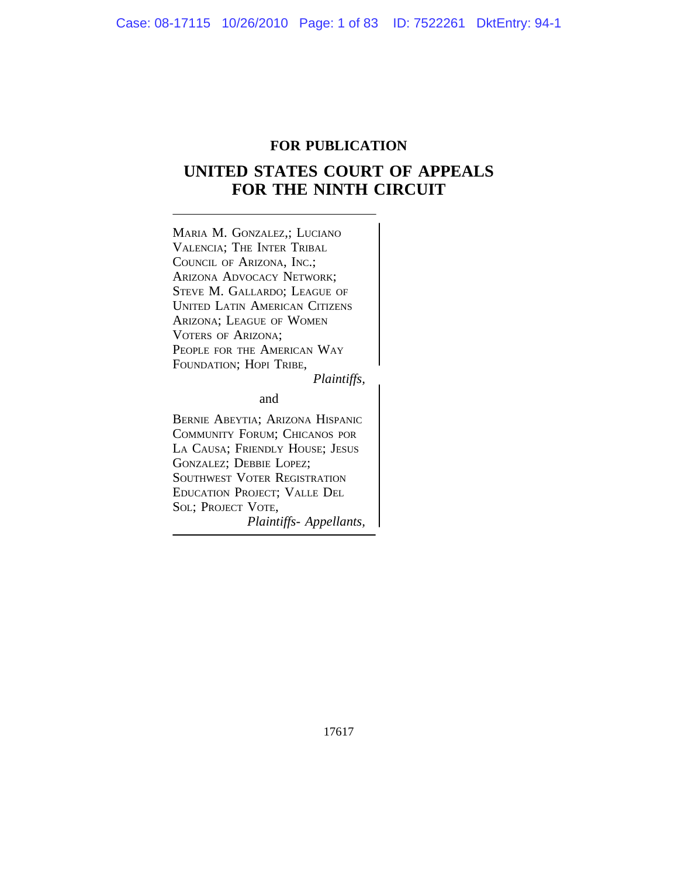**FOR PUBLICATION**

# UNITED STATES COURT OF APPEALS
# FOR THE NINTH CIRCUIT

MARIA M. GONZALEZ,; LUCIANO VALENCIA; THE INTER TRIBAL COUNCIL OF ARIZONA, INC.; ARIZONA ADVOCACY NETWORK; STEVE M. GALLARDO; LEAGUE OF UNITED LATIN AMERICAN CITIZENS ARIZONA; LEAGUE OF WOMEN VOTERS OF ARIZONA; PEOPLE FOR THE AMERICAN WAY FOUNDATION; HOPI TRIBE,

*Plaintiffs,*

and

BERNIE ABEYTIA; ARIZONA HISPANIC COMMUNITY FORUM; CHICANOS POR LA CAUSA; FRIENDLY HOUSE; JESUS GONZALEZ; DEBBIE LOPEZ; SOUTHWEST VOTER REGISTRATION EDUCATION PROJECT; VALLE DEL SOL; PROJECT VOTE,

*Plaintiffs- Appellants,*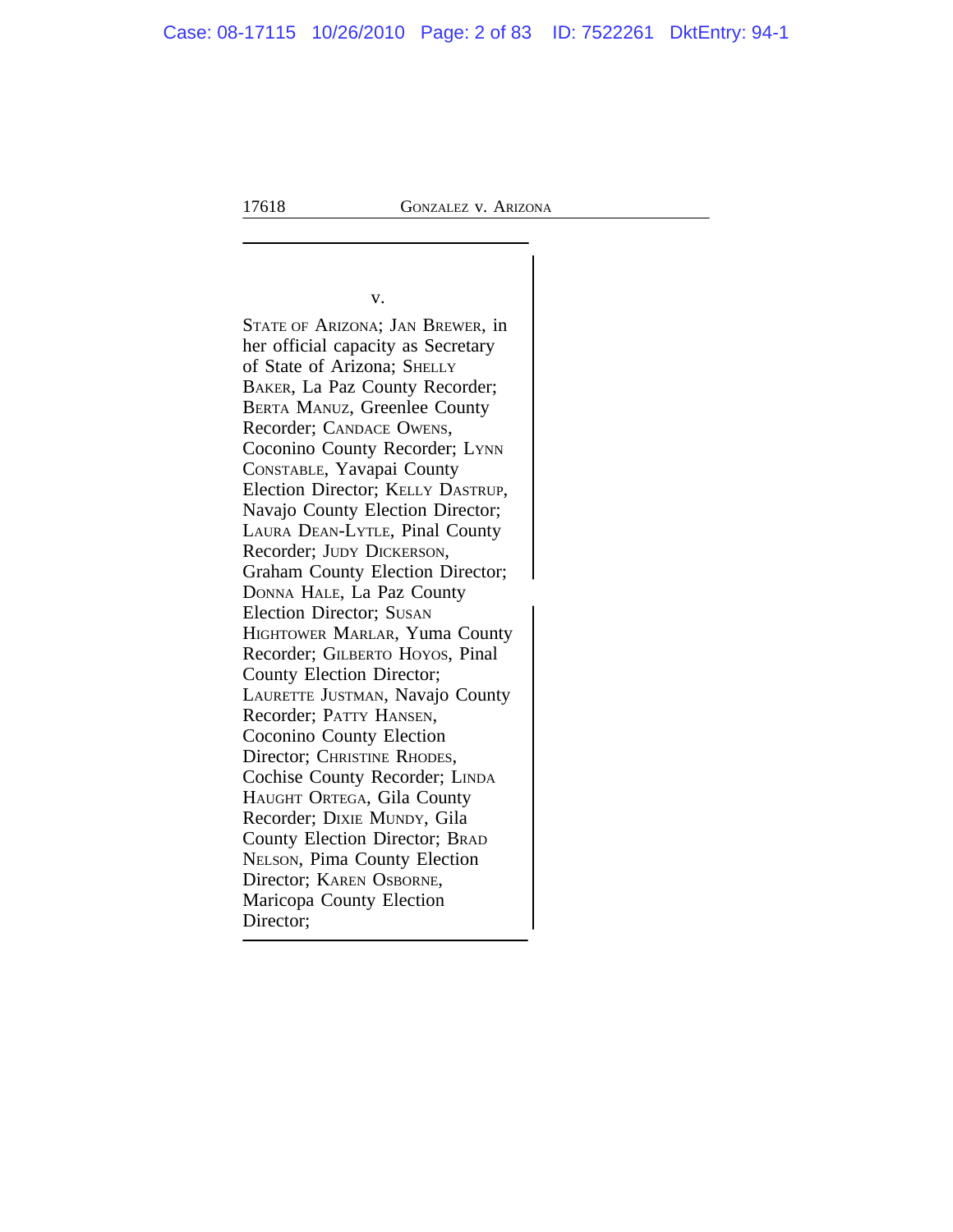v.

STATE OF ARIZONA; JAN BREWER, in her official capacity as Secretary of State of Arizona; SHELLY BAKER, La Paz County Recorder; BERTA MANUZ, Greenlee County Recorder; CANDACE OWENS, Coconino County Recorder; LYNN CONSTABLE, Yavapai County Election Director; KELLY DASTRUP, Navajo County Election Director; LAURA DEAN-LYTLE, Pinal County Recorder; JUDY DICKERSON, Graham County Election Director; DONNA HALE, La Paz County Election Director; SUSAN HIGHTOWER MARLAR, Yuma County Recorder; GILBERTO HOYOS, Pinal County Election Director; LAURETTE JUSTMAN, Navajo County Recorder; PATTY HANSEN, Coconino County Election Director; CHRISTINE RHODES, Cochise County Recorder; LINDA HAUGHT ORTEGA, Gila County Recorder; DIXIE MUNDY, Gila County Election Director; BRAD NELSON, Pima County Election Director; KAREN OSBORNE, Maricopa County Election Director;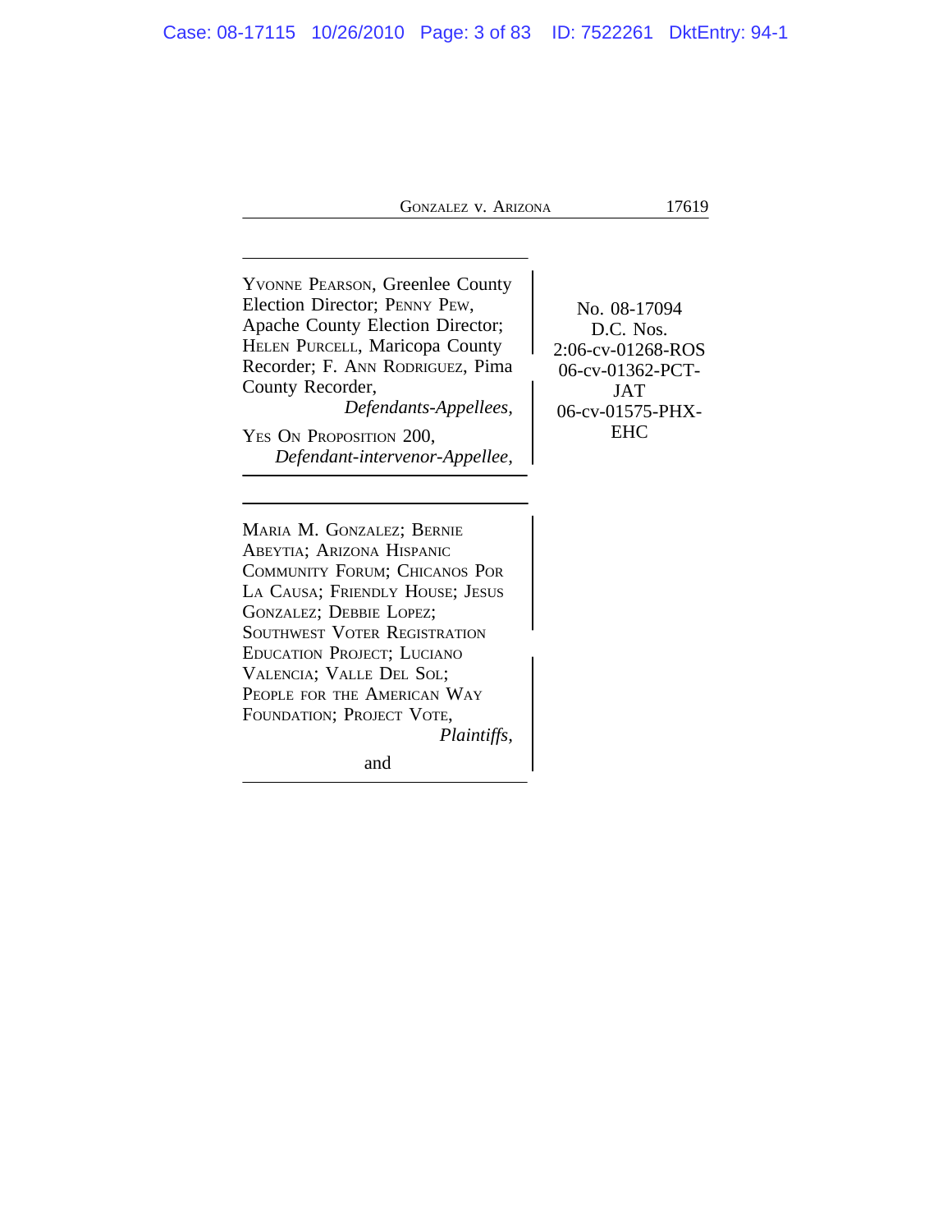YVONNE PEARSON, Greenlee County Election Director; PENNY PEW, Apache County Election Director; HELEN PURCELL, Maricopa County Recorder; F. ANN RODRIGUEZ, Pima County Recorder,

*Defendants-Appellees,*

YES ON PROPOSITION 200,

*Defendant-intervenor-Appellee,*

No. 08-17094
D.C. Nos.
2:06-cv-01268-ROS
06-cv-01362-PCT-JAT
06-cv-01575-PHX-EHC

---

MARIA M. GONZALEZ; BERNIE ABEYTIA; ARIZONA HISPANIC COMMUNITY FORUM; CHICANOS POR LA CAUSA; FRIENDLY HOUSE; JESUS GONZALEZ; DEBBIE LOPEZ; SOUTHWEST VOTER REGISTRATION EDUCATION PROJECT; LUCIANO VALENCIA; VALLE DEL SOL; PEOPLE FOR THE AMERICAN WAY FOUNDATION; PROJECT VOTE,

*Plaintiffs,*

and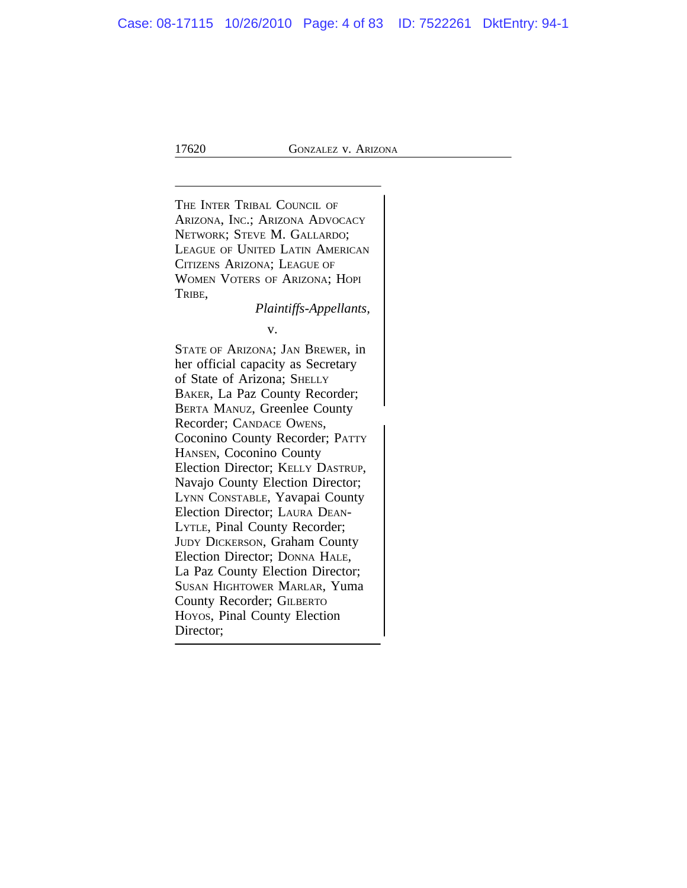THE INTER TRIBAL COUNCIL OF ARIZONA, INC.; ARIZONA ADVOCACY NETWORK; STEVE M. GALLARDO; LEAGUE OF UNITED LATIN AMERICAN CITIZENS ARIZONA; LEAGUE OF WOMEN VOTERS OF ARIZONA; HOPI TRIBE,

*Plaintiffs-Appellants,*

v.

STATE OF ARIZONA; JAN BREWER, in her official capacity as Secretary of State of Arizona; SHELLY BAKER, La Paz County Recorder; BERTA MANUZ, Greenlee County Recorder; CANDACE OWENS, Coconino County Recorder; PATTY HANSEN, Coconino County Election Director; KELLY DASTRUP, Navajo County Election Director; LYNN CONSTABLE, Yavapai County Election Director; LAURA DEAN-LYTLE, Pinal County Recorder; JUDY DICKERSON, Graham County Election Director; DONNA HALE, La Paz County Election Director; SUSAN HIGHTOWER MARLAR, Yuma County Recorder; GILBERTO HOYOS, Pinal County Election Director;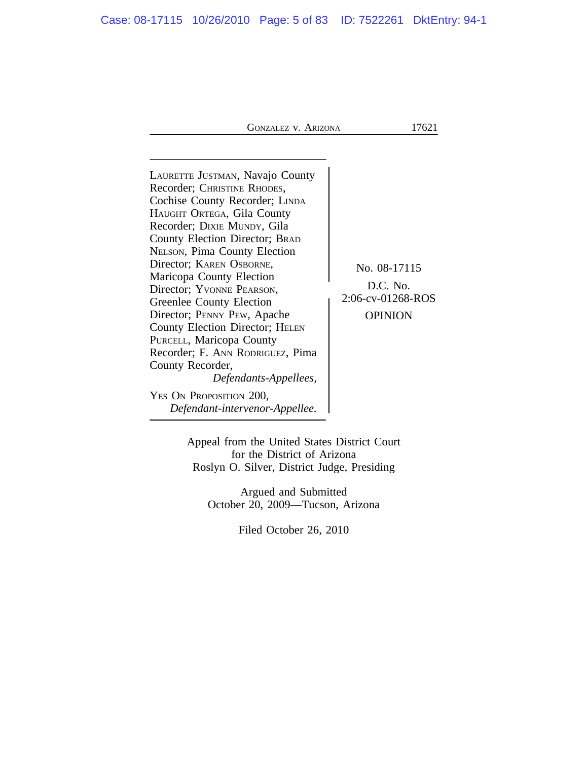LAURETTE JUSTMAN, Navajo County Recorder; CHRISTINE RHODES, Cochise County Recorder; LINDA HAUGHT ORTEGA, Gila County Recorder; DIXIE MUNDY, Gila County Election Director; BRAD NELSON, Pima County Election Director; KAREN OSBORNE, Maricopa County Election Director; YVONNE PEARSON, Greenlee County Election Director; PENNY PEW, Apache County Election Director; HELEN PURCELL, Maricopa County Recorder; F. ANN RODRIGUEZ, Pima County Recorder,
*Defendants-Appellees,*

YES ON PROPOSITION 200,
*Defendant-intervenor-Appellee.*

No. 08-17115

D.C. No. 2:06-cv-01268-ROS

OPINION

Appeal from the United States District Court for the District of Arizona
Roslyn O. Silver, District Judge, Presiding

Argued and Submitted
October 20, 2009—Tucson, Arizona

Filed October 26, 2010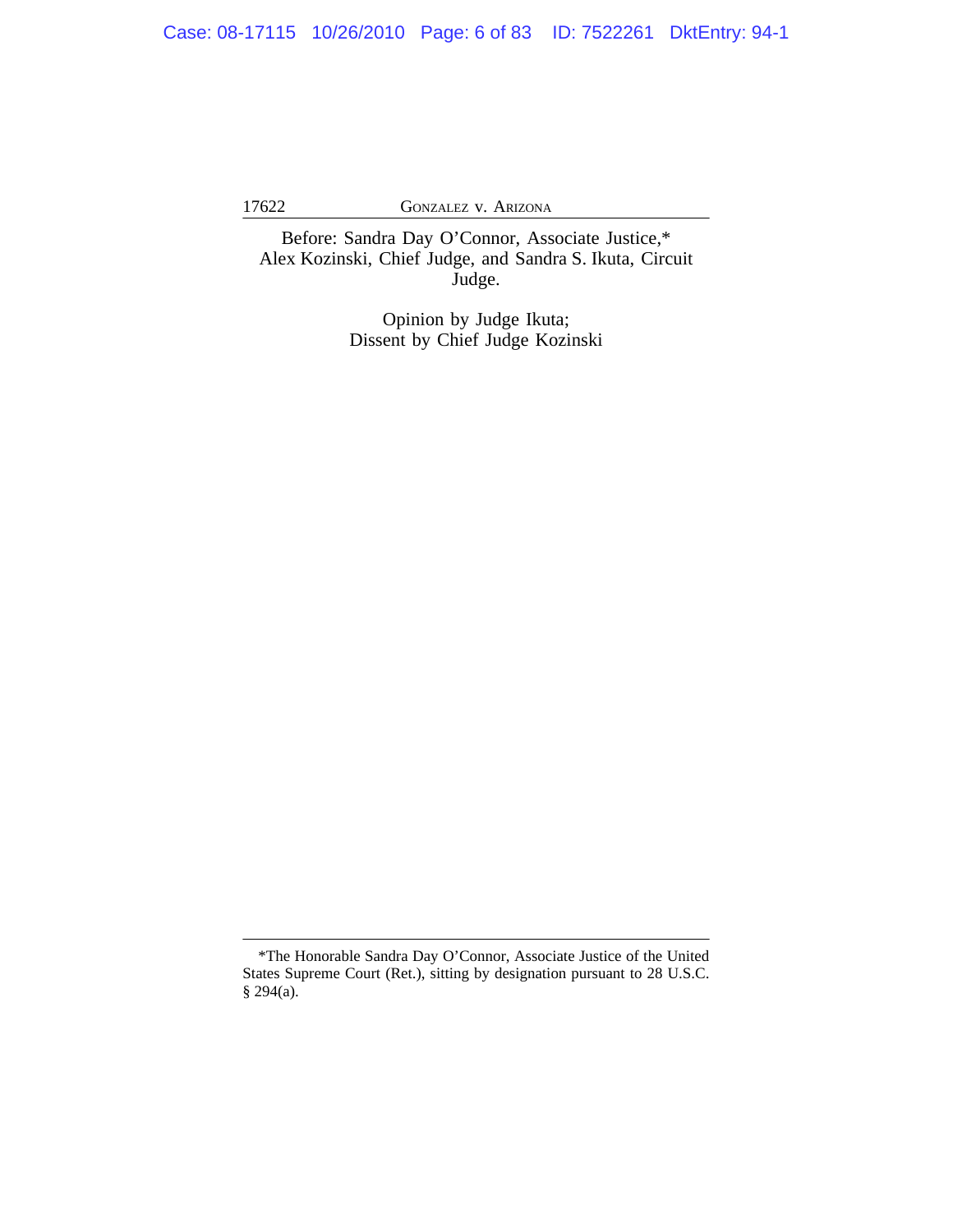Before: Sandra Day O'Connor, Associate Justice,*
Alex Kozinski, Chief Judge, and Sandra S. Ikuta, Circuit
Judge.

Opinion by Judge Ikuta;
Dissent by Chief Judge Kozinski

---

*The Honorable Sandra Day O'Connor, Associate Justice of the United States Supreme Court (Ret.), sitting by designation pursuant to 28 U.S.C. § 294(a).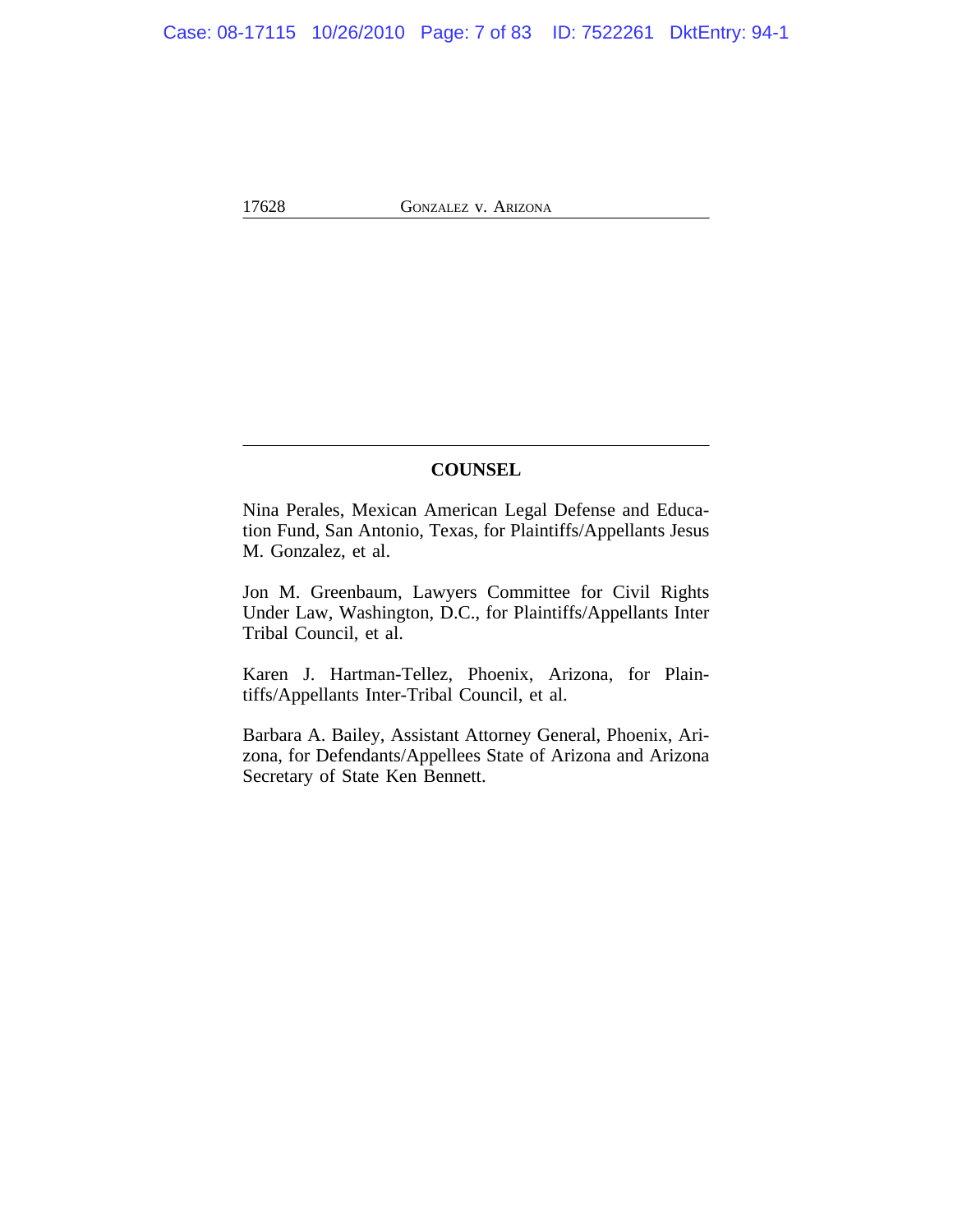## COUNSEL

Nina Perales, Mexican American Legal Defense and Education Fund, San Antonio, Texas, for Plaintiffs/Appellants Jesus M. Gonzalez, et al.

Jon M. Greenbaum, Lawyers Committee for Civil Rights Under Law, Washington, D.C., for Plaintiffs/Appellants Inter Tribal Council, et al.

Karen J. Hartman-Tellez, Phoenix, Arizona, for Plaintiffs/Appellants Inter-Tribal Council, et al.

Barbara A. Bailey, Assistant Attorney General, Phoenix, Arizona, for Defendants/Appellees State of Arizona and Arizona Secretary of State Ken Bennett.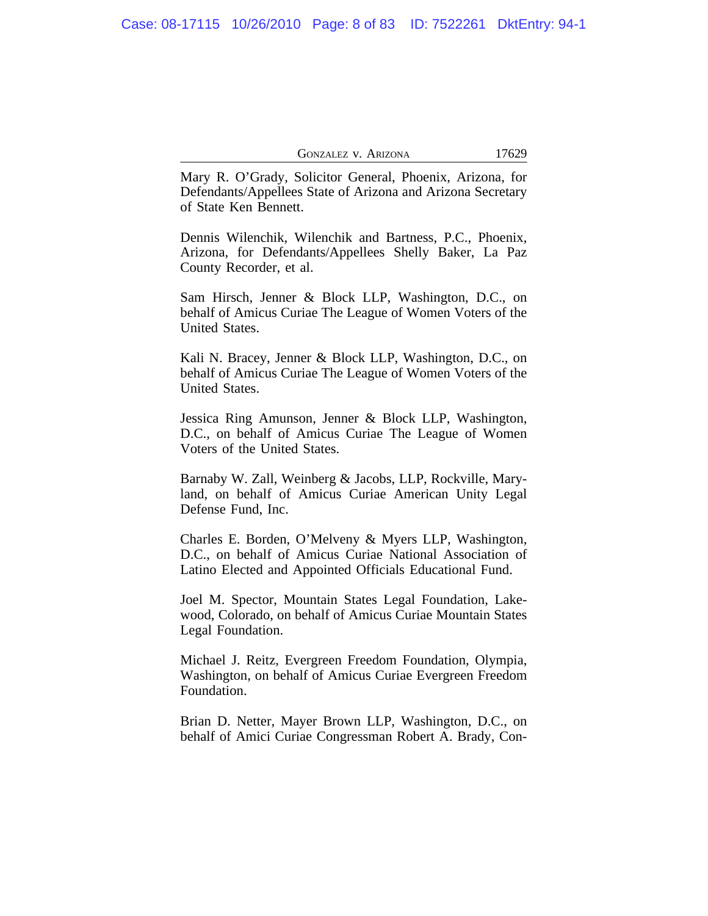Mary R. O'Grady, Solicitor General, Phoenix, Arizona, for Defendants/Appellees State of Arizona and Arizona Secretary of State Ken Bennett.

Dennis Wilenchik, Wilenchik and Bartness, P.C., Phoenix, Arizona, for Defendants/Appellees Shelly Baker, La Paz County Recorder, et al.

Sam Hirsch, Jenner & Block LLP, Washington, D.C., on behalf of Amicus Curiae The League of Women Voters of the United States.

Kali N. Bracey, Jenner & Block LLP, Washington, D.C., on behalf of Amicus Curiae The League of Women Voters of the United States.

Jessica Ring Amunson, Jenner & Block LLP, Washington, D.C., on behalf of Amicus Curiae The League of Women Voters of the United States.

Barnaby W. Zall, Weinberg & Jacobs, LLP, Rockville, Maryland, on behalf of Amicus Curiae American Unity Legal Defense Fund, Inc.

Charles E. Borden, O'Melveny & Myers LLP, Washington, D.C., on behalf of Amicus Curiae National Association of Latino Elected and Appointed Officials Educational Fund.

Joel M. Spector, Mountain States Legal Foundation, Lakewood, Colorado, on behalf of Amicus Curiae Mountain States Legal Foundation.

Michael J. Reitz, Evergreen Freedom Foundation, Olympia, Washington, on behalf of Amicus Curiae Evergreen Freedom Foundation.

Brian D. Netter, Mayer Brown LLP, Washington, D.C., on behalf of Amici Curiae Congressman Robert A. Brady, Con-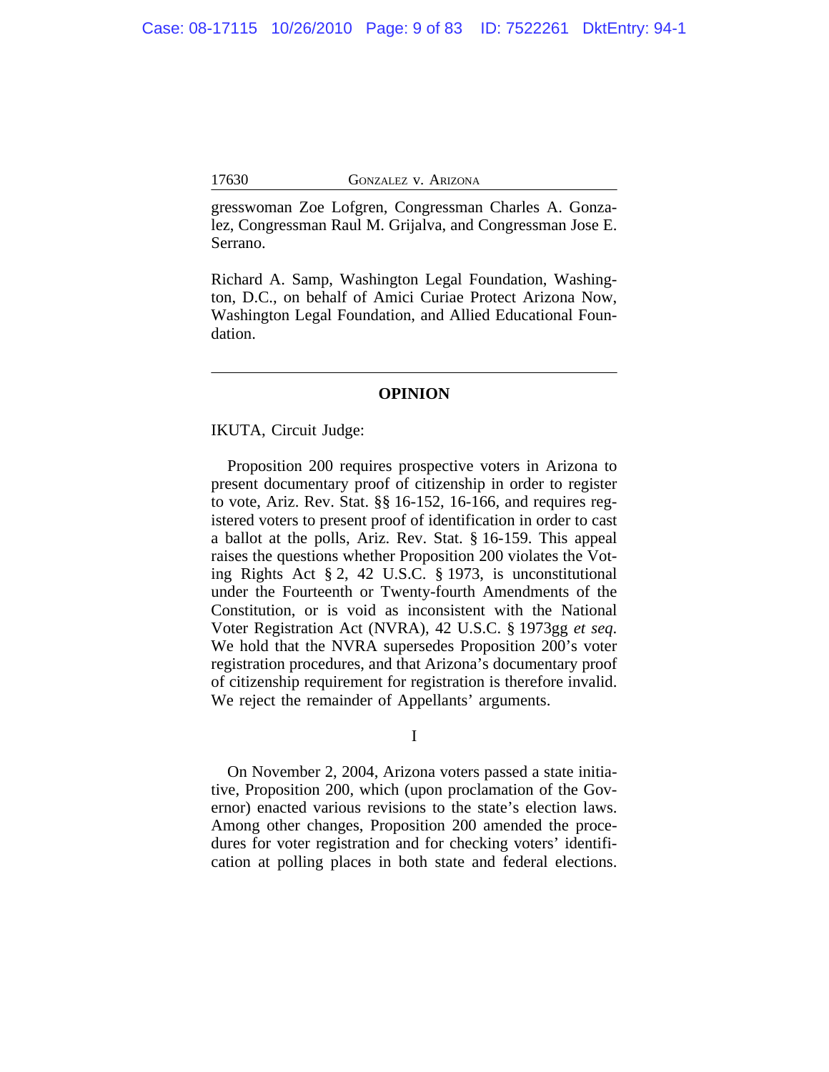gresswoman Zoe Lofgren, Congressman Charles A. Gonzalez, Congressman Raul M. Grijalva, and Congressman Jose E. Serrano.

Richard A. Samp, Washington Legal Foundation, Washington, D.C., on behalf of Amici Curiae Protect Arizona Now, Washington Legal Foundation, and Allied Educational Foundation.

---

## OPINION

IKUTA, Circuit Judge:

Proposition 200 requires prospective voters in Arizona to present documentary proof of citizenship in order to register to vote, Ariz. Rev. Stat. §§ 16-152, 16-166, and requires registered voters to present proof of identification in order to cast a ballot at the polls, Ariz. Rev. Stat. § 16-159. This appeal raises the questions whether Proposition 200 violates the Voting Rights Act § 2, 42 U.S.C. § 1973, is unconstitutional under the Fourteenth or Twenty-fourth Amendments of the Constitution, or is void as inconsistent with the National Voter Registration Act (NVRA), 42 U.S.C. § 1973gg *et seq*. We hold that the NVRA supersedes Proposition 200's voter registration procedures, and that Arizona's documentary proof of citizenship requirement for registration is therefore invalid. We reject the remainder of Appellants' arguments.

I

On November 2, 2004, Arizona voters passed a state initiative, Proposition 200, which (upon proclamation of the Governor) enacted various revisions to the state's election laws. Among other changes, Proposition 200 amended the procedures for voter registration and for checking voters' identification at polling places in both state and federal elections.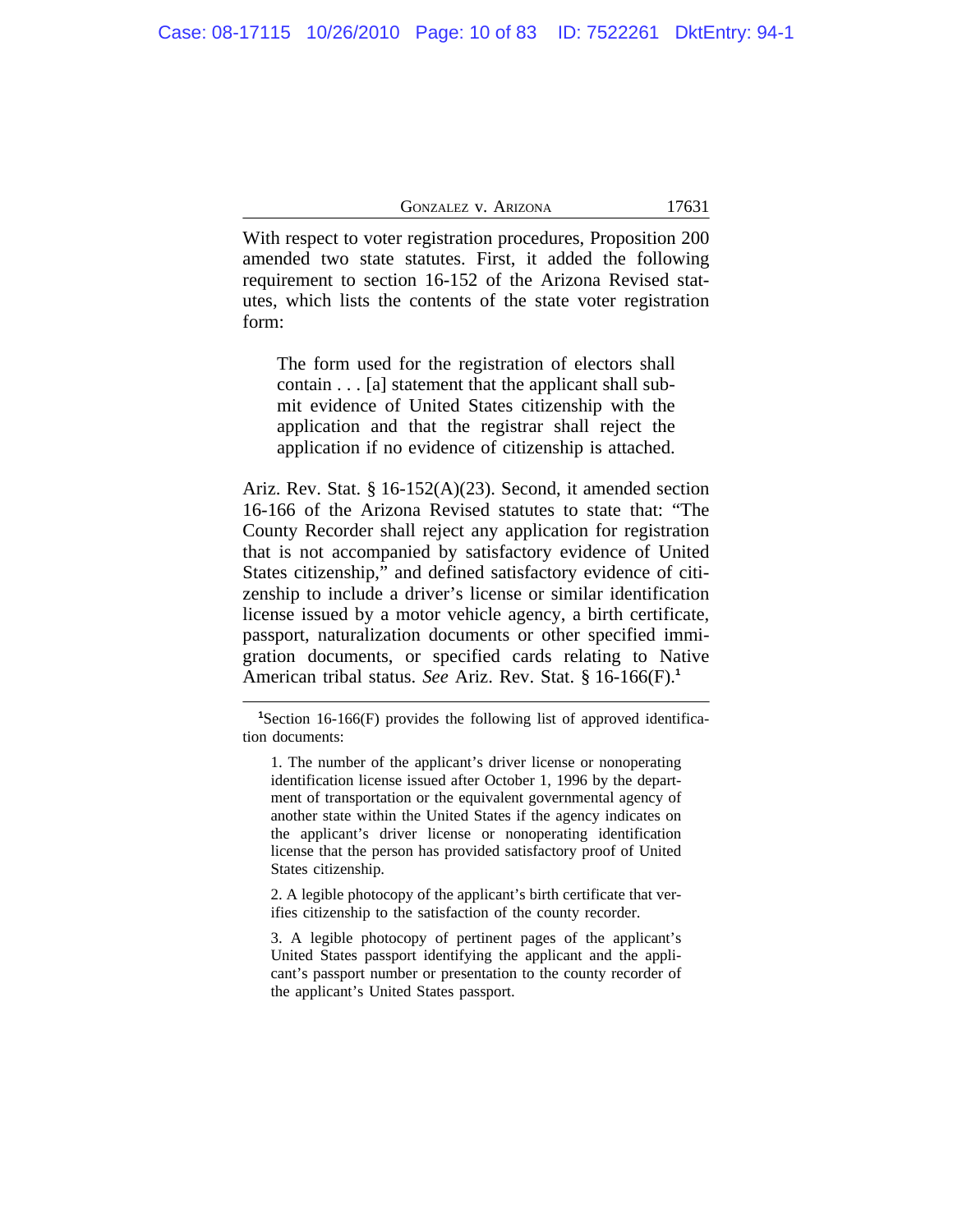With respect to voter registration procedures, Proposition 200 amended two state statutes. First, it added the following requirement to section 16-152 of the Arizona Revised statutes, which lists the contents of the state voter registration form:

> The form used for the registration of electors shall contain . . . [a] statement that the applicant shall submit evidence of United States citizenship with the application and that the registrar shall reject the application if no evidence of citizenship is attached.

Ariz. Rev. Stat. § 16-152(A)(23). Second, it amended section 16-166 of the Arizona Revised statutes to state that: "The County Recorder shall reject any application for registration that is not accompanied by satisfactory evidence of United States citizenship," and defined satisfactory evidence of citizenship to include a driver's license or similar identification license issued by a motor vehicle agency, a birth certificate, passport, naturalization documents or other specified immigration documents, or specified cards relating to Native American tribal status. *See* Ariz. Rev. Stat. § 16-166(F).[1]

---

[1]Section 16-166(F) provides the following list of approved identification documents:

> 1. The number of the applicant's driver license or nonoperating identification license issued after October 1, 1996 by the department of transportation or the equivalent governmental agency of another state within the United States if the agency indicates on the applicant's driver license or nonoperating identification license that the person has provided satisfactory proof of United States citizenship.
>
> 2. A legible photocopy of the applicant's birth certificate that verifies citizenship to the satisfaction of the county recorder.
>
> 3. A legible photocopy of pertinent pages of the applicant's United States passport identifying the applicant and the applicant's passport number or presentation to the county recorder of the applicant's United States passport.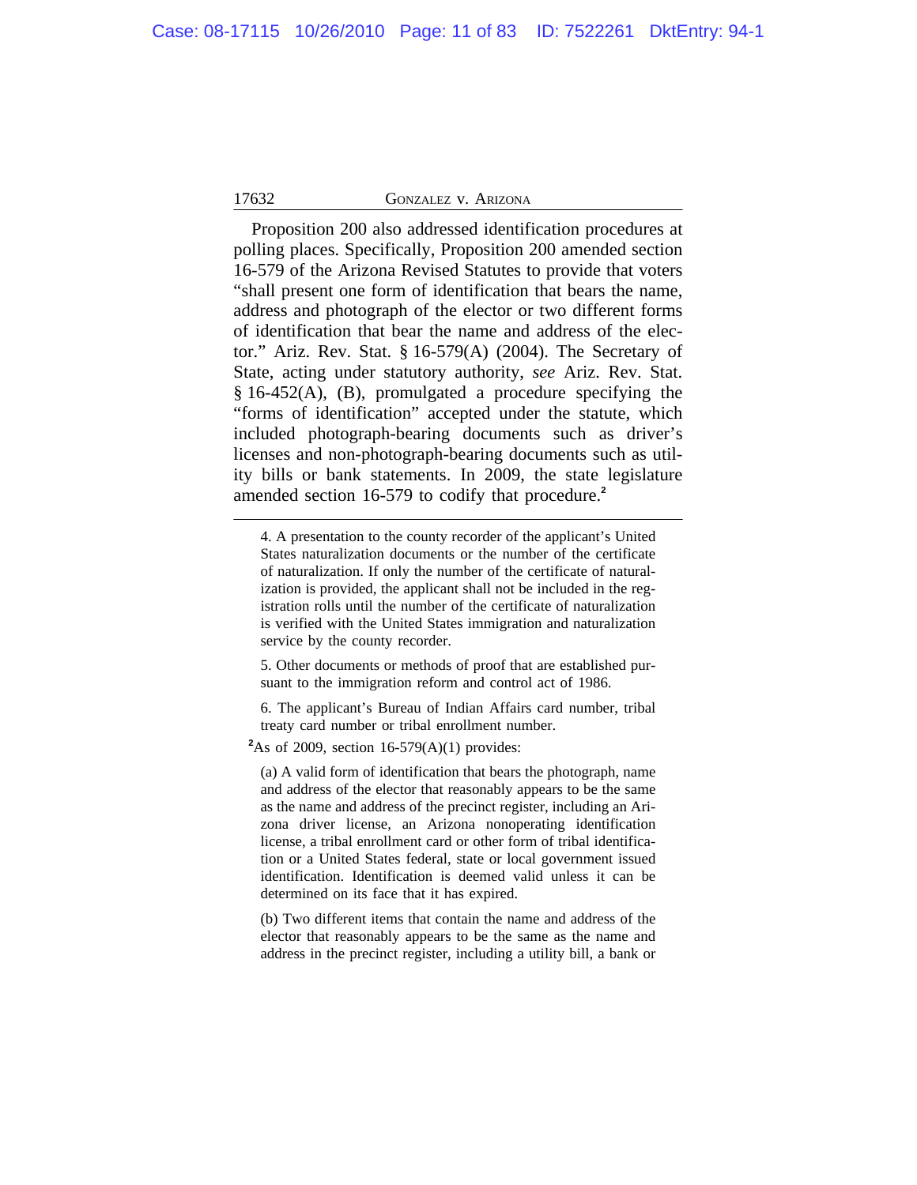Proposition 200 also addressed identification procedures at polling places. Specifically, Proposition 200 amended section 16-579 of the Arizona Revised Statutes to provide that voters "shall present one form of identification that bears the name, address and photograph of the elector or two different forms of identification that bear the name and address of the elector." Ariz. Rev. Stat. § 16-579(A) (2004). The Secretary of State, acting under statutory authority, *see* Ariz. Rev. Stat. § 16-452(A), (B), promulgated a procedure specifying the "forms of identification" accepted under the statute, which included photograph-bearing documents such as driver's licenses and non-photograph-bearing documents such as utility bills or bank statements. In 2009, the state legislature amended section 16-579 to codify that procedure.[2]

---

4. A presentation to the county recorder of the applicant's United States naturalization documents or the number of the certificate of naturalization. If only the number of the certificate of naturalization is provided, the applicant shall not be included in the registration rolls until the number of the certificate of naturalization is verified with the United States immigration and naturalization service by the county recorder.

5. Other documents or methods of proof that are established pursuant to the immigration reform and control act of 1986.

6. The applicant's Bureau of Indian Affairs card number, tribal treaty card number or tribal enrollment number.

[2]As of 2009, section 16-579(A)(1) provides:

(a) A valid form of identification that bears the photograph, name and address of the elector that reasonably appears to be the same as the name and address of the precinct register, including an Arizona driver license, an Arizona nonoperating identification license, a tribal enrollment card or other form of tribal identification or a United States federal, state or local government issued identification. Identification is deemed valid unless it can be determined on its face that it has expired.

(b) Two different items that contain the name and address of the elector that reasonably appears to be the same as the name and address in the precinct register, including a utility bill, a bank or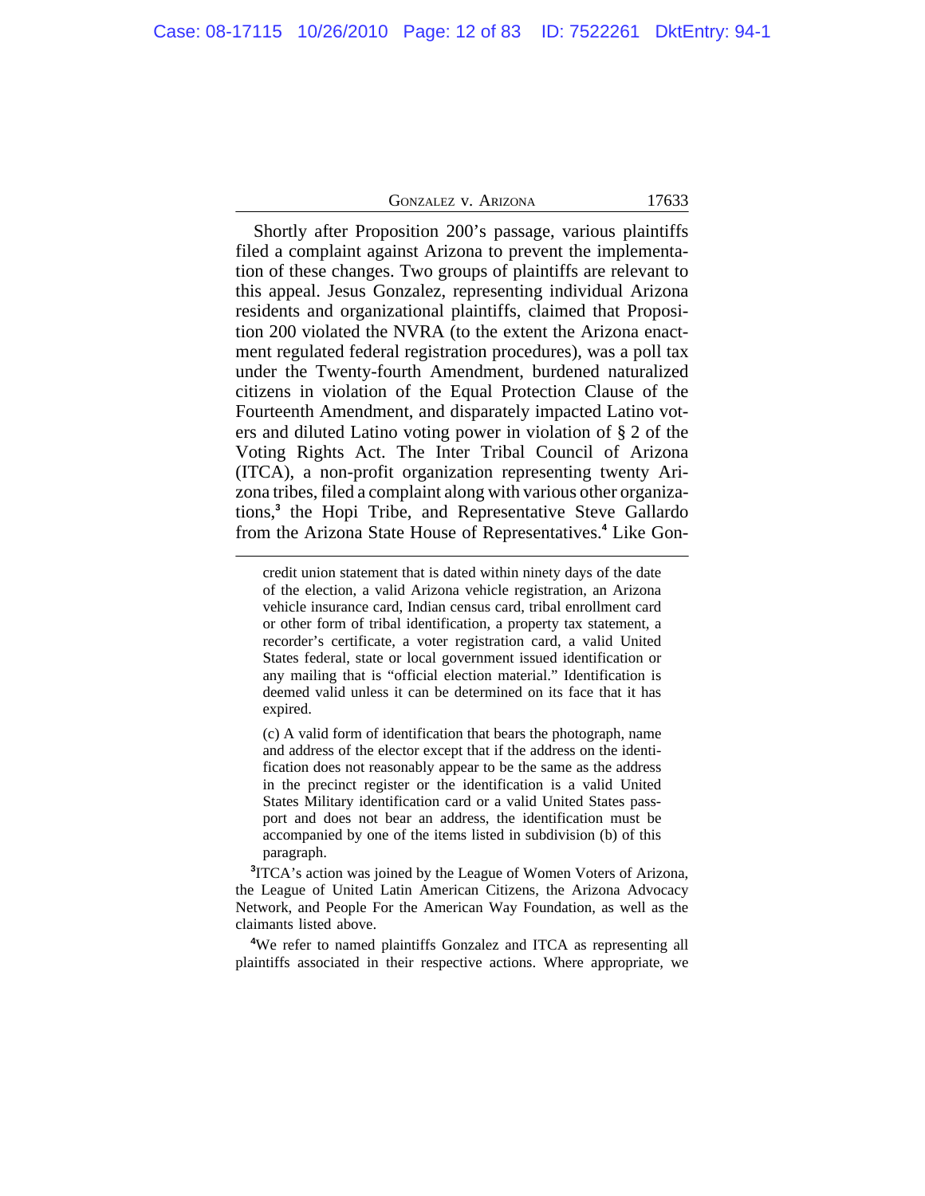Shortly after Proposition 200's passage, various plaintiffs filed a complaint against Arizona to prevent the implementation of these changes. Two groups of plaintiffs are relevant to this appeal. Jesus Gonzalez, representing individual Arizona residents and organizational plaintiffs, claimed that Proposition 200 violated the NVRA (to the extent the Arizona enactment regulated federal registration procedures), was a poll tax under the Twenty-fourth Amendment, burdened naturalized citizens in violation of the Equal Protection Clause of the Fourteenth Amendment, and disparately impacted Latino voters and diluted Latino voting power in violation of § 2 of the Voting Rights Act. The Inter Tribal Council of Arizona (ITCA), a non-profit organization representing twenty Arizona tribes, filed a complaint along with various other organizations,[3] the Hopi Tribe, and Representative Steve Gallardo from the Arizona State House of Representatives.[4] Like Gon-

---

credit union statement that is dated within ninety days of the date of the election, a valid Arizona vehicle registration, an Arizona vehicle insurance card, Indian census card, tribal enrollment card or other form of tribal identification, a property tax statement, a recorder's certificate, a voter registration card, a valid United States federal, state or local government issued identification or any mailing that is "official election material." Identification is deemed valid unless it can be determined on its face that it has expired.

(c) A valid form of identification that bears the photograph, name and address of the elector except that if the address on the identification does not reasonably appear to be the same as the address in the precinct register or the identification is a valid United States Military identification card or a valid United States passport and does not bear an address, the identification must be accompanied by one of the items listed in subdivision (b) of this paragraph.

[3] ITCA's action was joined by the League of Women Voters of Arizona, the League of United Latin American Citizens, the Arizona Advocacy Network, and People For the American Way Foundation, as well as the claimants listed above.

[4] We refer to named plaintiffs Gonzalez and ITCA as representing all plaintiffs associated in their respective actions. Where appropriate, we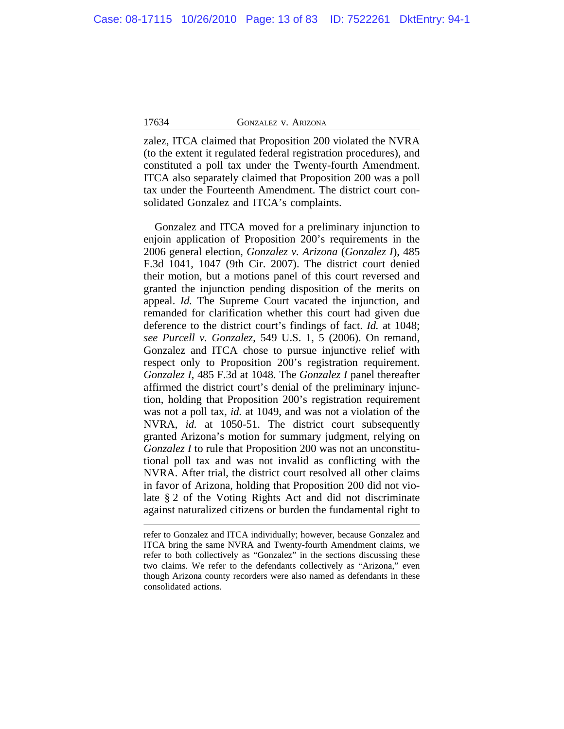zalez, ITCA claimed that Proposition 200 violated the NVRA (to the extent it regulated federal registration procedures), and constituted a poll tax under the Twenty-fourth Amendment. ITCA also separately claimed that Proposition 200 was a poll tax under the Fourteenth Amendment. The district court consolidated Gonzalez and ITCA's complaints.

Gonzalez and ITCA moved for a preliminary injunction to enjoin application of Proposition 200's requirements in the 2006 general election, *Gonzalez v. Arizona* (*Gonzalez I*), 485 F.3d 1041, 1047 (9th Cir. 2007). The district court denied their motion, but a motions panel of this court reversed and granted the injunction pending disposition of the merits on appeal. *Id.* The Supreme Court vacated the injunction, and remanded for clarification whether this court had given due deference to the district court's findings of fact. *Id.* at 1048; *see Purcell v. Gonzalez*, 549 U.S. 1, 5 (2006). On remand, Gonzalez and ITCA chose to pursue injunctive relief with respect only to Proposition 200's registration requirement. *Gonzalez I*, 485 F.3d at 1048. The *Gonzalez I* panel thereafter affirmed the district court's denial of the preliminary injunction, holding that Proposition 200's registration requirement was not a poll tax, *id.* at 1049, and was not a violation of the NVRA, *id.* at 1050-51. The district court subsequently granted Arizona's motion for summary judgment, relying on *Gonzalez I* to rule that Proposition 200 was not an unconstitutional poll tax and was not invalid as conflicting with the NVRA. After trial, the district court resolved all other claims in favor of Arizona, holding that Proposition 200 did not violate § 2 of the Voting Rights Act and did not discriminate against naturalized citizens or burden the fundamental right to

---

refer to Gonzalez and ITCA individually; however, because Gonzalez and ITCA bring the same NVRA and Twenty-fourth Amendment claims, we refer to both collectively as "Gonzalez" in the sections discussing these two claims. We refer to the defendants collectively as "Arizona," even though Arizona county recorders were also named as defendants in these consolidated actions.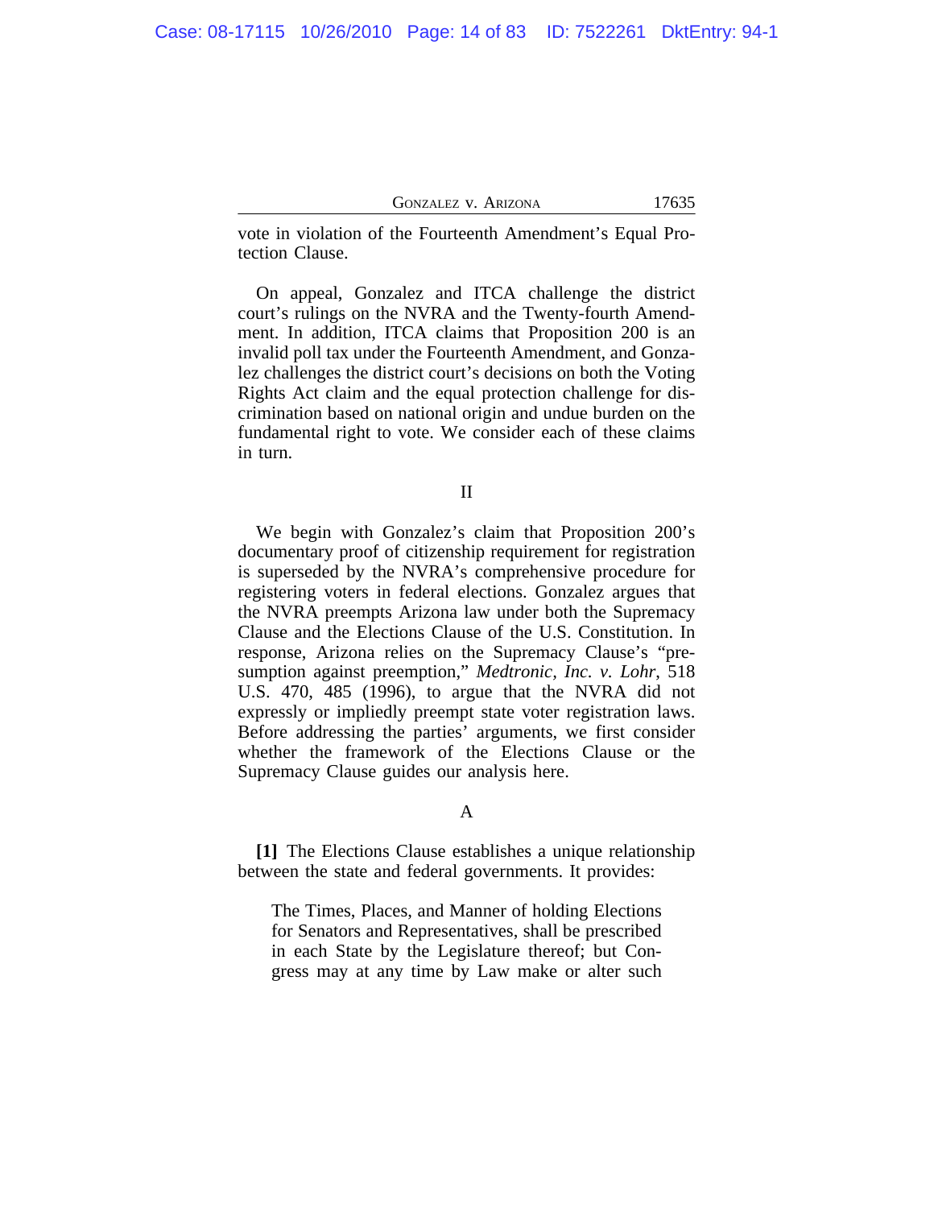vote in violation of the Fourteenth Amendment's Equal Protection Clause.

On appeal, Gonzalez and ITCA challenge the district court's rulings on the NVRA and the Twenty-fourth Amendment. In addition, ITCA claims that Proposition 200 is an invalid poll tax under the Fourteenth Amendment, and Gonzalez challenges the district court's decisions on both the Voting Rights Act claim and the equal protection challenge for discrimination based on national origin and undue burden on the fundamental right to vote. We consider each of these claims in turn.

## II

We begin with Gonzalez's claim that Proposition 200's documentary proof of citizenship requirement for registration is superseded by the NVRA's comprehensive procedure for registering voters in federal elections. Gonzalez argues that the NVRA preempts Arizona law under both the Supremacy Clause and the Elections Clause of the U.S. Constitution. In response, Arizona relies on the Supremacy Clause's "presumption against preemption," *Medtronic, Inc. v. Lohr*, 518 U.S. 470, 485 (1996), to argue that the NVRA did not expressly or impliedly preempt state voter registration laws. Before addressing the parties' arguments, we first consider whether the framework of the Elections Clause or the Supremacy Clause guides our analysis here.

### A

**[1]** The Elections Clause establishes a unique relationship between the state and federal governments. It provides:

> The Times, Places, and Manner of holding Elections for Senators and Representatives, shall be prescribed in each State by the Legislature thereof; but Congress may at any time by Law make or alter such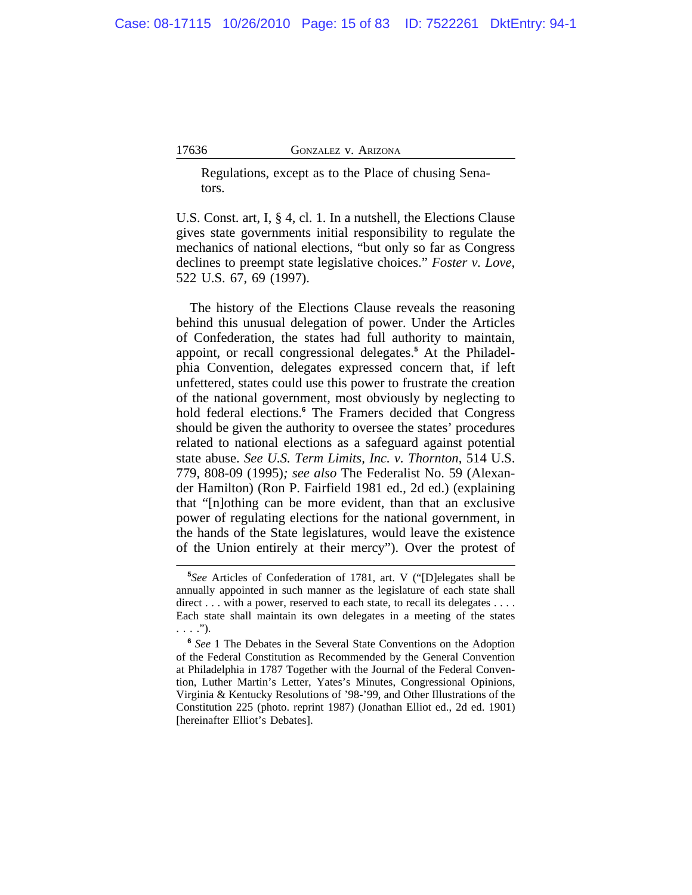Regulations, except as to the Place of chusing Senators.

U.S. Const. art, I, § 4, cl. 1. In a nutshell, the Elections Clause gives state governments initial responsibility to regulate the mechanics of national elections, "but only so far as Congress declines to preempt state legislative choices." *Foster v. Love*, 522 U.S. 67, 69 (1997).

The history of the Elections Clause reveals the reasoning behind this unusual delegation of power. Under the Articles of Confederation, the states had full authority to maintain, appoint, or recall congressional delegates.[5] At the Philadelphia Convention, delegates expressed concern that, if left unfettered, states could use this power to frustrate the creation of the national government, most obviously by neglecting to hold federal elections.[6] The Framers decided that Congress should be given the authority to oversee the states' procedures related to national elections as a safeguard against potential state abuse. *See U.S. Term Limits, Inc. v. Thornton*, 514 U.S. 779, 808-09 (1995)*; see also* The Federalist No. 59 (Alexander Hamilton) (Ron P. Fairfield 1981 ed., 2d ed.) (explaining that "[n]othing can be more evident, than that an exclusive power of regulating elections for the national government, in the hands of the State legislatures, would leave the existence of the Union entirely at their mercy"). Over the protest of

---

[5]*See* Articles of Confederation of 1781, art. V ("[D]elegates shall be annually appointed in such manner as the legislature of each state shall direct . . . with a power, reserved to each state, to recall its delegates . . . . Each state shall maintain its own delegates in a meeting of the states . . . .").

[6] *See* 1 The Debates in the Several State Conventions on the Adoption of the Federal Constitution as Recommended by the General Convention at Philadelphia in 1787 Together with the Journal of the Federal Convention, Luther Martin's Letter, Yates's Minutes, Congressional Opinions, Virginia & Kentucky Resolutions of '98-'99, and Other Illustrations of the Constitution 225 (photo. reprint 1987) (Jonathan Elliot ed., 2d ed. 1901) [hereinafter Elliot's Debates].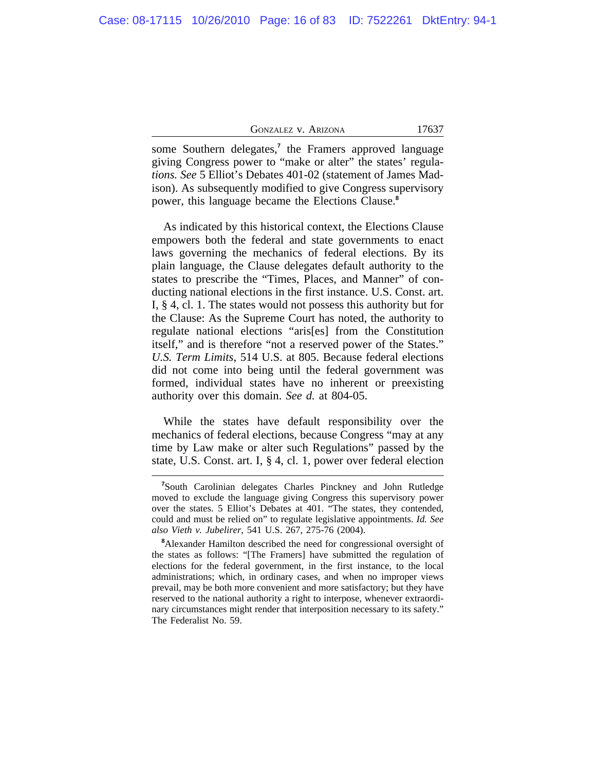some Southern delegates,[7] the Framers approved language giving Congress power to "make or alter" the states' regulations. *See* 5 Elliot's Debates 401-02 (statement of James Madison). As subsequently modified to give Congress supervisory power, this language became the Elections Clause.[8]

As indicated by this historical context, the Elections Clause empowers both the federal and state governments to enact laws governing the mechanics of federal elections. By its plain language, the Clause delegates default authority to the states to prescribe the "Times, Places, and Manner" of conducting national elections in the first instance. U.S. Const. art. I, § 4, cl. 1. The states would not possess this authority but for the Clause: As the Supreme Court has noted, the authority to regulate national elections "aris[es] from the Constitution itself," and is therefore "not a reserved power of the States." *U.S. Term Limits*, 514 U.S. at 805. Because federal elections did not come into being until the federal government was formed, individual states have no inherent or preexisting authority over this domain. *See id.* at 804-05.

While the states have default responsibility over the mechanics of federal elections, because Congress "may at any time by Law make or alter such Regulations" passed by the state, U.S. Const. art. I, § 4, cl. 1, power over federal election

---

[7]South Carolinian delegates Charles Pinckney and John Rutledge moved to exclude the language giving Congress this supervisory power over the states. 5 Elliot's Debates at 401. "The states, they contended, could and must be relied on" to regulate legislative appointments. *Id. See also Vieth v. Jubelirer*, 541 U.S. 267, 275-76 (2004).

[8]Alexander Hamilton described the need for congressional oversight of the states as follows: "[The Framers] have submitted the regulation of elections for the federal government, in the first instance, to the local administrations; which, in ordinary cases, and when no improper views prevail, may be both more convenient and more satisfactory; but they have reserved to the national authority a right to interpose, whenever extraordinary circumstances might render that interposition necessary to its safety." The Federalist No. 59.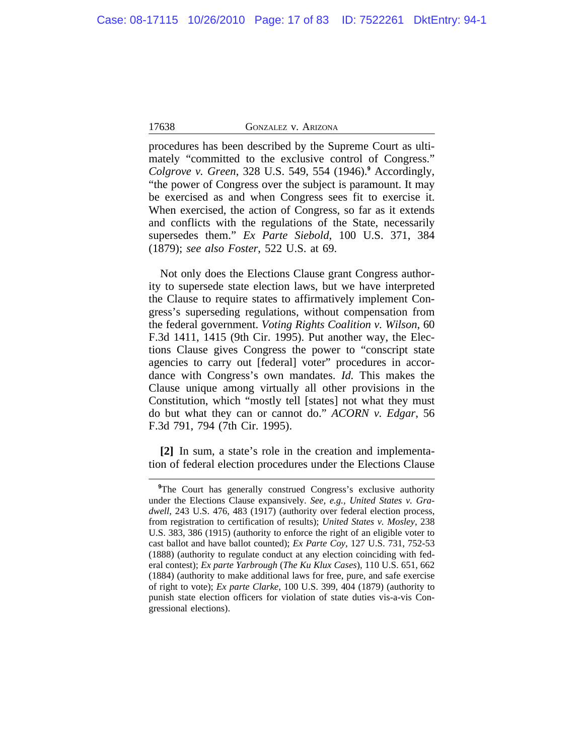procedures has been described by the Supreme Court as ultimately "committed to the exclusive control of Congress." *Colgrove v. Green*, 328 U.S. 549, 554 (1946).[9] Accordingly, "the power of Congress over the subject is paramount. It may be exercised as and when Congress sees fit to exercise it. When exercised, the action of Congress, so far as it extends and conflicts with the regulations of the State, necessarily supersedes them." *Ex Parte Siebold*, 100 U.S. 371, 384 (1879); *see also Foster*, 522 U.S. at 69.

Not only does the Elections Clause grant Congress authority to supersede state election laws, but we have interpreted the Clause to require states to affirmatively implement Congress's superseding regulations, without compensation from the federal government. *Voting Rights Coalition v. Wilson*, 60 F.3d 1411, 1415 (9th Cir. 1995). Put another way, the Elections Clause gives Congress the power to "conscript state agencies to carry out [federal] voter" procedures in accordance with Congress's own mandates. *Id.* This makes the Clause unique among virtually all other provisions in the Constitution, which "mostly tell [states] not what they must do but what they can or cannot do." *ACORN v. Edgar*, 56 F.3d 791, 794 (7th Cir. 1995).

**[2]** In sum, a state's role in the creation and implementation of federal election procedures under the Elections Clause

---

[9]The Court has generally construed Congress's exclusive authority under the Elections Clause expansively. *See, e.g., United States v. Gradwell*, 243 U.S. 476, 483 (1917) (authority over federal election process, from registration to certification of results); *United States v. Mosley*, 238 U.S. 383, 386 (1915) (authority to enforce the right of an eligible voter to cast ballot and have ballot counted); *Ex Parte Coy*, 127 U.S. 731, 752-53 (1888) (authority to regulate conduct at any election coinciding with federal contest); *Ex parte Yarbrough* (*The Ku Klux Cases*), 110 U.S. 651, 662 (1884) (authority to make additional laws for free, pure, and safe exercise of right to vote); *Ex parte Clarke*, 100 U.S. 399, 404 (1879) (authority to punish state election officers for violation of state duties vis-a-vis Congressional elections).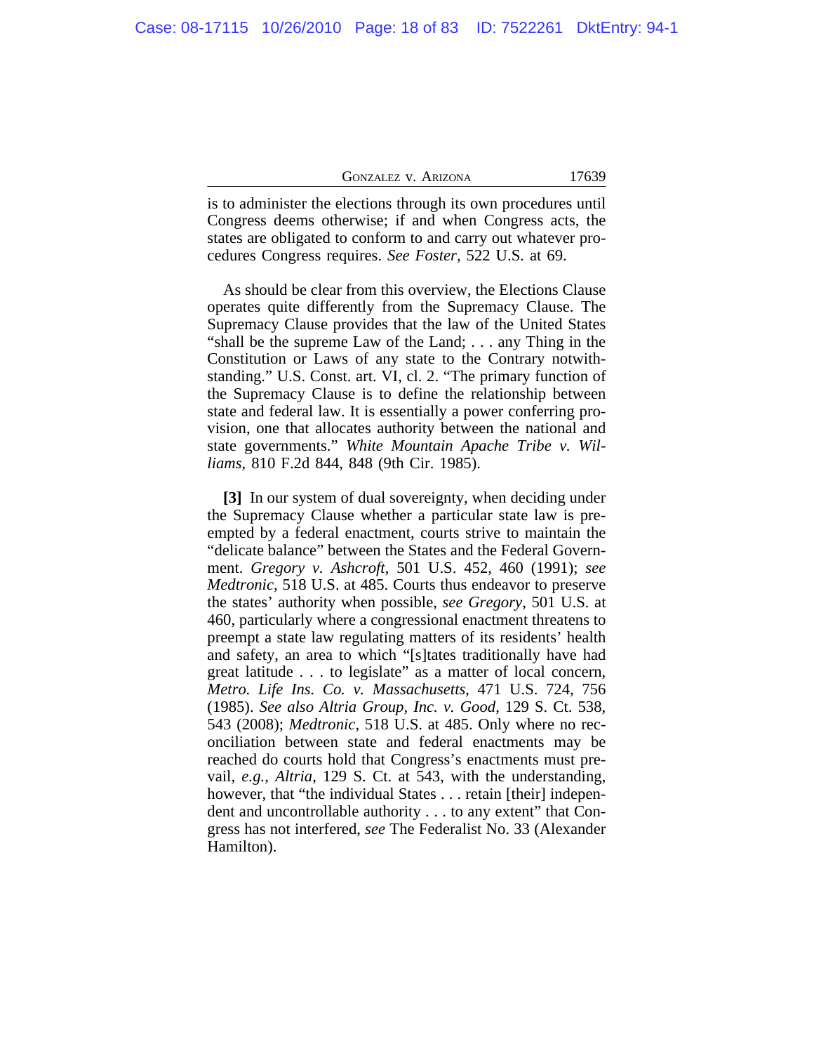is to administer the elections through its own procedures until Congress deems otherwise; if and when Congress acts, the states are obligated to conform to and carry out whatever procedures Congress requires. *See Foster*, 522 U.S. at 69.

As should be clear from this overview, the Elections Clause operates quite differently from the Supremacy Clause. The Supremacy Clause provides that the law of the United States "shall be the supreme Law of the Land; . . . any Thing in the Constitution or Laws of any state to the Contrary notwithstanding." U.S. Const. art. VI, cl. 2. "The primary function of the Supremacy Clause is to define the relationship between state and federal law. It is essentially a power conferring provision, one that allocates authority between the national and state governments." *White Mountain Apache Tribe v. Williams*, 810 F.2d 844, 848 (9th Cir. 1985).

**[3]** In our system of dual sovereignty, when deciding under the Supremacy Clause whether a particular state law is preempted by a federal enactment, courts strive to maintain the "delicate balance" between the States and the Federal Government. *Gregory v. Ashcroft*, 501 U.S. 452, 460 (1991); *see Medtronic*, 518 U.S. at 485. Courts thus endeavor to preserve the states' authority when possible, *see Gregory*, 501 U.S. at 460, particularly where a congressional enactment threatens to preempt a state law regulating matters of its residents' health and safety, an area to which "[s]tates traditionally have had great latitude . . . to legislate" as a matter of local concern, *Metro. Life Ins. Co. v. Massachusetts*, 471 U.S. 724, 756 (1985). *See also Altria Group, Inc. v. Good*, 129 S. Ct. 538, 543 (2008); *Medtronic*, 518 U.S. at 485. Only where no reconciliation between state and federal enactments may be reached do courts hold that Congress's enactments must prevail, *e.g.*, *Altria*, 129 S. Ct. at 543, with the understanding, however, that "the individual States . . . retain [their] independent and uncontrollable authority . . . to any extent" that Congress has not interfered, *see* The Federalist No. 33 (Alexander Hamilton).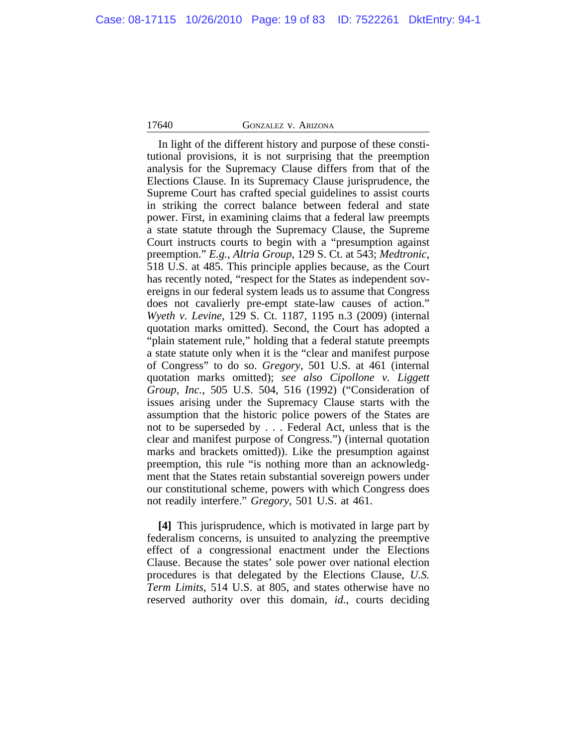In light of the different history and purpose of these constitutional provisions, it is not surprising that the preemption analysis for the Supremacy Clause differs from that of the Elections Clause. In its Supremacy Clause jurisprudence, the Supreme Court has crafted special guidelines to assist courts in striking the correct balance between federal and state power. First, in examining claims that a federal law preempts a state statute through the Supremacy Clause, the Supreme Court instructs courts to begin with a "presumption against preemption." *E.g.*, *Altria Group*, 129 S. Ct. at 543; *Medtronic*, 518 U.S. at 485. This principle applies because, as the Court has recently noted, "respect for the States as independent sovereigns in our federal system leads us to assume that Congress does not cavalierly pre-empt state-law causes of action." *Wyeth v. Levine*, 129 S. Ct. 1187, 1195 n.3 (2009) (internal quotation marks omitted). Second, the Court has adopted a "plain statement rule," holding that a federal statute preempts a state statute only when it is the "clear and manifest purpose of Congress" to do so. *Gregory*, 501 U.S. at 461 (internal quotation marks omitted); *see also Cipollone v. Liggett Group, Inc.*, 505 U.S. 504, 516 (1992) ("Consideration of issues arising under the Supremacy Clause starts with the assumption that the historic police powers of the States are not to be superseded by . . . Federal Act, unless that is the clear and manifest purpose of Congress.") (internal quotation marks and brackets omitted)). Like the presumption against preemption, this rule "is nothing more than an acknowledgment that the States retain substantial sovereign powers under our constitutional scheme, powers with which Congress does not readily interfere." *Gregory*, 501 U.S. at 461.

**[4]** This jurisprudence, which is motivated in large part by federalism concerns, is unsuited to analyzing the preemptive effect of a congressional enactment under the Elections Clause. Because the states' sole power over national election procedures is that delegated by the Elections Clause, *U.S. Term Limits*, 514 U.S. at 805, and states otherwise have no reserved authority over this domain, *id.*, courts deciding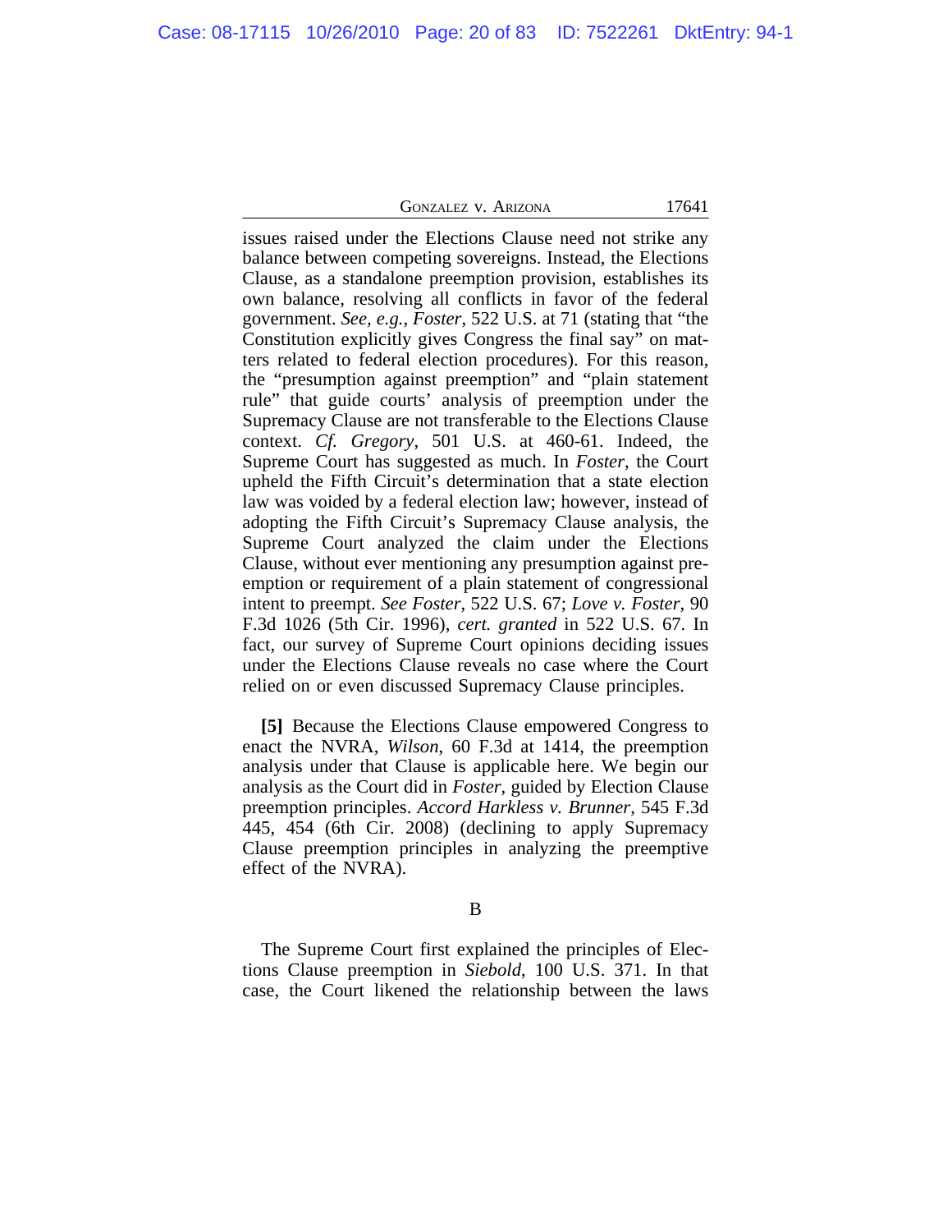issues raised under the Elections Clause need not strike any balance between competing sovereigns. Instead, the Elections Clause, as a standalone preemption provision, establishes its own balance, resolving all conflicts in favor of the federal government. *See, e.g.*, *Foster*, 522 U.S. at 71 (stating that "the Constitution explicitly gives Congress the final say" on matters related to federal election procedures). For this reason, the "presumption against preemption" and "plain statement rule" that guide courts' analysis of preemption under the Supremacy Clause are not transferable to the Elections Clause context. *Cf. Gregory*, 501 U.S. at 460-61. Indeed, the Supreme Court has suggested as much. In *Foster*, the Court upheld the Fifth Circuit's determination that a state election law was voided by a federal election law; however, instead of adopting the Fifth Circuit's Supremacy Clause analysis, the Supreme Court analyzed the claim under the Elections Clause, without ever mentioning any presumption against preemption or requirement of a plain statement of congressional intent to preempt. *See Foster*, 522 U.S. 67; *Love v. Foster*, 90 F.3d 1026 (5th Cir. 1996), *cert. granted* in 522 U.S. 67. In fact, our survey of Supreme Court opinions deciding issues under the Elections Clause reveals no case where the Court relied on or even discussed Supremacy Clause principles.

**[5]** Because the Elections Clause empowered Congress to enact the NVRA, *Wilson*, 60 F.3d at 1414, the preemption analysis under that Clause is applicable here. We begin our analysis as the Court did in *Foster*, guided by Election Clause preemption principles. *Accord Harkless v. Brunner*, 545 F.3d 445, 454 (6th Cir. 2008) (declining to apply Supremacy Clause preemption principles in analyzing the preemptive effect of the NVRA).

B

The Supreme Court first explained the principles of Elections Clause preemption in *Siebold*, 100 U.S. 371. In that case, the Court likened the relationship between the laws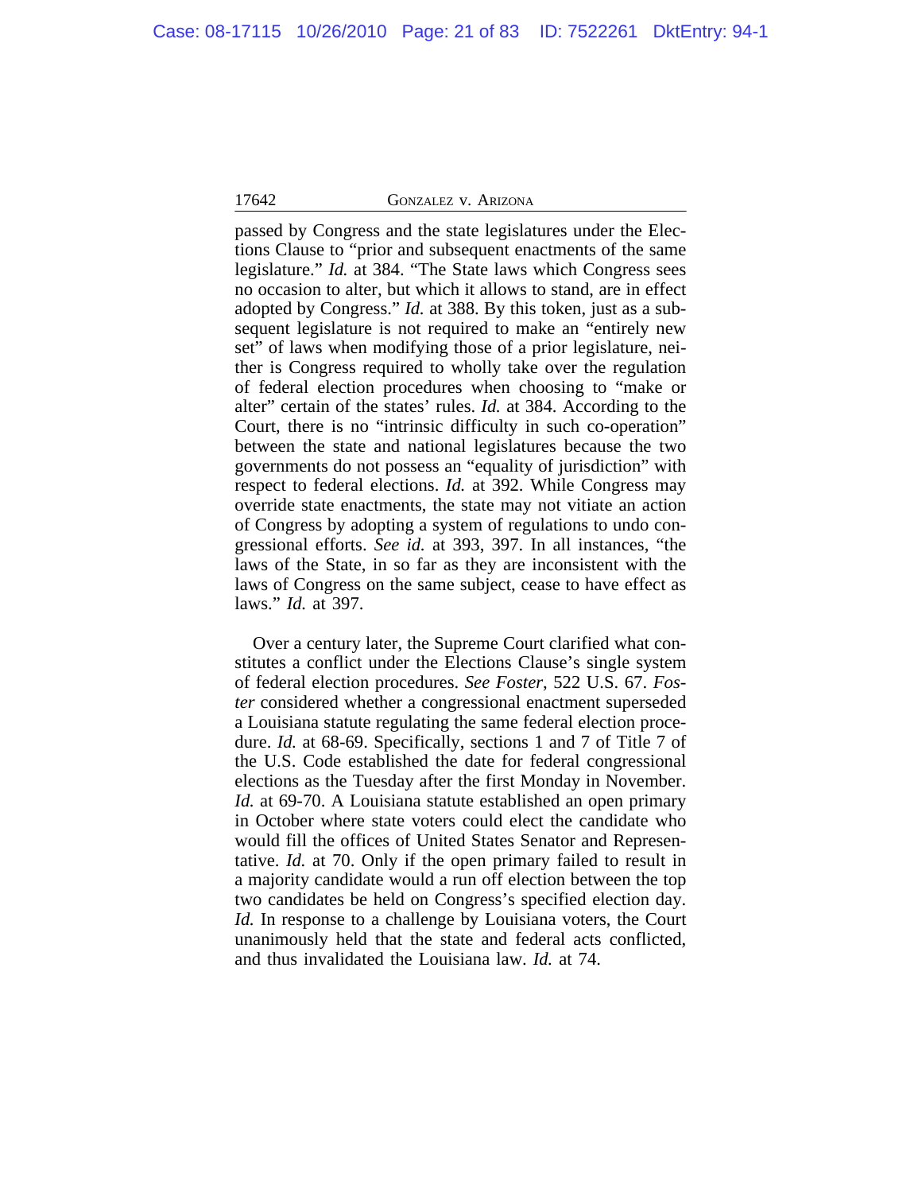passed by Congress and the state legislatures under the Elections Clause to "prior and subsequent enactments of the same legislature." *Id.* at 384. "The State laws which Congress sees no occasion to alter, but which it allows to stand, are in effect adopted by Congress." *Id.* at 388. By this token, just as a subsequent legislature is not required to make an "entirely new set" of laws when modifying those of a prior legislature, neither is Congress required to wholly take over the regulation of federal election procedures when choosing to "make or alter" certain of the states' rules. *Id.* at 384. According to the Court, there is no "intrinsic difficulty in such co-operation" between the state and national legislatures because the two governments do not possess an "equality of jurisdiction" with respect to federal elections. *Id.* at 392. While Congress may override state enactments, the state may not vitiate an action of Congress by adopting a system of regulations to undo congressional efforts. *See id.* at 393, 397. In all instances, "the laws of the State, in so far as they are inconsistent with the laws of Congress on the same subject, cease to have effect as laws." *Id.* at 397.

Over a century later, the Supreme Court clarified what constitutes a conflict under the Elections Clause's single system of federal election procedures. *See Foster*, 522 U.S. 67. *Foster* considered whether a congressional enactment superseded a Louisiana statute regulating the same federal election procedure. *Id.* at 68-69. Specifically, sections 1 and 7 of Title 7 of the U.S. Code established the date for federal congressional elections as the Tuesday after the first Monday in November. *Id.* at 69-70. A Louisiana statute established an open primary in October where state voters could elect the candidate who would fill the offices of United States Senator and Representative. *Id.* at 70. Only if the open primary failed to result in a majority candidate would a run off election between the top two candidates be held on Congress's specified election day. *Id.* In response to a challenge by Louisiana voters, the Court unanimously held that the state and federal acts conflicted, and thus invalidated the Louisiana law. *Id.* at 74.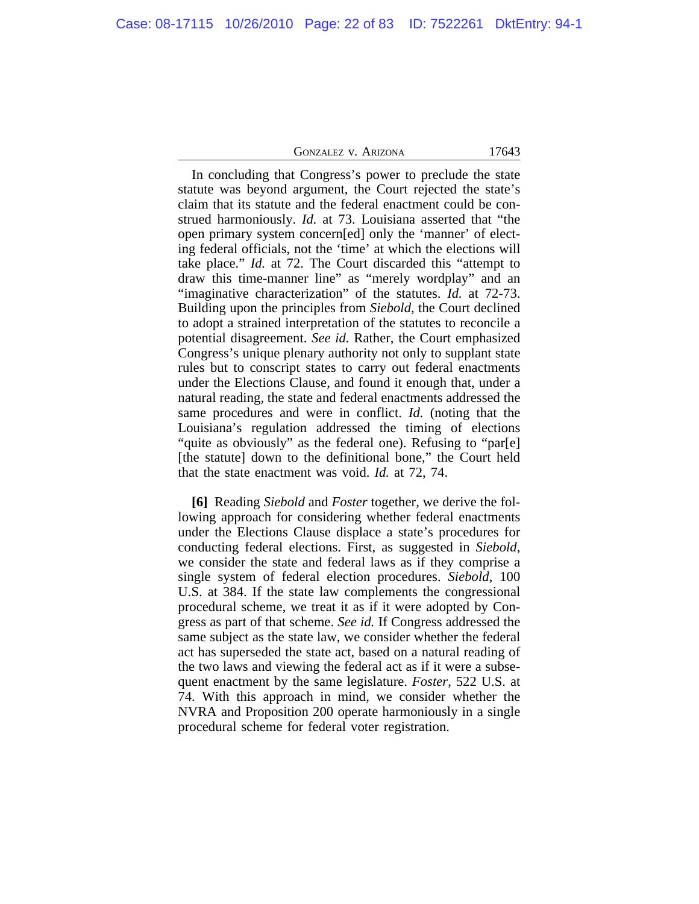In concluding that Congress's power to preclude the state statute was beyond argument, the Court rejected the state's claim that its statute and the federal enactment could be construed harmoniously. *Id.* at 73. Louisiana asserted that "the open primary system concern[ed] only the 'manner' of electing federal officials, not the 'time' at which the elections will take place." *Id.* at 72. The Court discarded this "attempt to draw this time-manner line" as "merely wordplay" and an "imaginative characterization" of the statutes. *Id.* at 72-73. Building upon the principles from *Siebold*, the Court declined to adopt a strained interpretation of the statutes to reconcile a potential disagreement. *See id.* Rather, the Court emphasized Congress's unique plenary authority not only to supplant state rules but to conscript states to carry out federal enactments under the Elections Clause, and found it enough that, under a natural reading, the state and federal enactments addressed the same procedures and were in conflict. *Id.* (noting that the Louisiana's regulation addressed the timing of elections "quite as obviously" as the federal one). Refusing to "par[e] [the statute] down to the definitional bone," the Court held that the state enactment was void. *Id.* at 72, 74.

**[6]** Reading *Siebold* and *Foster* together, we derive the following approach for considering whether federal enactments under the Elections Clause displace a state's procedures for conducting federal elections. First, as suggested in *Siebold*, we consider the state and federal laws as if they comprise a single system of federal election procedures. *Siebold*, 100 U.S. at 384. If the state law complements the congressional procedural scheme, we treat it as if it were adopted by Congress as part of that scheme. *See id.* If Congress addressed the same subject as the state law, we consider whether the federal act has superseded the state act, based on a natural reading of the two laws and viewing the federal act as if it were a subsequent enactment by the same legislature. *Foster*, 522 U.S. at 74. With this approach in mind, we consider whether the NVRA and Proposition 200 operate harmoniously in a single procedural scheme for federal voter registration.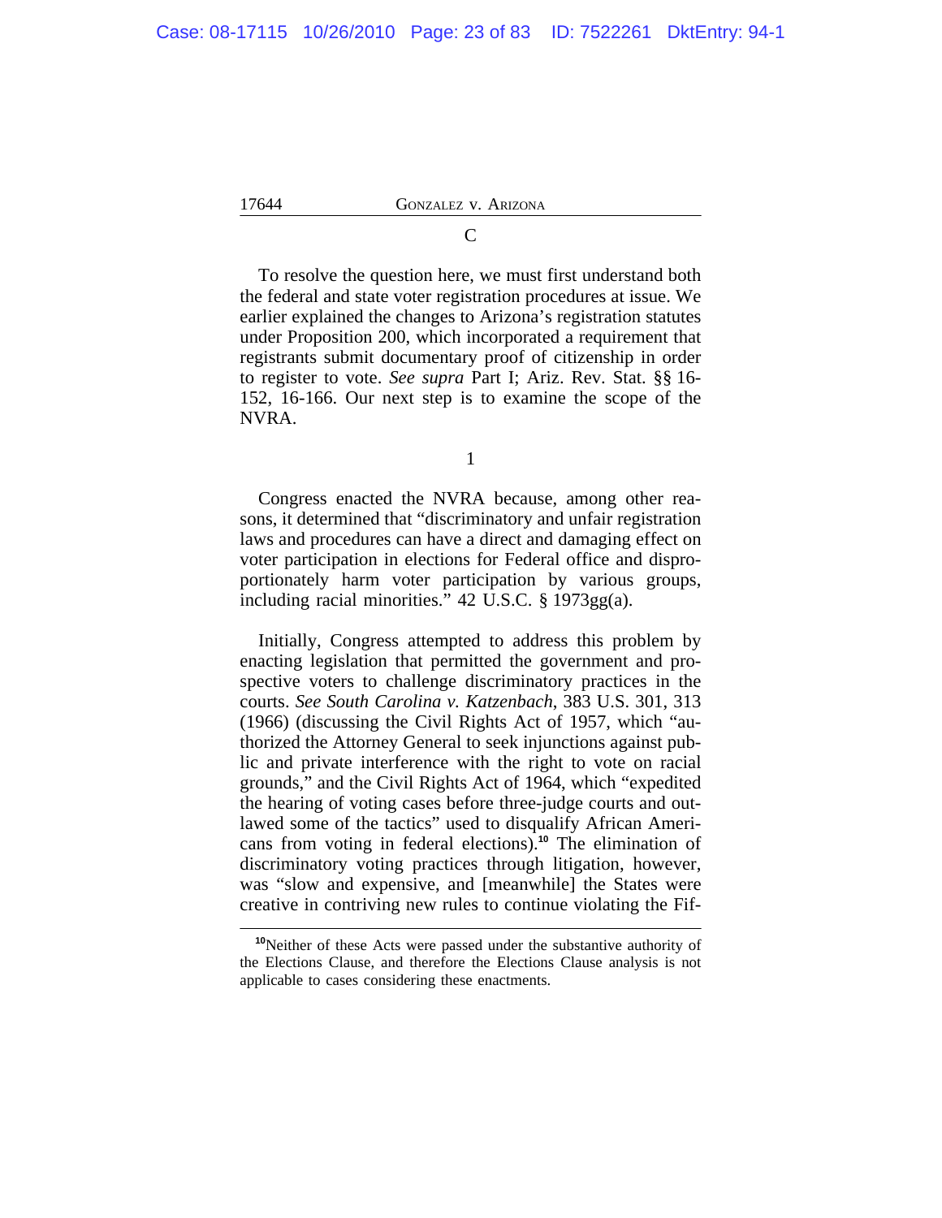### C

To resolve the question here, we must first understand both the federal and state voter registration procedures at issue. We earlier explained the changes to Arizona's registration statutes under Proposition 200, which incorporated a requirement that registrants submit documentary proof of citizenship in order to register to vote. *See supra* Part I; Ariz. Rev. Stat. §§ 16-152, 16-166. Our next step is to examine the scope of the NVRA.

#### 1

Congress enacted the NVRA because, among other reasons, it determined that "discriminatory and unfair registration laws and procedures can have a direct and damaging effect on voter participation in elections for Federal office and disproportionately harm voter participation by various groups, including racial minorities." 42 U.S.C. § 1973gg(a).

Initially, Congress attempted to address this problem by enacting legislation that permitted the government and prospective voters to challenge discriminatory practices in the courts. *See South Carolina v. Katzenbach*, 383 U.S. 301, 313 (1966) (discussing the Civil Rights Act of 1957, which "authorized the Attorney General to seek injunctions against public and private interference with the right to vote on racial grounds," and the Civil Rights Act of 1964, which "expedited the hearing of voting cases before three-judge courts and outlawed some of the tactics" used to disqualify African Americans from voting in federal elections).[10] The elimination of discriminatory voting practices through litigation, however, was "slow and expensive, and [meanwhile] the States were creative in contriving new rules to continue violating the Fif-

---

[10] Neither of these Acts were passed under the substantive authority of the Elections Clause, and therefore the Elections Clause analysis is not applicable to cases considering these enactments.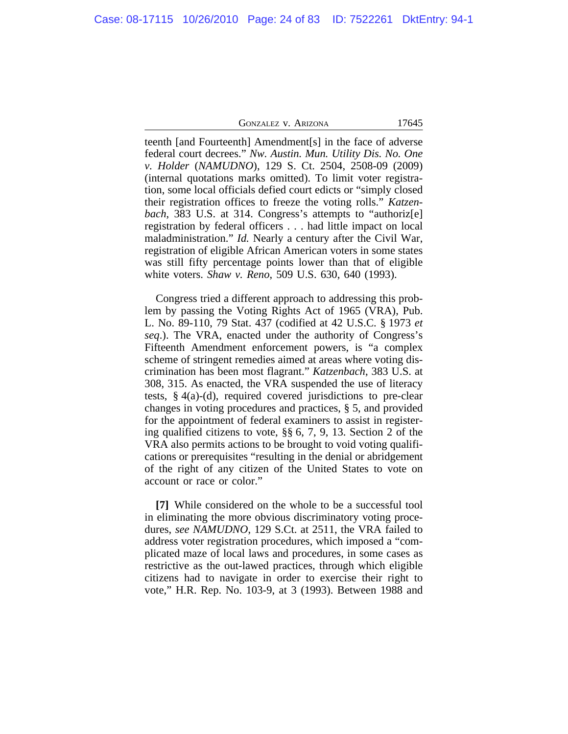teenth [and Fourteenth] Amendment[s] in the face of adverse federal court decrees." *Nw. Austin. Mun. Utility Dis. No. One v. Holder* (*NAMUDNO*), 129 S. Ct. 2504, 2508-09 (2009) (internal quotations marks omitted). To limit voter registration, some local officials defied court edicts or "simply closed their registration offices to freeze the voting rolls." *Katzenbach*, 383 U.S. at 314. Congress's attempts to "authoriz[e] registration by federal officers . . . had little impact on local maladministration." *Id.* Nearly a century after the Civil War, registration of eligible African American voters in some states was still fifty percentage points lower than that of eligible white voters. *Shaw v. Reno*, 509 U.S. 630, 640 (1993).

Congress tried a different approach to addressing this problem by passing the Voting Rights Act of 1965 (VRA), Pub. L. No. 89-110, 79 Stat. 437 (codified at 42 U.S.C. § 1973 *et seq*.). The VRA, enacted under the authority of Congress's Fifteenth Amendment enforcement powers, is "a complex scheme of stringent remedies aimed at areas where voting discrimination has been most flagrant." *Katzenbach*, 383 U.S. at 308, 315. As enacted, the VRA suspended the use of literacy tests, § 4(a)-(d), required covered jurisdictions to pre-clear changes in voting procedures and practices, § 5, and provided for the appointment of federal examiners to assist in registering qualified citizens to vote, §§ 6, 7, 9, 13. Section 2 of the VRA also permits actions to be brought to void voting qualifications or prerequisites "resulting in the denial or abridgement of the right of any citizen of the United States to vote on account or race or color."

**[7]** While considered on the whole to be a successful tool in eliminating the more obvious discriminatory voting procedures, *see NAMUDNO*, 129 S.Ct. at 2511, the VRA failed to address voter registration procedures, which imposed a "complicated maze of local laws and procedures, in some cases as restrictive as the out-lawed practices, through which eligible citizens had to navigate in order to exercise their right to vote," H.R. Rep. No. 103-9, at 3 (1993). Between 1988 and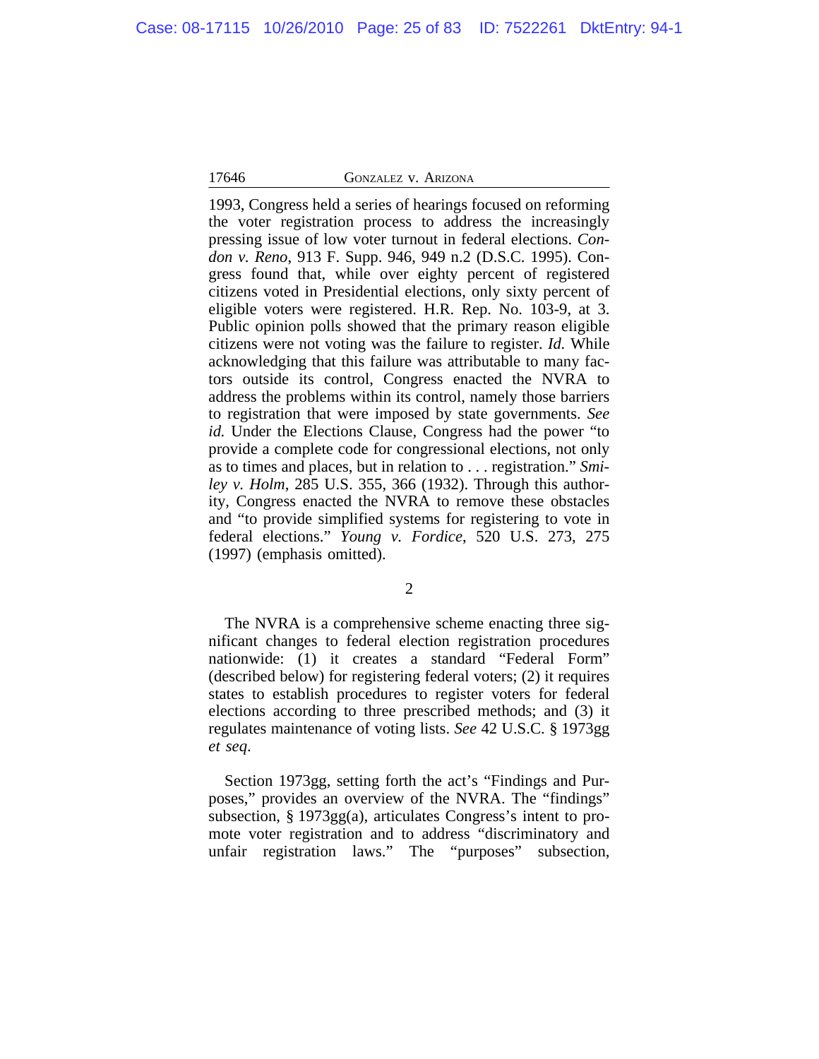1993, Congress held a series of hearings focused on reforming the voter registration process to address the increasingly pressing issue of low voter turnout in federal elections. *Condon v. Reno*, 913 F. Supp. 946, 949 n.2 (D.S.C. 1995). Congress found that, while over eighty percent of registered citizens voted in Presidential elections, only sixty percent of eligible voters were registered. H.R. Rep. No. 103-9, at 3. Public opinion polls showed that the primary reason eligible citizens were not voting was the failure to register. *Id.* While acknowledging that this failure was attributable to many factors outside its control, Congress enacted the NVRA to address the problems within its control, namely those barriers to registration that were imposed by state governments. *See id.* Under the Elections Clause, Congress had the power "to provide a complete code for congressional elections, not only as to times and places, but in relation to . . . registration." *Smiley v. Holm*, 285 U.S. 355, 366 (1932). Through this authority, Congress enacted the NVRA to remove these obstacles and "to provide simplified systems for registering to vote in federal elections." *Young v. Fordice*, 520 U.S. 273, 275 (1997) (emphasis omitted).

2

The NVRA is a comprehensive scheme enacting three significant changes to federal election registration procedures nationwide: (1) it creates a standard "Federal Form" (described below) for registering federal voters; (2) it requires states to establish procedures to register voters for federal elections according to three prescribed methods; and (3) it regulates maintenance of voting lists. *See* 42 U.S.C. § 1973gg *et seq.*

Section 1973gg, setting forth the act's "Findings and Purposes," provides an overview of the NVRA. The "findings" subsection, § 1973gg(a), articulates Congress's intent to promote voter registration and to address "discriminatory and unfair registration laws." The "purposes" subsection,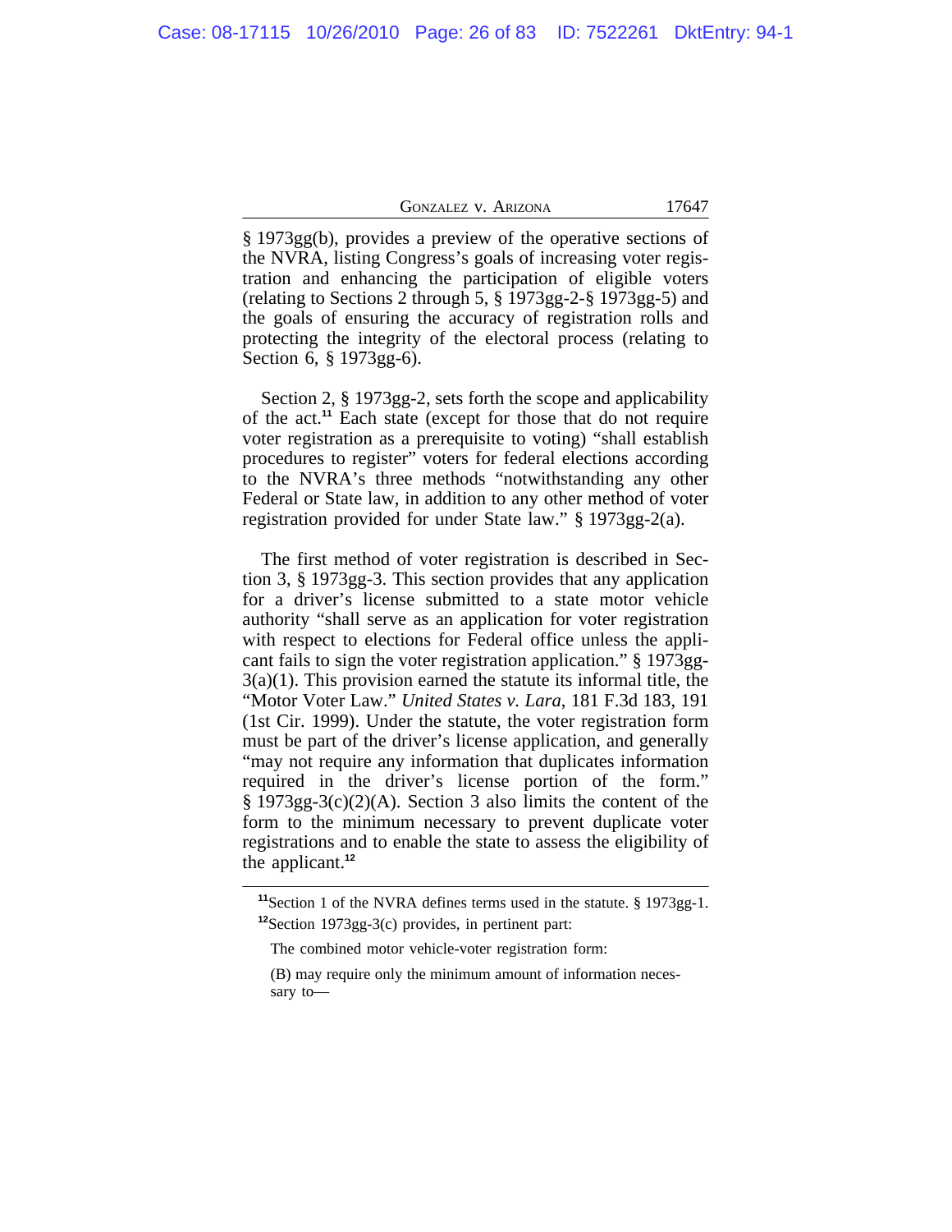§ 1973gg(b), provides a preview of the operative sections of the NVRA, listing Congress's goals of increasing voter registration and enhancing the participation of eligible voters (relating to Sections 2 through 5, § 1973gg-2-§ 1973gg-5) and the goals of ensuring the accuracy of registration rolls and protecting the integrity of the electoral process (relating to Section 6, § 1973gg-6).

Section 2, § 1973gg-2, sets forth the scope and applicability of the act.[11] Each state (except for those that do not require voter registration as a prerequisite to voting) "shall establish procedures to register" voters for federal elections according to the NVRA's three methods "notwithstanding any other Federal or State law, in addition to any other method of voter registration provided for under State law." § 1973gg-2(a).

The first method of voter registration is described in Section 3, § 1973gg-3. This section provides that any application for a driver's license submitted to a state motor vehicle authority "shall serve as an application for voter registration with respect to elections for Federal office unless the applicant fails to sign the voter registration application." § 1973gg-3(a)(1). This provision earned the statute its informal title, the "Motor Voter Law." *United States v. Lara*, 181 F.3d 183, 191 (1st Cir. 1999). Under the statute, the voter registration form must be part of the driver's license application, and generally "may not require any information that duplicates information required in the driver's license portion of the form." § 1973gg-3(c)(2)(A). Section 3 also limits the content of the form to the minimum necessary to prevent duplicate voter registrations and to enable the state to assess the eligibility of the applicant.[12]

---

[11]Section 1 of the NVRA defines terms used in the statute. § 1973gg-1.

[12]Section 1973gg-3(c) provides, in pertinent part:

> The combined motor vehicle-voter registration form:
>
> (B) may require only the minimum amount of information necessary to—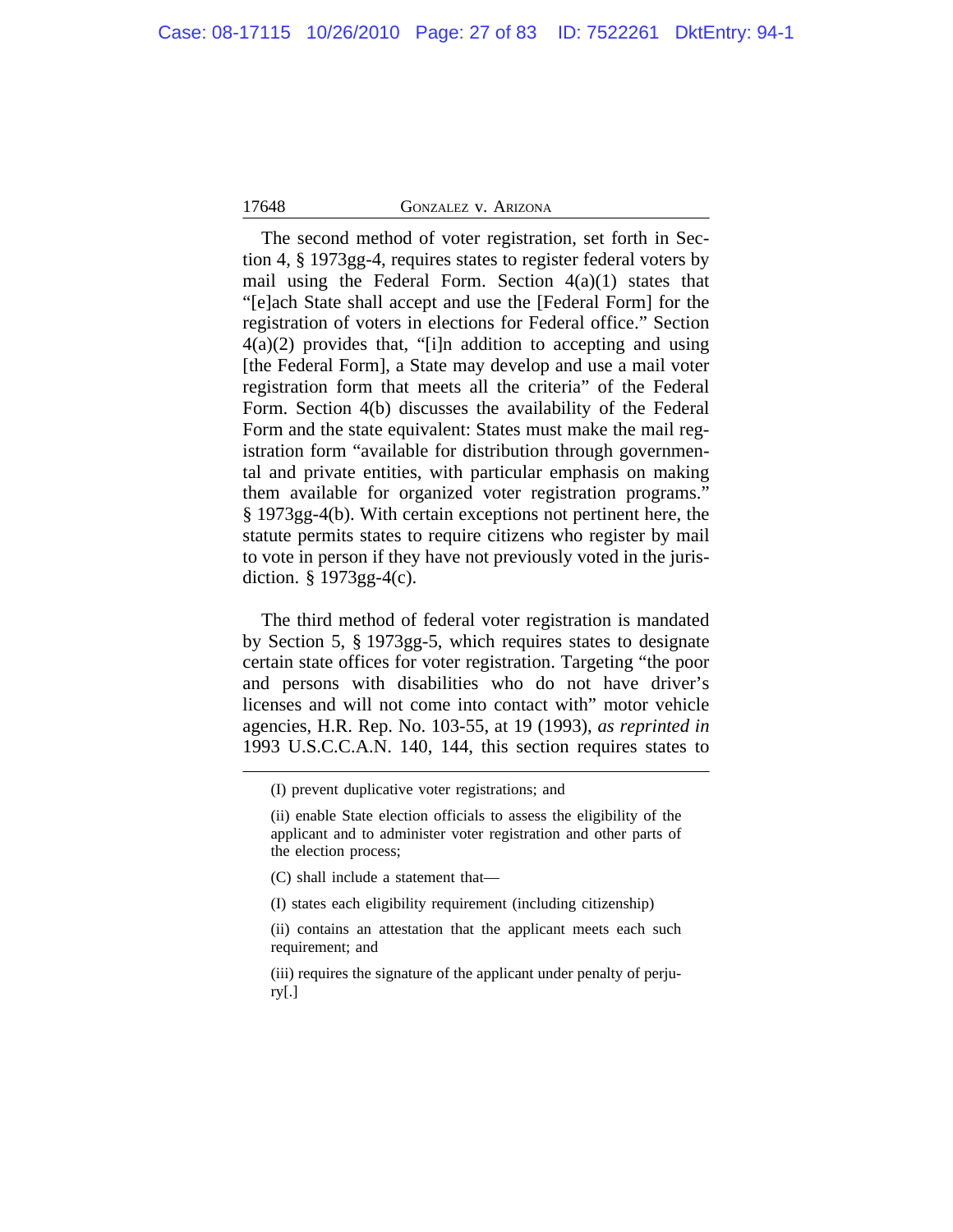The second method of voter registration, set forth in Section 4, § 1973gg-4, requires states to register federal voters by mail using the Federal Form. Section 4(a)(1) states that "[e]ach State shall accept and use the [Federal Form] for the registration of voters in elections for Federal office." Section 4(a)(2) provides that, "[i]n addition to accepting and using [the Federal Form], a State may develop and use a mail voter registration form that meets all the criteria" of the Federal Form. Section 4(b) discusses the availability of the Federal Form and the state equivalent: States must make the mail registration form "available for distribution through governmental and private entities, with particular emphasis on making them available for organized voter registration programs." § 1973gg-4(b). With certain exceptions not pertinent here, the statute permits states to require citizens who register by mail to vote in person if they have not previously voted in the jurisdiction. § 1973gg-4(c).

The third method of federal voter registration is mandated by Section 5, § 1973gg-5, which requires states to designate certain state offices for voter registration. Targeting "the poor and persons with disabilities who do not have driver's licenses and will not come into contact with" motor vehicle agencies, H.R. Rep. No. 103-55, at 19 (1993), *as reprinted in* 1993 U.S.C.C.A.N. 140, 144, this section requires states to

---

(I) prevent duplicative voter registrations; and

(ii) enable State election officials to assess the eligibility of the applicant and to administer voter registration and other parts of the election process;

(C) shall include a statement that—

(I) states each eligibility requirement (including citizenship)

(ii) contains an attestation that the applicant meets each such requirement; and

(iii) requires the signature of the applicant under penalty of perjury[.]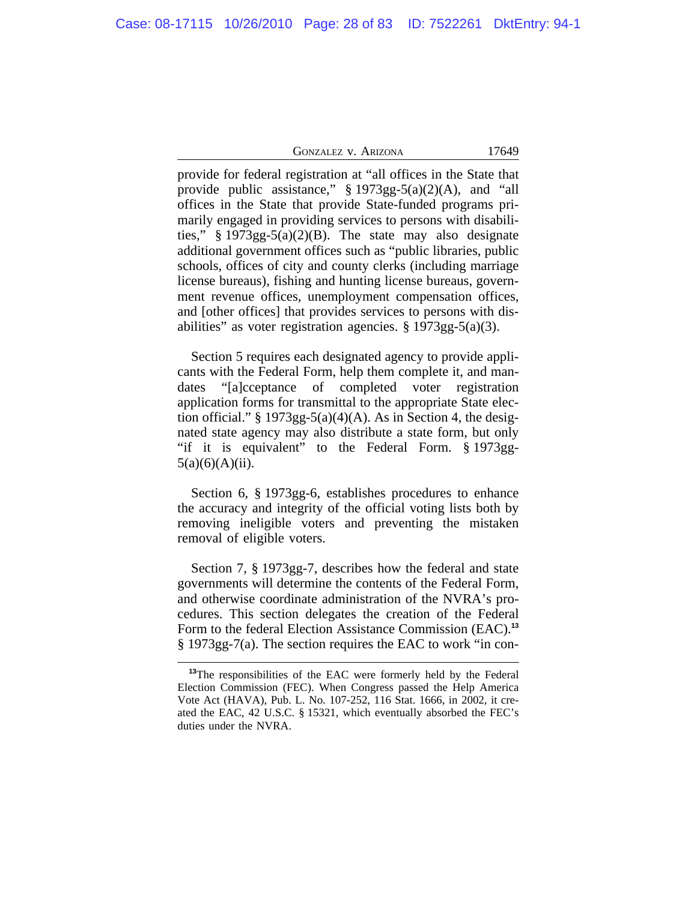provide for federal registration at "all offices in the State that provide public assistance," § 1973gg-5(a)(2)(A), and "all offices in the State that provide State-funded programs primarily engaged in providing services to persons with disabilities," § 1973gg-5(a)(2)(B). The state may also designate additional government offices such as "public libraries, public schools, offices of city and county clerks (including marriage license bureaus), fishing and hunting license bureaus, government revenue offices, unemployment compensation offices, and [other offices] that provides services to persons with disabilities" as voter registration agencies. § 1973gg-5(a)(3).

Section 5 requires each designated agency to provide applicants with the Federal Form, help them complete it, and mandates "[a]cceptance of completed voter registration application forms for transmittal to the appropriate State election official." § 1973gg-5(a)(4)(A). As in Section 4, the designated state agency may also distribute a state form, but only "if it is equivalent" to the Federal Form. § 1973gg-5(a)(6)(A)(ii).

Section 6, § 1973gg-6, establishes procedures to enhance the accuracy and integrity of the official voting lists both by removing ineligible voters and preventing the mistaken removal of eligible voters.

Section 7, § 1973gg-7, describes how the federal and state governments will determine the contents of the Federal Form, and otherwise coordinate administration of the NVRA's procedures. This section delegates the creation of the Federal Form to the federal Election Assistance Commission (EAC).[13] § 1973gg-7(a). The section requires the EAC to work "in con-

[13]The responsibilities of the EAC were formerly held by the Federal Election Commission (FEC). When Congress passed the Help America Vote Act (HAVA), Pub. L. No. 107-252, 116 Stat. 1666, in 2002, it created the EAC, 42 U.S.C. § 15321, which eventually absorbed the FEC's duties under the NVRA.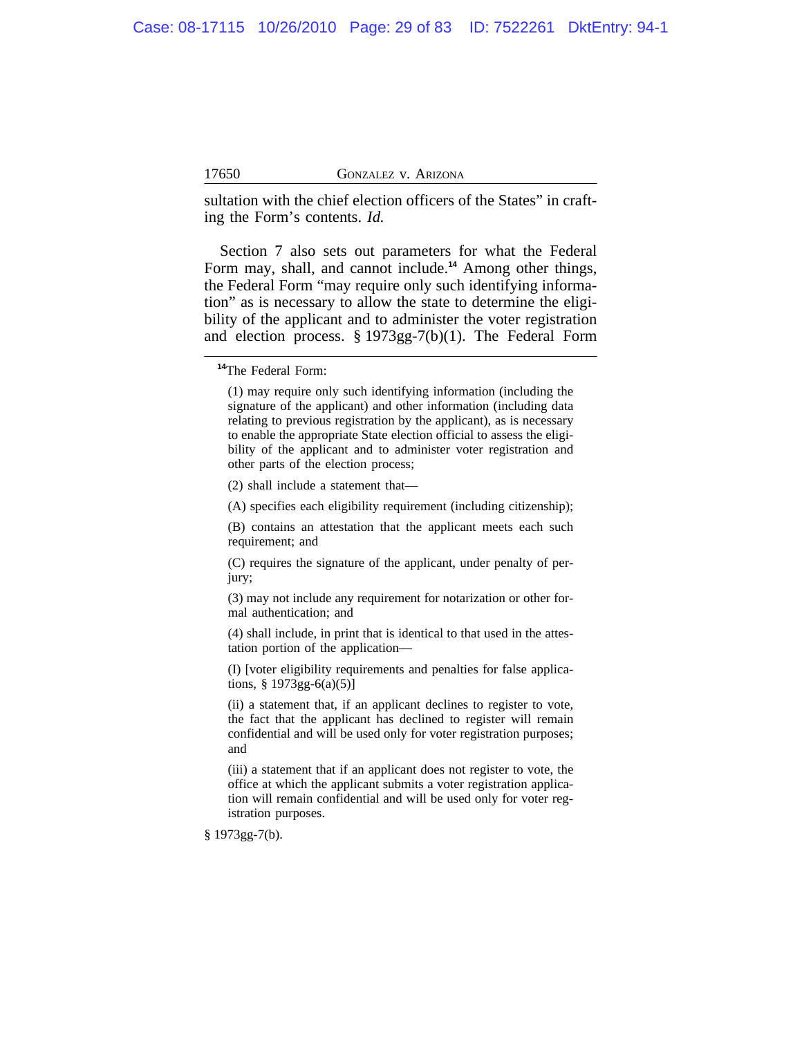sultation with the chief election officers of the States" in crafting the Form's contents. *Id.*

Section 7 also sets out parameters for what the Federal Form may, shall, and cannot include.[14] Among other things, the Federal Form "may require only such identifying information" as is necessary to allow the state to determine the eligibility of the applicant and to administer the voter registration and election process. § 1973gg-7(b)(1). The Federal Form

---

[14]The Federal Form:

> (1) may require only such identifying information (including the signature of the applicant) and other information (including data relating to previous registration by the applicant), as is necessary to enable the appropriate State election official to assess the eligibility of the applicant and to administer voter registration and other parts of the election process;
>
> (2) shall include a statement that—
>
> (A) specifies each eligibility requirement (including citizenship);
>
> (B) contains an attestation that the applicant meets each such requirement; and
>
> (C) requires the signature of the applicant, under penalty of perjury;
>
> (3) may not include any requirement for notarization or other formal authentication; and
>
> (4) shall include, in print that is identical to that used in the attestation portion of the application—
>
> (I) [voter eligibility requirements and penalties for false applications, § 1973gg-6(a)(5)]
>
> (ii) a statement that, if an applicant declines to register to vote, the fact that the applicant has declined to register will remain confidential and will be used only for voter registration purposes; and
>
> (iii) a statement that if an applicant does not register to vote, the office at which the applicant submits a voter registration application will remain confidential and will be used only for voter registration purposes.

§ 1973gg-7(b).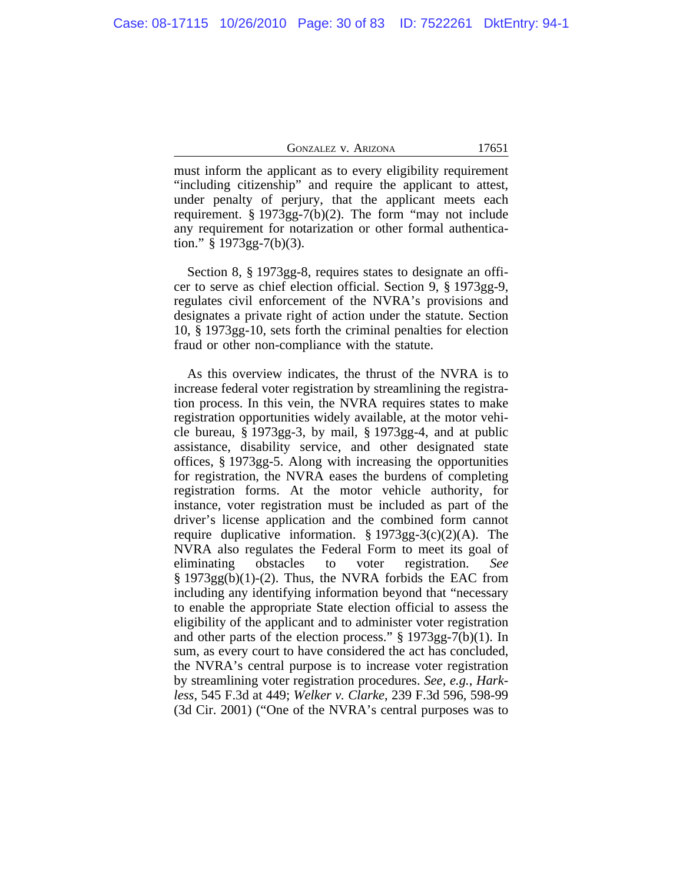must inform the applicant as to every eligibility requirement "including citizenship" and require the applicant to attest, under penalty of perjury, that the applicant meets each requirement. § 1973gg-7(b)(2). The form "may not include any requirement for notarization or other formal authentication." § 1973gg-7(b)(3).

Section 8, § 1973gg-8, requires states to designate an officer to serve as chief election official. Section 9, § 1973gg-9, regulates civil enforcement of the NVRA's provisions and designates a private right of action under the statute. Section 10, § 1973gg-10, sets forth the criminal penalties for election fraud or other non-compliance with the statute.

As this overview indicates, the thrust of the NVRA is to increase federal voter registration by streamlining the registration process. In this vein, the NVRA requires states to make registration opportunities widely available, at the motor vehicle bureau, § 1973gg-3, by mail, § 1973gg-4, and at public assistance, disability service, and other designated state offices, § 1973gg-5. Along with increasing the opportunities for registration, the NVRA eases the burdens of completing registration forms. At the motor vehicle authority, for instance, voter registration must be included as part of the driver's license application and the combined form cannot require duplicative information. § 1973gg-3(c)(2)(A). The NVRA also regulates the Federal Form to meet its goal of eliminating obstacles to voter registration. *See* § 1973gg(b)(1)-(2). Thus, the NVRA forbids the EAC from including any identifying information beyond that "necessary to enable the appropriate State election official to assess the eligibility of the applicant and to administer voter registration and other parts of the election process." § 1973gg-7(b)(1). In sum, as every court to have considered the act has concluded, the NVRA's central purpose is to increase voter registration by streamlining voter registration procedures. *See, e.g.*, *Harkless*, 545 F.3d at 449; *Welker v. Clarke*, 239 F.3d 596, 598-99 (3d Cir. 2001) ("One of the NVRA's central purposes was to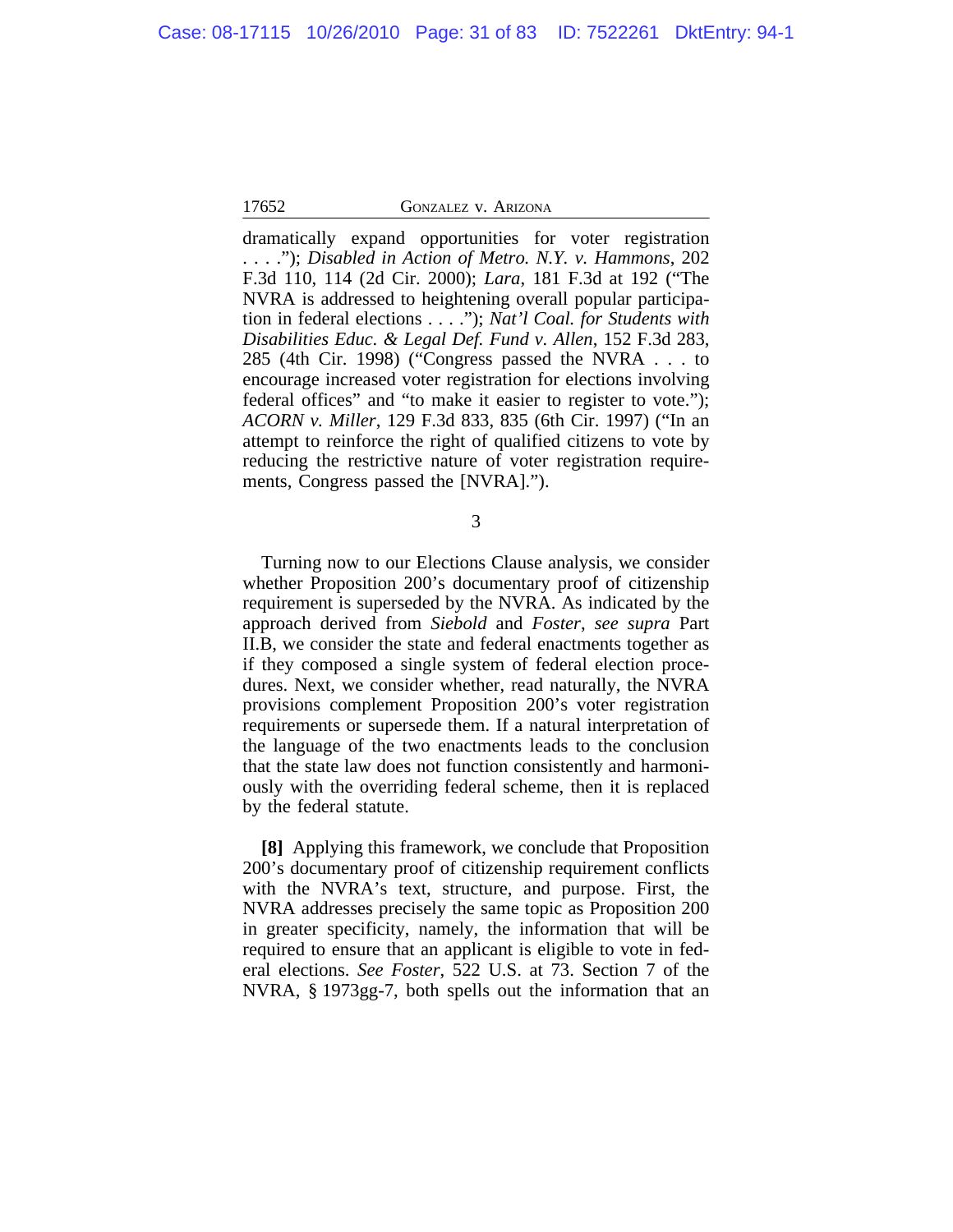dramatically expand opportunities for voter registration . . . ."); *Disabled in Action of Metro. N.Y. v. Hammons*, 202 F.3d 110, 114 (2d Cir. 2000); *Lara*, 181 F.3d at 192 ("The NVRA is addressed to heightening overall popular participation in federal elections . . . ."); *Nat'l Coal. for Students with Disabilities Educ. & Legal Def. Fund v. Allen*, 152 F.3d 283, 285 (4th Cir. 1998) ("Congress passed the NVRA . . . to encourage increased voter registration for elections involving federal offices" and "to make it easier to register to vote."); *ACORN v. Miller*, 129 F.3d 833, 835 (6th Cir. 1997) ("In an attempt to reinforce the right of qualified citizens to vote by reducing the restrictive nature of voter registration requirements, Congress passed the [NVRA].").

3

Turning now to our Elections Clause analysis, we consider whether Proposition 200's documentary proof of citizenship requirement is superseded by the NVRA. As indicated by the approach derived from *Siebold* and *Foster*, *see supra* Part II.B, we consider the state and federal enactments together as if they composed a single system of federal election procedures. Next, we consider whether, read naturally, the NVRA provisions complement Proposition 200's voter registration requirements or supersede them. If a natural interpretation of the language of the two enactments leads to the conclusion that the state law does not function consistently and harmoniously with the overriding federal scheme, then it is replaced by the federal statute.

**[8]** Applying this framework, we conclude that Proposition 200's documentary proof of citizenship requirement conflicts with the NVRA's text, structure, and purpose. First, the NVRA addresses precisely the same topic as Proposition 200 in greater specificity, namely, the information that will be required to ensure that an applicant is eligible to vote in federal elections. *See Foster*, 522 U.S. at 73. Section 7 of the NVRA, § 1973gg-7, both spells out the information that an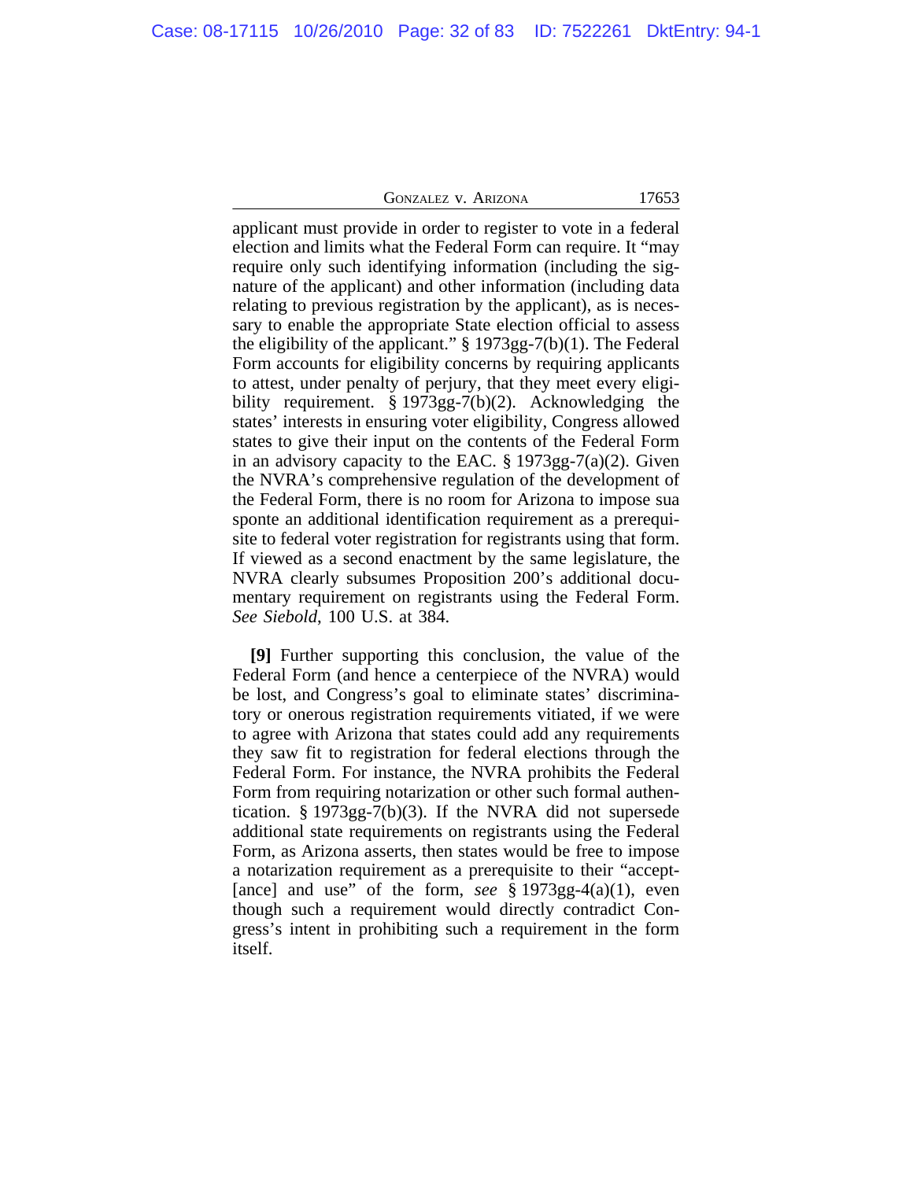applicant must provide in order to register to vote in a federal election and limits what the Federal Form can require. It "may require only such identifying information (including the signature of the applicant) and other information (including data relating to previous registration by the applicant), as is necessary to enable the appropriate State election official to assess the eligibility of the applicant." § 1973gg-7(b)(1). The Federal Form accounts for eligibility concerns by requiring applicants to attest, under penalty of perjury, that they meet every eligibility requirement. § 1973gg-7(b)(2). Acknowledging the states' interests in ensuring voter eligibility, Congress allowed states to give their input on the contents of the Federal Form in an advisory capacity to the EAC. § 1973gg-7(a)(2). Given the NVRA's comprehensive regulation of the development of the Federal Form, there is no room for Arizona to impose sua sponte an additional identification requirement as a prerequisite to federal voter registration for registrants using that form. If viewed as a second enactment by the same legislature, the NVRA clearly subsumes Proposition 200's additional documentary requirement on registrants using the Federal Form. *See Siebold*, 100 U.S. at 384.

**[9]** Further supporting this conclusion, the value of the Federal Form (and hence a centerpiece of the NVRA) would be lost, and Congress's goal to eliminate states' discriminatory or onerous registration requirements vitiated, if we were to agree with Arizona that states could add any requirements they saw fit to registration for federal elections through the Federal Form. For instance, the NVRA prohibits the Federal Form from requiring notarization or other such formal authentication. § 1973gg-7(b)(3). If the NVRA did not supersede additional state requirements on registrants using the Federal Form, as Arizona asserts, then states would be free to impose a notarization requirement as a prerequisite to their "accept[ance] and use" of the form, *see* § 1973gg-4(a)(1), even though such a requirement would directly contradict Congress's intent in prohibiting such a requirement in the form itself.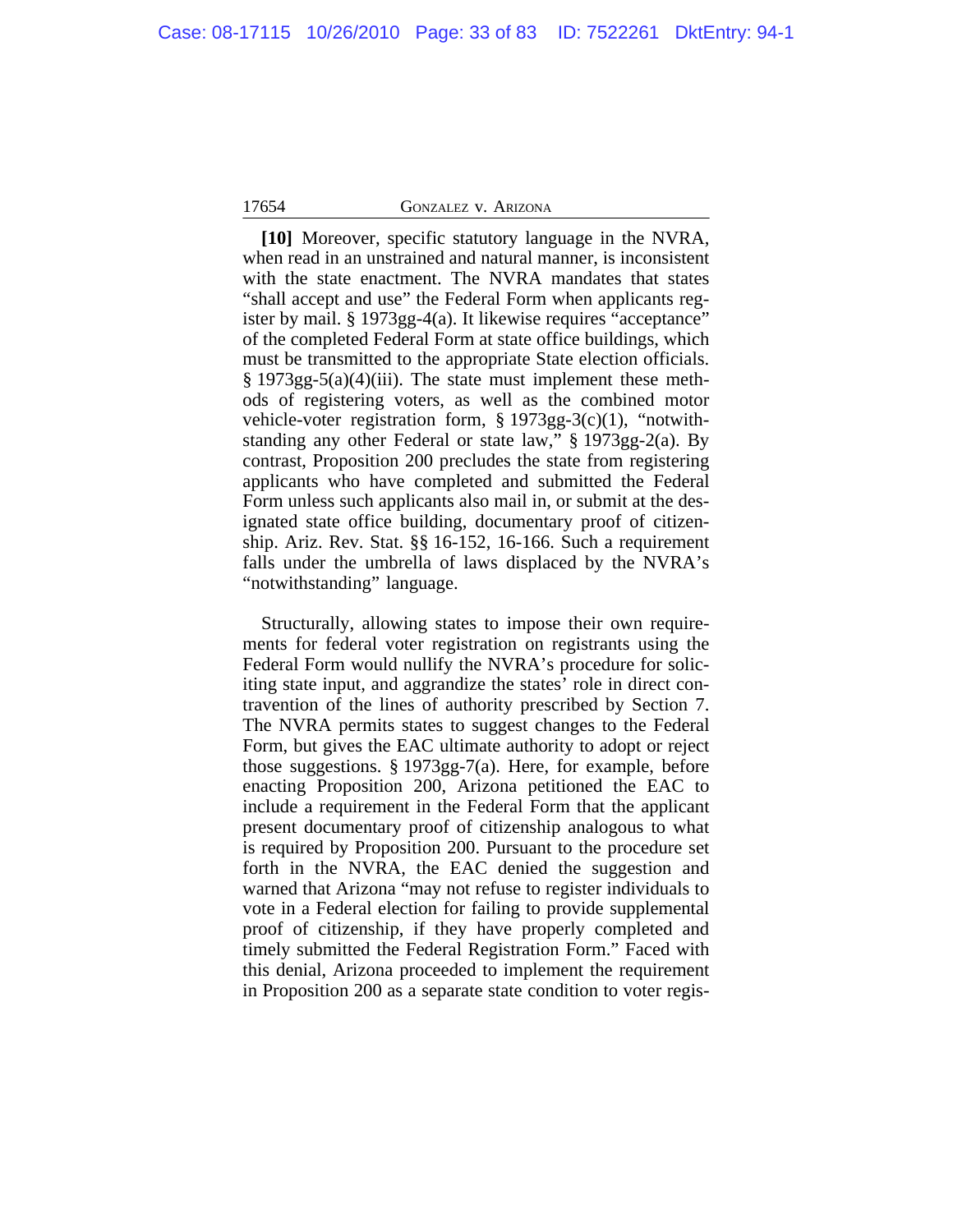**[10]** Moreover, specific statutory language in the NVRA, when read in an unstrained and natural manner, is inconsistent with the state enactment. The NVRA mandates that states "shall accept and use" the Federal Form when applicants register by mail. § 1973gg-4(a). It likewise requires "acceptance" of the completed Federal Form at state office buildings, which must be transmitted to the appropriate State election officials. § 1973gg-5(a)(4)(iii). The state must implement these methods of registering voters, as well as the combined motor vehicle-voter registration form, § 1973gg-3(c)(1), "notwithstanding any other Federal or state law," § 1973gg-2(a). By contrast, Proposition 200 precludes the state from registering applicants who have completed and submitted the Federal Form unless such applicants also mail in, or submit at the designated state office building, documentary proof of citizenship. Ariz. Rev. Stat. §§ 16-152, 16-166. Such a requirement falls under the umbrella of laws displaced by the NVRA's "notwithstanding" language.

Structurally, allowing states to impose their own requirements for federal voter registration on registrants using the Federal Form would nullify the NVRA's procedure for soliciting state input, and aggrandize the states' role in direct contravention of the lines of authority prescribed by Section 7. The NVRA permits states to suggest changes to the Federal Form, but gives the EAC ultimate authority to adopt or reject those suggestions. § 1973gg-7(a). Here, for example, before enacting Proposition 200, Arizona petitioned the EAC to include a requirement in the Federal Form that the applicant present documentary proof of citizenship analogous to what is required by Proposition 200. Pursuant to the procedure set forth in the NVRA, the EAC denied the suggestion and warned that Arizona "may not refuse to register individuals to vote in a Federal election for failing to provide supplemental proof of citizenship, if they have properly completed and timely submitted the Federal Registration Form." Faced with this denial, Arizona proceeded to implement the requirement in Proposition 200 as a separate state condition to voter regis-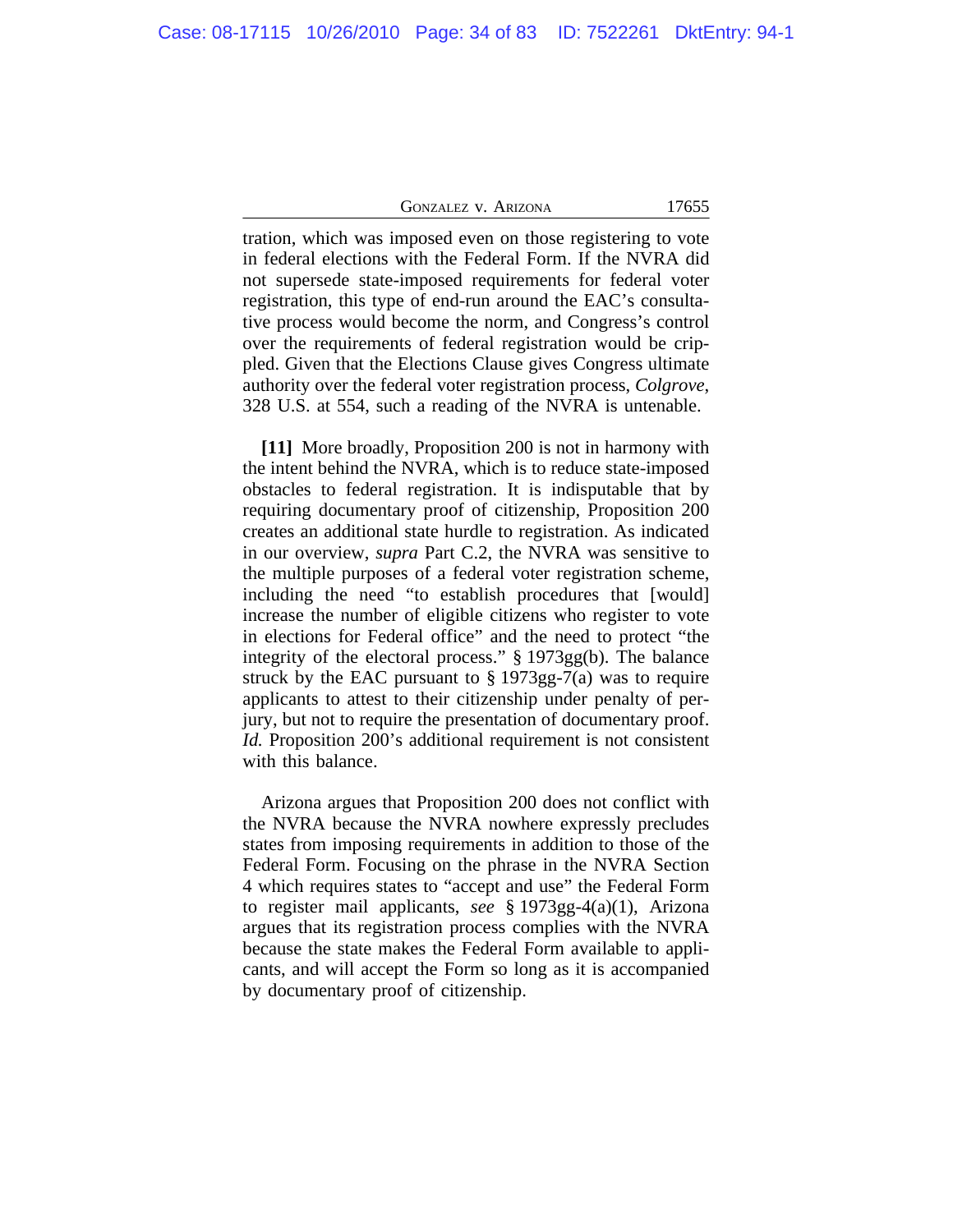tration, which was imposed even on those registering to vote in federal elections with the Federal Form. If the NVRA did not supersede state-imposed requirements for federal voter registration, this type of end-run around the EAC's consultative process would become the norm, and Congress's control over the requirements of federal registration would be crippled. Given that the Elections Clause gives Congress ultimate authority over the federal voter registration process, *Colgrove*, 328 U.S. at 554, such a reading of the NVRA is untenable.

**[11]** More broadly, Proposition 200 is not in harmony with the intent behind the NVRA, which is to reduce state-imposed obstacles to federal registration. It is indisputable that by requiring documentary proof of citizenship, Proposition 200 creates an additional state hurdle to registration. As indicated in our overview, *supra* Part C.2, the NVRA was sensitive to the multiple purposes of a federal voter registration scheme, including the need "to establish procedures that [would] increase the number of eligible citizens who register to vote in elections for Federal office" and the need to protect "the integrity of the electoral process." § 1973gg(b). The balance struck by the EAC pursuant to § 1973gg-7(a) was to require applicants to attest to their citizenship under penalty of perjury, but not to require the presentation of documentary proof. *Id.* Proposition 200's additional requirement is not consistent with this balance.

Arizona argues that Proposition 200 does not conflict with the NVRA because the NVRA nowhere expressly precludes states from imposing requirements in addition to those of the Federal Form. Focusing on the phrase in the NVRA Section 4 which requires states to "accept and use" the Federal Form to register mail applicants, *see* § 1973gg-4(a)(1), Arizona argues that its registration process complies with the NVRA because the state makes the Federal Form available to applicants, and will accept the Form so long as it is accompanied by documentary proof of citizenship.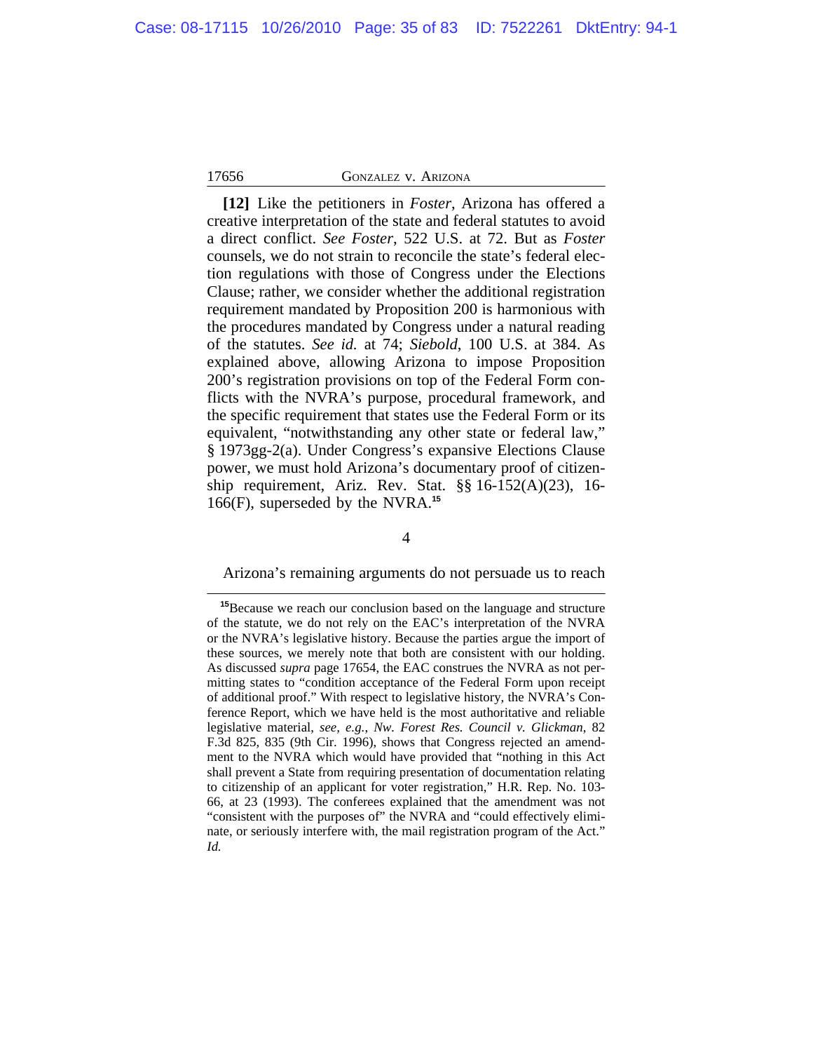**[12]** Like the petitioners in *Foster*, Arizona has offered a creative interpretation of the state and federal statutes to avoid a direct conflict. *See Foster*, 522 U.S. at 72. But as *Foster* counsels, we do not strain to reconcile the state's federal election regulations with those of Congress under the Elections Clause; rather, we consider whether the additional registration requirement mandated by Proposition 200 is harmonious with the procedures mandated by Congress under a natural reading of the statutes. *See id.* at 74; *Siebold*, 100 U.S. at 384. As explained above, allowing Arizona to impose Proposition 200's registration provisions on top of the Federal Form conflicts with the NVRA's purpose, procedural framework, and the specific requirement that states use the Federal Form or its equivalent, "notwithstanding any other state or federal law," § 1973gg-2(a). Under Congress's expansive Elections Clause power, we must hold Arizona's documentary proof of citizenship requirement, Ariz. Rev. Stat. §§ 16-152(A)(23), 16-166(F), superseded by the NVRA.[15]

4

Arizona's remaining arguments do not persuade us to reach

[15]Because we reach our conclusion based on the language and structure of the statute, we do not rely on the EAC's interpretation of the NVRA or the NVRA's legislative history. Because the parties argue the import of these sources, we merely note that both are consistent with our holding. As discussed *supra* page 17654, the EAC construes the NVRA as not permitting states to "condition acceptance of the Federal Form upon receipt of additional proof." With respect to legislative history, the NVRA's Conference Report, which we have held is the most authoritative and reliable legislative material, *see, e.g., Nw. Forest Res. Council v. Glickman*, 82 F.3d 825, 835 (9th Cir. 1996), shows that Congress rejected an amendment to the NVRA which would have provided that "nothing in this Act shall prevent a State from requiring presentation of documentation relating to citizenship of an applicant for voter registration," H.R. Rep. No. 103-66, at 23 (1993). The conferees explained that the amendment was not "consistent with the purposes of" the NVRA and "could effectively eliminate, or seriously interfere with, the mail registration program of the Act." *Id.*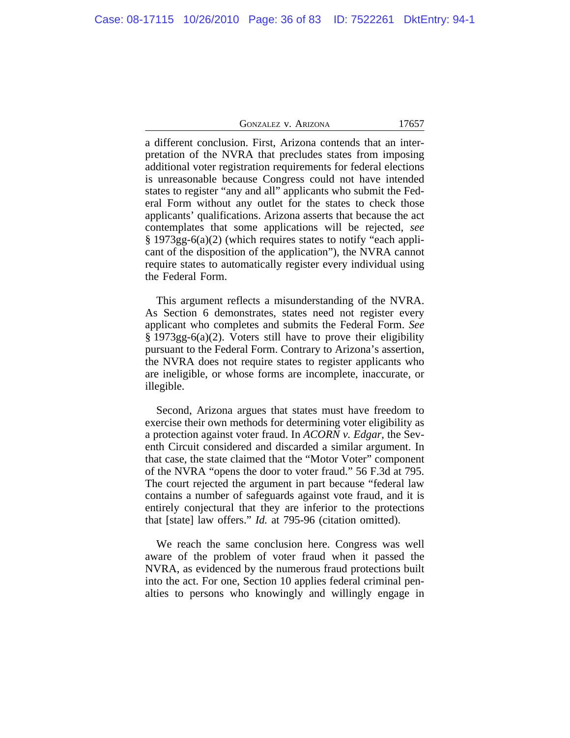a different conclusion. First, Arizona contends that an interpretation of the NVRA that precludes states from imposing additional voter registration requirements for federal elections is unreasonable because Congress could not have intended states to register "any and all" applicants who submit the Federal Form without any outlet for the states to check those applicants' qualifications. Arizona asserts that because the act contemplates that some applications will be rejected, *see* § 1973gg-6(a)(2) (which requires states to notify "each applicant of the disposition of the application"), the NVRA cannot require states to automatically register every individual using the Federal Form.

This argument reflects a misunderstanding of the NVRA. As Section 6 demonstrates, states need not register every applicant who completes and submits the Federal Form. *See* § 1973gg-6(a)(2). Voters still have to prove their eligibility pursuant to the Federal Form. Contrary to Arizona's assertion, the NVRA does not require states to register applicants who are ineligible, or whose forms are incomplete, inaccurate, or illegible.

Second, Arizona argues that states must have freedom to exercise their own methods for determining voter eligibility as a protection against voter fraud. In *ACORN v. Edgar*, the Seventh Circuit considered and discarded a similar argument. In that case, the state claimed that the "Motor Voter" component of the NVRA "opens the door to voter fraud." 56 F.3d at 795. The court rejected the argument in part because "federal law contains a number of safeguards against vote fraud, and it is entirely conjectural that they are inferior to the protections that [state] law offers." *Id.* at 795-96 (citation omitted).

We reach the same conclusion here. Congress was well aware of the problem of voter fraud when it passed the NVRA, as evidenced by the numerous fraud protections built into the act. For one, Section 10 applies federal criminal penalties to persons who knowingly and willingly engage in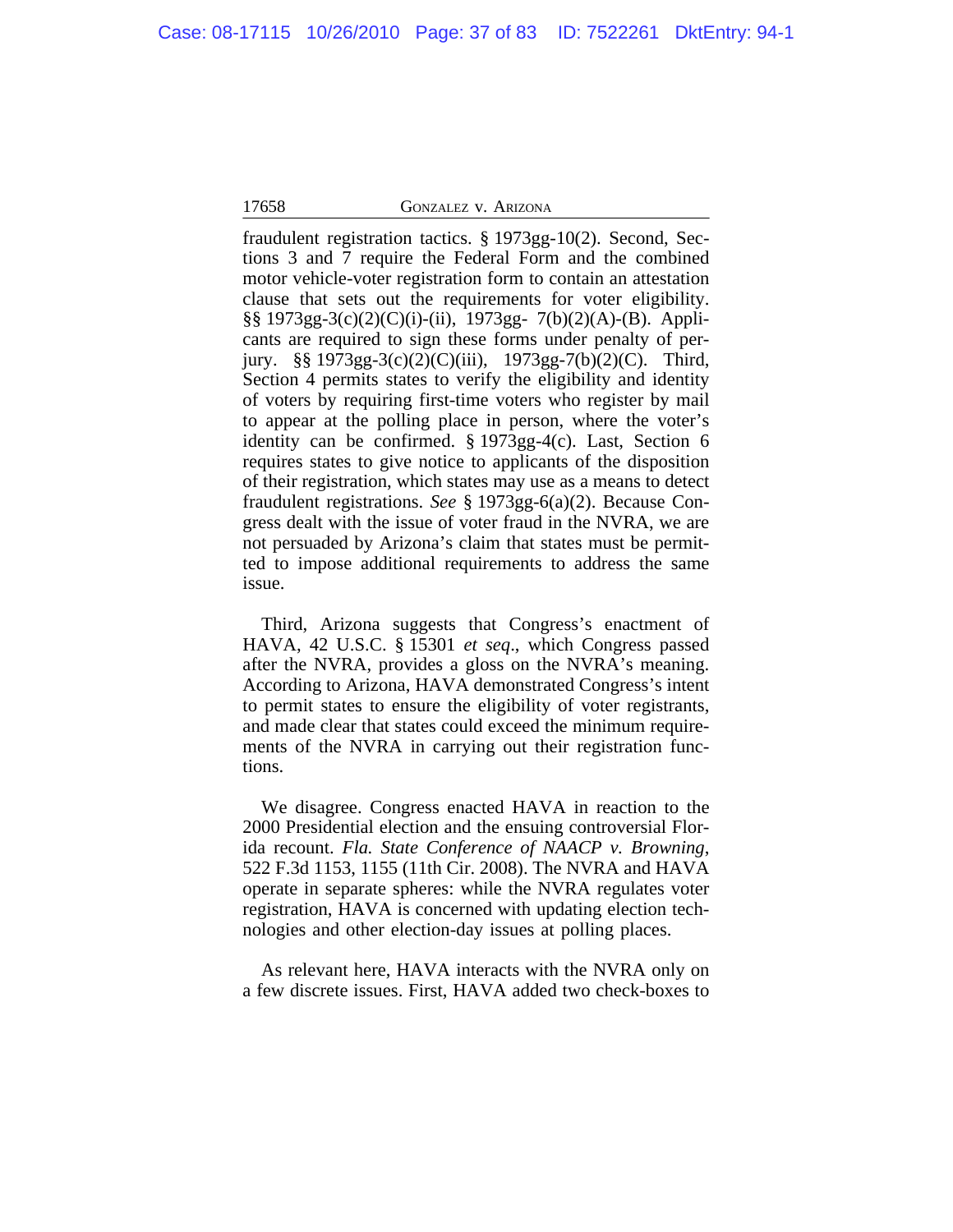fraudulent registration tactics. § 1973gg-10(2). Second, Sections 3 and 7 require the Federal Form and the combined motor vehicle-voter registration form to contain an attestation clause that sets out the requirements for voter eligibility. §§ 1973gg-3(c)(2)(C)(i)-(ii), 1973gg- 7(b)(2)(A)-(B). Applicants are required to sign these forms under penalty of perjury. §§ 1973gg-3(c)(2)(C)(iii), 1973gg-7(b)(2)(C). Third, Section 4 permits states to verify the eligibility and identity of voters by requiring first-time voters who register by mail to appear at the polling place in person, where the voter's identity can be confirmed. § 1973gg-4(c). Last, Section 6 requires states to give notice to applicants of the disposition of their registration, which states may use as a means to detect fraudulent registrations. *See* § 1973gg-6(a)(2). Because Congress dealt with the issue of voter fraud in the NVRA, we are not persuaded by Arizona's claim that states must be permitted to impose additional requirements to address the same issue.

Third, Arizona suggests that Congress's enactment of HAVA, 42 U.S.C. § 15301 *et seq*., which Congress passed after the NVRA, provides a gloss on the NVRA's meaning. According to Arizona, HAVA demonstrated Congress's intent to permit states to ensure the eligibility of voter registrants, and made clear that states could exceed the minimum requirements of the NVRA in carrying out their registration functions.

We disagree. Congress enacted HAVA in reaction to the 2000 Presidential election and the ensuing controversial Florida recount. *Fla. State Conference of NAACP v. Browning*, 522 F.3d 1153, 1155 (11th Cir. 2008). The NVRA and HAVA operate in separate spheres: while the NVRA regulates voter registration, HAVA is concerned with updating election technologies and other election-day issues at polling places.

As relevant here, HAVA interacts with the NVRA only on a few discrete issues. First, HAVA added two check-boxes to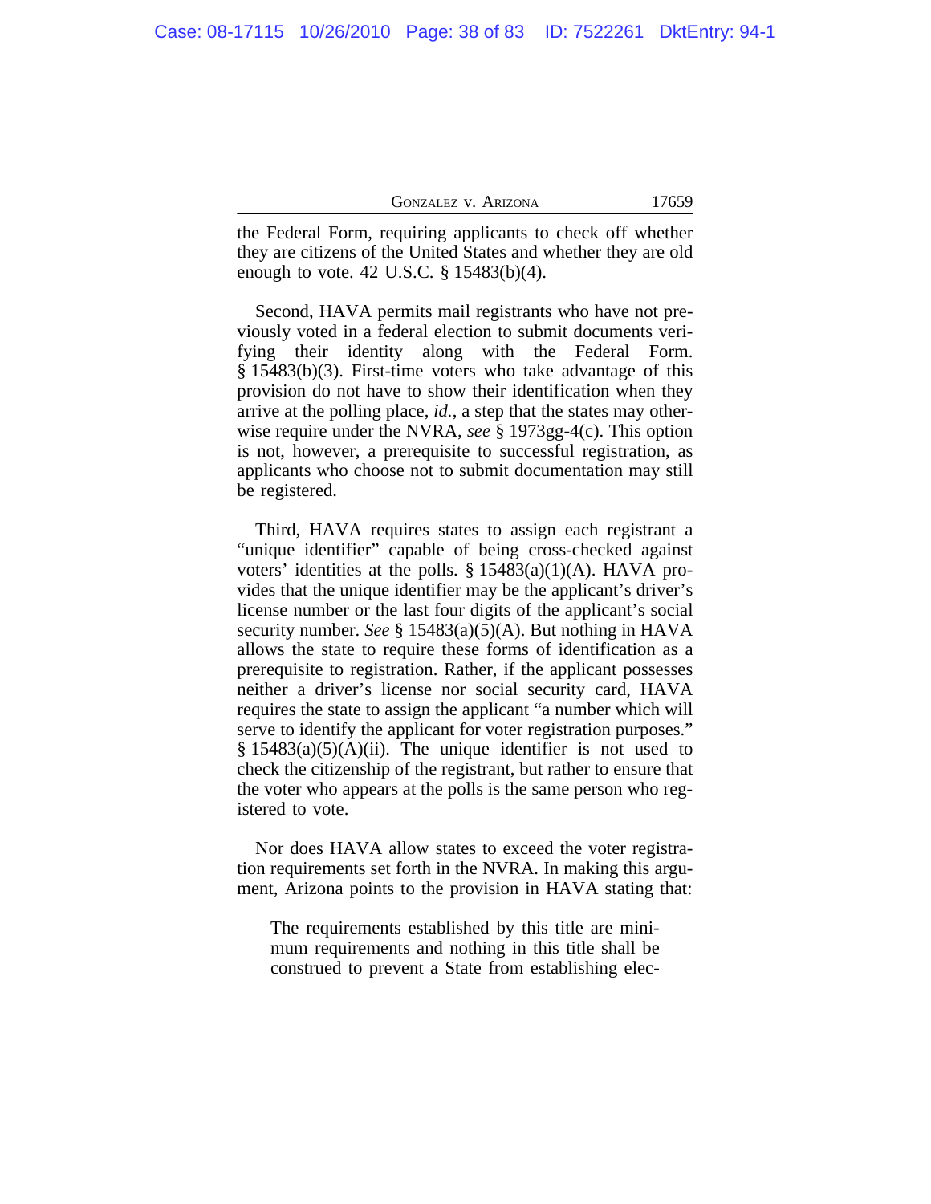the Federal Form, requiring applicants to check off whether they are citizens of the United States and whether they are old enough to vote. 42 U.S.C. § 15483(b)(4).

Second, HAVA permits mail registrants who have not previously voted in a federal election to submit documents verifying their identity along with the Federal Form. § 15483(b)(3). First-time voters who take advantage of this provision do not have to show their identification when they arrive at the polling place, *id.*, a step that the states may otherwise require under the NVRA, *see* § 1973gg-4(c). This option is not, however, a prerequisite to successful registration, as applicants who choose not to submit documentation may still be registered.

Third, HAVA requires states to assign each registrant a "unique identifier" capable of being cross-checked against voters' identities at the polls. § 15483(a)(1)(A). HAVA provides that the unique identifier may be the applicant's driver's license number or the last four digits of the applicant's social security number. *See* § 15483(a)(5)(A). But nothing in HAVA allows the state to require these forms of identification as a prerequisite to registration. Rather, if the applicant possesses neither a driver's license nor social security card, HAVA requires the state to assign the applicant "a number which will serve to identify the applicant for voter registration purposes." § 15483(a)(5)(A)(ii). The unique identifier is not used to check the citizenship of the registrant, but rather to ensure that the voter who appears at the polls is the same person who registered to vote.

Nor does HAVA allow states to exceed the voter registration requirements set forth in the NVRA. In making this argument, Arizona points to the provision in HAVA stating that:

> The requirements established by this title are minimum requirements and nothing in this title shall be construed to prevent a State from establishing elec-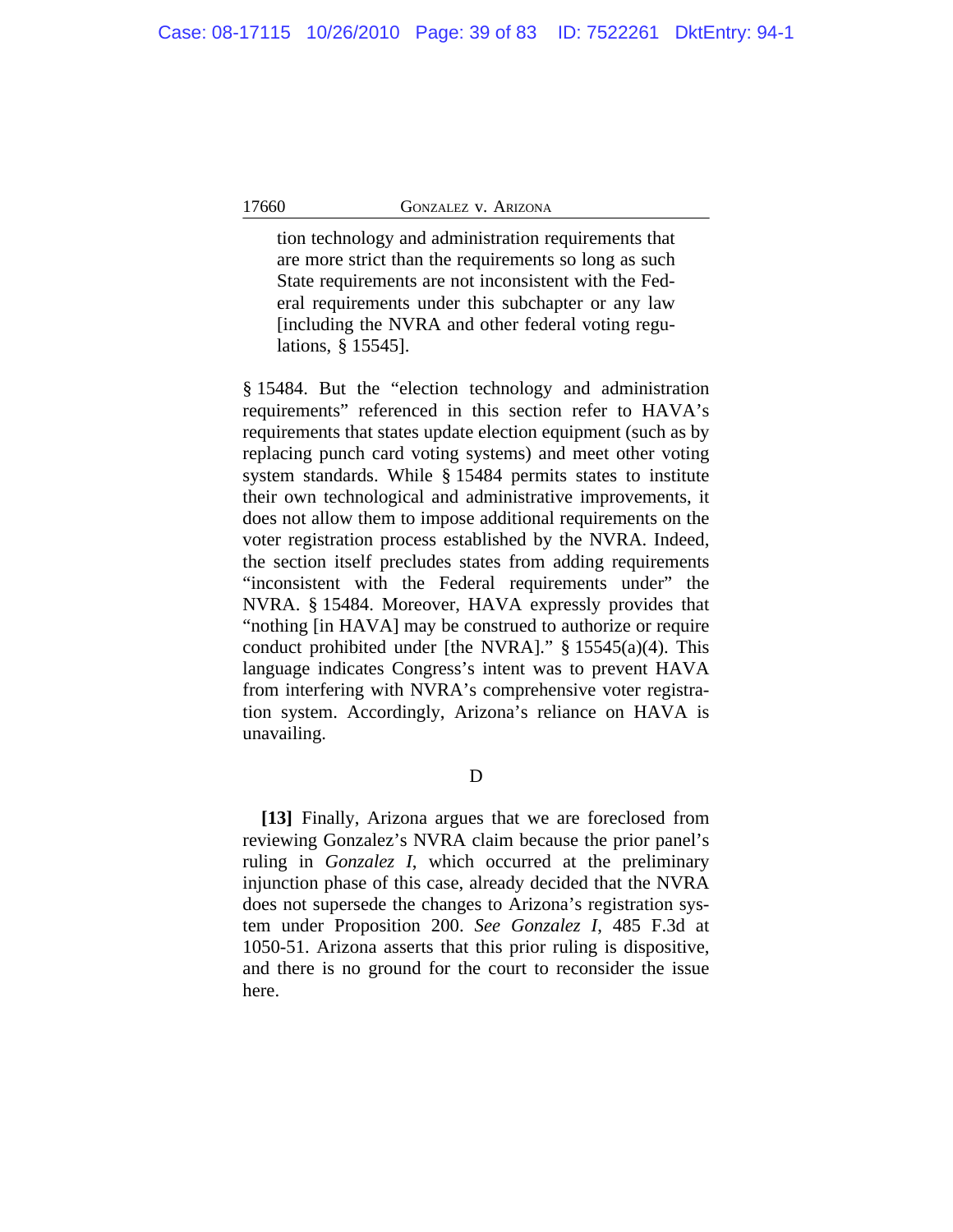> tion technology and administration requirements that are more strict than the requirements so long as such State requirements are not inconsistent with the Federal requirements under this subchapter or any law [including the NVRA and other federal voting regulations, § 15545].

§ 15484. But the "election technology and administration requirements" referenced in this section refer to HAVA's requirements that states update election equipment (such as by replacing punch card voting systems) and meet other voting system standards. While § 15484 permits states to institute their own technological and administrative improvements, it does not allow them to impose additional requirements on the voter registration process established by the NVRA. Indeed, the section itself precludes states from adding requirements "inconsistent with the Federal requirements under" the NVRA. § 15484. Moreover, HAVA expressly provides that "nothing [in HAVA] may be construed to authorize or require conduct prohibited under [the NVRA]." § 15545(a)(4). This language indicates Congress's intent was to prevent HAVA from interfering with NVRA's comprehensive voter registration system. Accordingly, Arizona's reliance on HAVA is unavailing.

D

**[13]** Finally, Arizona argues that we are foreclosed from reviewing Gonzalez's NVRA claim because the prior panel's ruling in *Gonzalez I*, which occurred at the preliminary injunction phase of this case, already decided that the NVRA does not supersede the changes to Arizona's registration system under Proposition 200. *See Gonzalez I*, 485 F.3d at 1050-51. Arizona asserts that this prior ruling is dispositive, and there is no ground for the court to reconsider the issue here.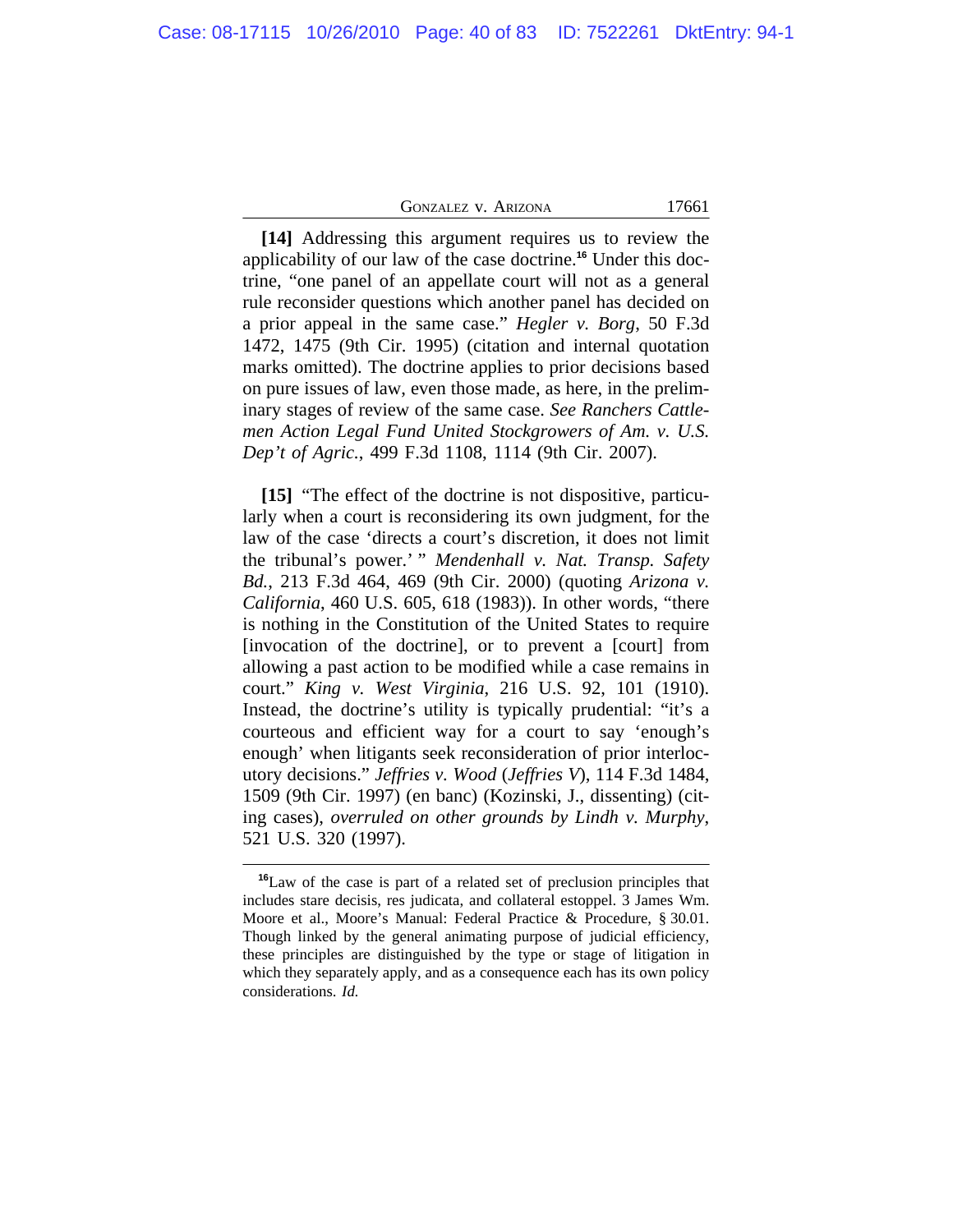**[14]** Addressing this argument requires us to review the applicability of our law of the case doctrine.[16] Under this doctrine, "one panel of an appellate court will not as a general rule reconsider questions which another panel has decided on a prior appeal in the same case." *Hegler v. Borg*, 50 F.3d 1472, 1475 (9th Cir. 1995) (citation and internal quotation marks omitted). The doctrine applies to prior decisions based on pure issues of law, even those made, as here, in the preliminary stages of review of the same case. *See Ranchers Cattlemen Action Legal Fund United Stockgrowers of Am. v. U.S. Dep't of Agric.*, 499 F.3d 1108, 1114 (9th Cir. 2007).

**[15]** "The effect of the doctrine is not dispositive, particularly when a court is reconsidering its own judgment, for the law of the case 'directs a court's discretion, it does not limit the tribunal's power.' " *Mendenhall v. Nat. Transp. Safety Bd.*, 213 F.3d 464, 469 (9th Cir. 2000) (quoting *Arizona v. California*, 460 U.S. 605, 618 (1983)). In other words, "there is nothing in the Constitution of the United States to require [invocation of the doctrine], or to prevent a [court] from allowing a past action to be modified while a case remains in court." *King v. West Virginia*, 216 U.S. 92, 101 (1910). Instead, the doctrine's utility is typically prudential: "it's a courteous and efficient way for a court to say 'enough's enough' when litigants seek reconsideration of prior interlocutory decisions." *Jeffries v. Wood* (*Jeffries V*), 114 F.3d 1484, 1509 (9th Cir. 1997) (en banc) (Kozinski, J., dissenting) (citing cases), *overruled on other grounds by Lindh v. Murphy*, 521 U.S. 320 (1997).

---

[16] Law of the case is part of a related set of preclusion principles that includes stare decisis, res judicata, and collateral estoppel. 3 James Wm. Moore et al., Moore's Manual: Federal Practice & Procedure, § 30.01. Though linked by the general animating purpose of judicial efficiency, these principles are distinguished by the type or stage of litigation in which they separately apply, and as a consequence each has its own policy considerations. *Id.*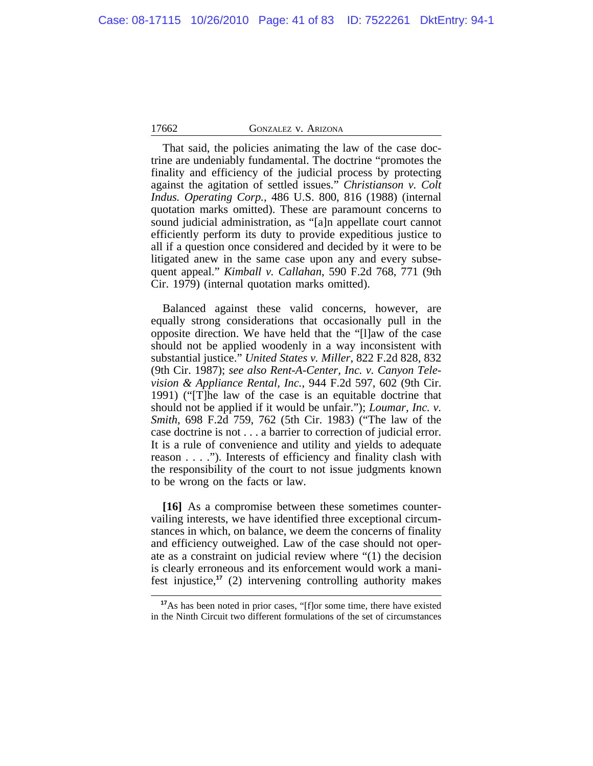That said, the policies animating the law of the case doctrine are undeniably fundamental. The doctrine "promotes the finality and efficiency of the judicial process by protecting against the agitation of settled issues." *Christianson v. Colt Indus. Operating Corp.*, 486 U.S. 800, 816 (1988) (internal quotation marks omitted). These are paramount concerns to sound judicial administration, as "[a]n appellate court cannot efficiently perform its duty to provide expeditious justice to all if a question once considered and decided by it were to be litigated anew in the same case upon any and every subsequent appeal." *Kimball v. Callahan*, 590 F.2d 768, 771 (9th Cir. 1979) (internal quotation marks omitted).

Balanced against these valid concerns, however, are equally strong considerations that occasionally pull in the opposite direction. We have held that the "[l]aw of the case should not be applied woodenly in a way inconsistent with substantial justice." *United States v. Miller*, 822 F.2d 828, 832 (9th Cir. 1987); *see also Rent-A-Center, Inc. v. Canyon Television & Appliance Rental, Inc.*, 944 F.2d 597, 602 (9th Cir. 1991) ("[T]he law of the case is an equitable doctrine that should not be applied if it would be unfair."); *Loumar, Inc. v. Smith*, 698 F.2d 759, 762 (5th Cir. 1983) ("The law of the case doctrine is not . . . a barrier to correction of judicial error. It is a rule of convenience and utility and yields to adequate reason . . . ."). Interests of efficiency and finality clash with the responsibility of the court to not issue judgments known to be wrong on the facts or law.

**[16]** As a compromise between these sometimes countervailing interests, we have identified three exceptional circumstances in which, on balance, we deem the concerns of finality and efficiency outweighed. Law of the case should not operate as a constraint on judicial review where "(1) the decision is clearly erroneous and its enforcement would work a manifest injustice,[17] (2) intervening controlling authority makes

---

[17] As has been noted in prior cases, "[f]or some time, there have existed in the Ninth Circuit two different formulations of the set of circumstances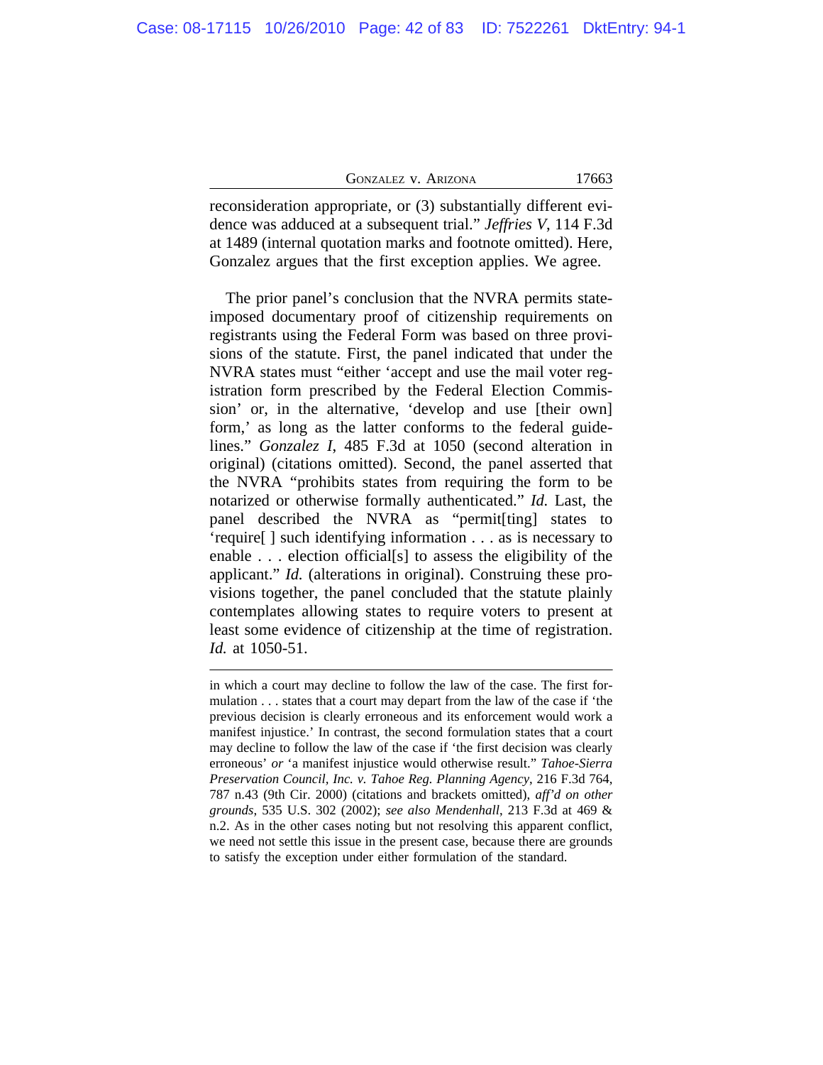reconsideration appropriate, or (3) substantially different evidence was adduced at a subsequent trial." *Jeffries V*, 114 F.3d at 1489 (internal quotation marks and footnote omitted). Here, Gonzalez argues that the first exception applies. We agree.

The prior panel's conclusion that the NVRA permits state-imposed documentary proof of citizenship requirements on registrants using the Federal Form was based on three provisions of the statute. First, the panel indicated that under the NVRA states must "either 'accept and use the mail voter registration form prescribed by the Federal Election Commission' or, in the alternative, 'develop and use [their own] form,' as long as the latter conforms to the federal guidelines." *Gonzalez I*, 485 F.3d at 1050 (second alteration in original) (citations omitted). Second, the panel asserted that the NVRA "prohibits states from requiring the form to be notarized or otherwise formally authenticated." *Id.* Last, the panel described the NVRA as "permit[ting] states to 'require[ ] such identifying information . . . as is necessary to enable . . . election official[s] to assess the eligibility of the applicant." *Id.* (alterations in original). Construing these provisions together, the panel concluded that the statute plainly contemplates allowing states to require voters to present at least some evidence of citizenship at the time of registration. *Id.* at 1050-51.

---

in which a court may decline to follow the law of the case. The first formulation . . . states that a court may depart from the law of the case if 'the previous decision is clearly erroneous and its enforcement would work a manifest injustice.' In contrast, the second formulation states that a court may decline to follow the law of the case if 'the first decision was clearly erroneous' *or* 'a manifest injustice would otherwise result." *Tahoe-Sierra Preservation Council, Inc. v. Tahoe Reg. Planning Agency*, 216 F.3d 764, 787 n.43 (9th Cir. 2000) (citations and brackets omitted), *aff'd on other grounds*, 535 U.S. 302 (2002); *see also Mendenhall*, 213 F.3d at 469 & n.2. As in the other cases noting but not resolving this apparent conflict, we need not settle this issue in the present case, because there are grounds to satisfy the exception under either formulation of the standard.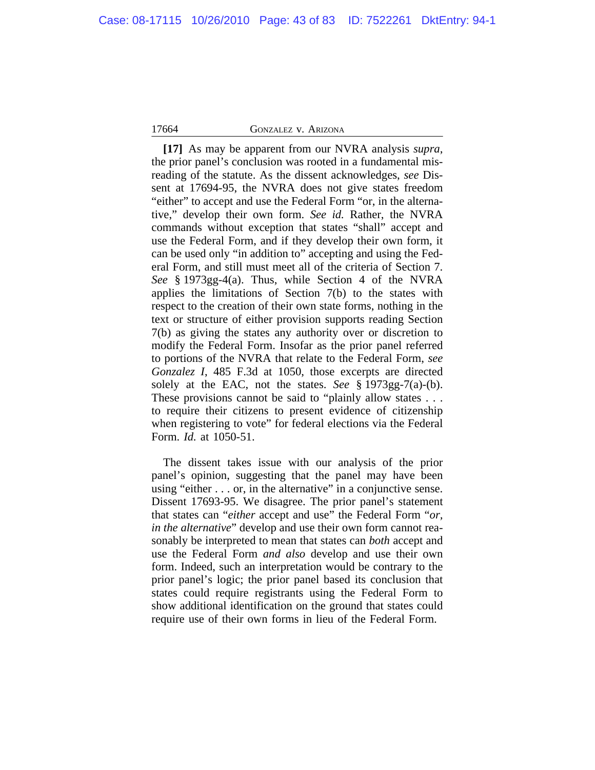**[17]** As may be apparent from our NVRA analysis *supra*, the prior panel's conclusion was rooted in a fundamental misreading of the statute. As the dissent acknowledges, *see* Dissent at 17694-95, the NVRA does not give states freedom "either" to accept and use the Federal Form "or, in the alternative," develop their own form. *See id.* Rather, the NVRA commands without exception that states "shall" accept and use the Federal Form, and if they develop their own form, it can be used only "in addition to" accepting and using the Federal Form, and still must meet all of the criteria of Section 7. *See* § 1973gg-4(a). Thus, while Section 4 of the NVRA applies the limitations of Section 7(b) to the states with respect to the creation of their own state forms, nothing in the text or structure of either provision supports reading Section 7(b) as giving the states any authority over or discretion to modify the Federal Form. Insofar as the prior panel referred to portions of the NVRA that relate to the Federal Form, *see* *Gonzalez I*, 485 F.3d at 1050, those excerpts are directed solely at the EAC, not the states. *See* § 1973gg-7(a)-(b). These provisions cannot be said to "plainly allow states . . . to require their citizens to present evidence of citizenship when registering to vote" for federal elections via the Federal Form. *Id.* at 1050-51.

The dissent takes issue with our analysis of the prior panel's opinion, suggesting that the panel may have been using "either . . . or, in the alternative" in a conjunctive sense. Dissent 17693-95. We disagree. The prior panel's statement that states can "*either* accept and use" the Federal Form "*or, in the alternative*" develop and use their own form cannot reasonably be interpreted to mean that states can *both* accept and use the Federal Form *and also* develop and use their own form. Indeed, such an interpretation would be contrary to the prior panel's logic; the prior panel based its conclusion that states could require registrants using the Federal Form to show additional identification on the ground that states could require use of their own forms in lieu of the Federal Form.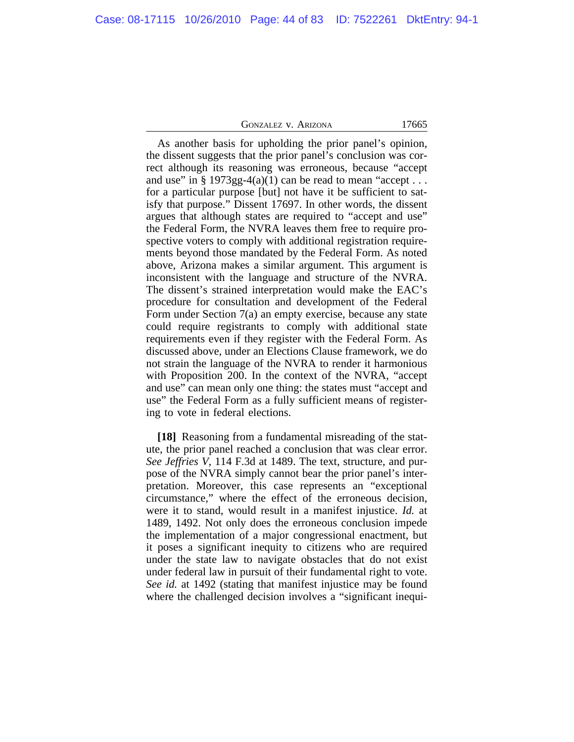As another basis for upholding the prior panel's opinion, the dissent suggests that the prior panel's conclusion was correct although its reasoning was erroneous, because "accept and use" in § 1973gg-4(a)(1) can be read to mean "accept . . . for a particular purpose [but] not have it be sufficient to satisfy that purpose." Dissent 17697. In other words, the dissent argues that although states are required to "accept and use" the Federal Form, the NVRA leaves them free to require prospective voters to comply with additional registration requirements beyond those mandated by the Federal Form. As noted above, Arizona makes a similar argument. This argument is inconsistent with the language and structure of the NVRA. The dissent's strained interpretation would make the EAC's procedure for consultation and development of the Federal Form under Section 7(a) an empty exercise, because any state could require registrants to comply with additional state requirements even if they register with the Federal Form. As discussed above, under an Elections Clause framework, we do not strain the language of the NVRA to render it harmonious with Proposition 200. In the context of the NVRA, "accept and use" can mean only one thing: the states must "accept and use" the Federal Form as a fully sufficient means of registering to vote in federal elections.

**[18]** Reasoning from a fundamental misreading of the statute, the prior panel reached a conclusion that was clear error. *See Jeffries V*, 114 F.3d at 1489. The text, structure, and purpose of the NVRA simply cannot bear the prior panel's interpretation. Moreover, this case represents an "exceptional circumstance," where the effect of the erroneous decision, were it to stand, would result in a manifest injustice. *Id.* at 1489, 1492. Not only does the erroneous conclusion impede the implementation of a major congressional enactment, but it poses a significant inequity to citizens who are required under the state law to navigate obstacles that do not exist under federal law in pursuit of their fundamental right to vote. *See id.* at 1492 (stating that manifest injustice may be found where the challenged decision involves a "significant inequi-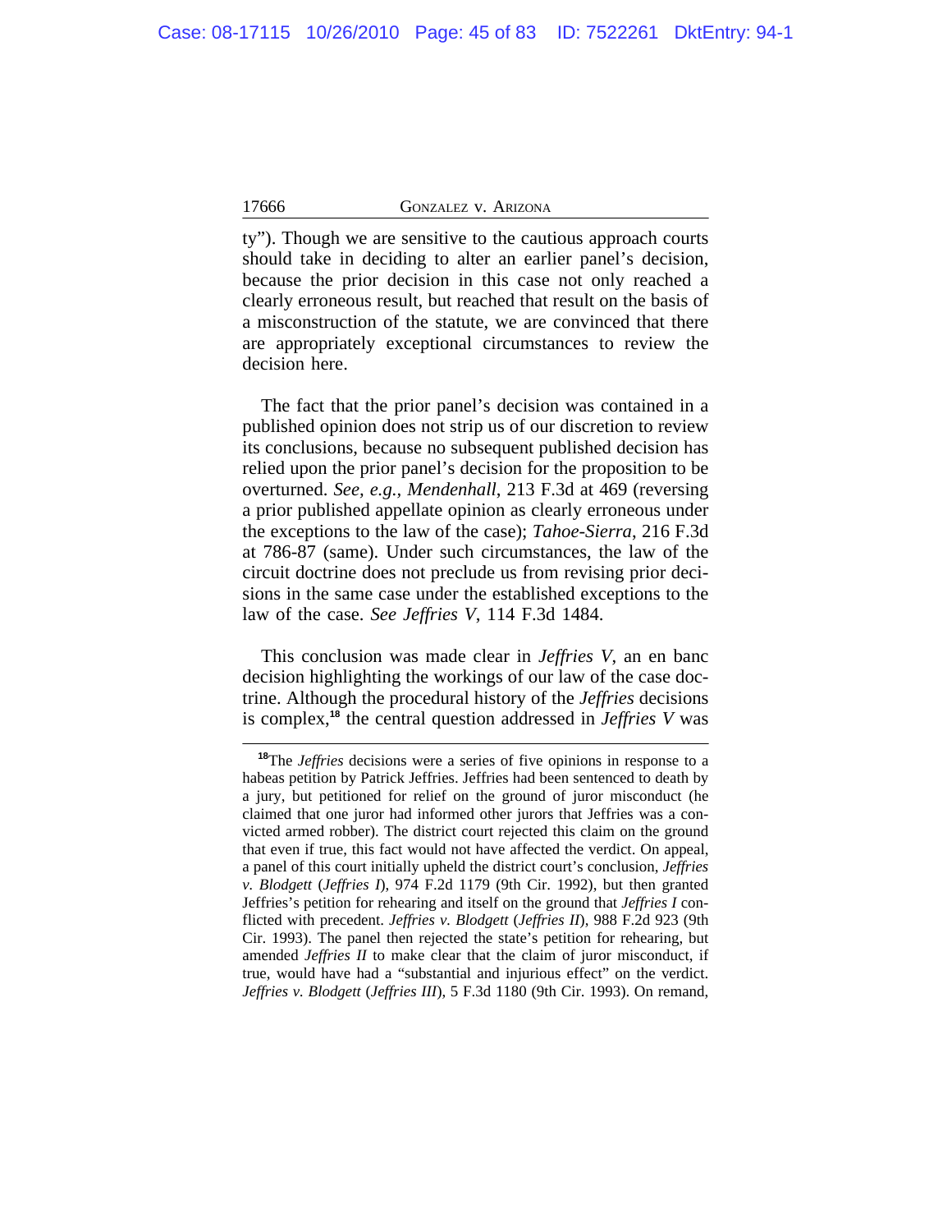ty"). Though we are sensitive to the cautious approach courts should take in deciding to alter an earlier panel's decision, because the prior decision in this case not only reached a clearly erroneous result, but reached that result on the basis of a misconstruction of the statute, we are convinced that there are appropriately exceptional circumstances to review the decision here.

The fact that the prior panel's decision was contained in a published opinion does not strip us of our discretion to review its conclusions, because no subsequent published decision has relied upon the prior panel's decision for the proposition to be overturned. *See, e.g.*, *Mendenhall*, 213 F.3d at 469 (reversing a prior published appellate opinion as clearly erroneous under the exceptions to the law of the case); *Tahoe-Sierra*, 216 F.3d at 786-87 (same). Under such circumstances, the law of the circuit doctrine does not preclude us from revising prior decisions in the same case under the established exceptions to the law of the case. *See Jeffries V*, 114 F.3d 1484.

This conclusion was made clear in *Jeffries V*, an en banc decision highlighting the workings of our law of the case doctrine. Although the procedural history of the *Jeffries* decisions is complex,[18] the central question addressed in *Jeffries V* was

---

[18]The *Jeffries* decisions were a series of five opinions in response to a habeas petition by Patrick Jeffries. Jeffries had been sentenced to death by a jury, but petitioned for relief on the ground of juror misconduct (he claimed that one juror had informed other jurors that Jeffries was a convicted armed robber). The district court rejected this claim on the ground that even if true, this fact would not have affected the verdict. On appeal, a panel of this court initially upheld the district court's conclusion, *Jeffries v. Blodgett* (*Jeffries I*), 974 F.2d 1179 (9th Cir. 1992), but then granted Jeffries's petition for rehearing and itself on the ground that *Jeffries I* conflicted with precedent. *Jeffries v. Blodgett* (*Jeffries II*), 988 F.2d 923 (9th Cir. 1993). The panel then rejected the state's petition for rehearing, but amended *Jeffries II* to make clear that the claim of juror misconduct, if true, would have had a "substantial and injurious effect" on the verdict. *Jeffries v. Blodgett* (*Jeffries III*), 5 F.3d 1180 (9th Cir. 1993). On remand,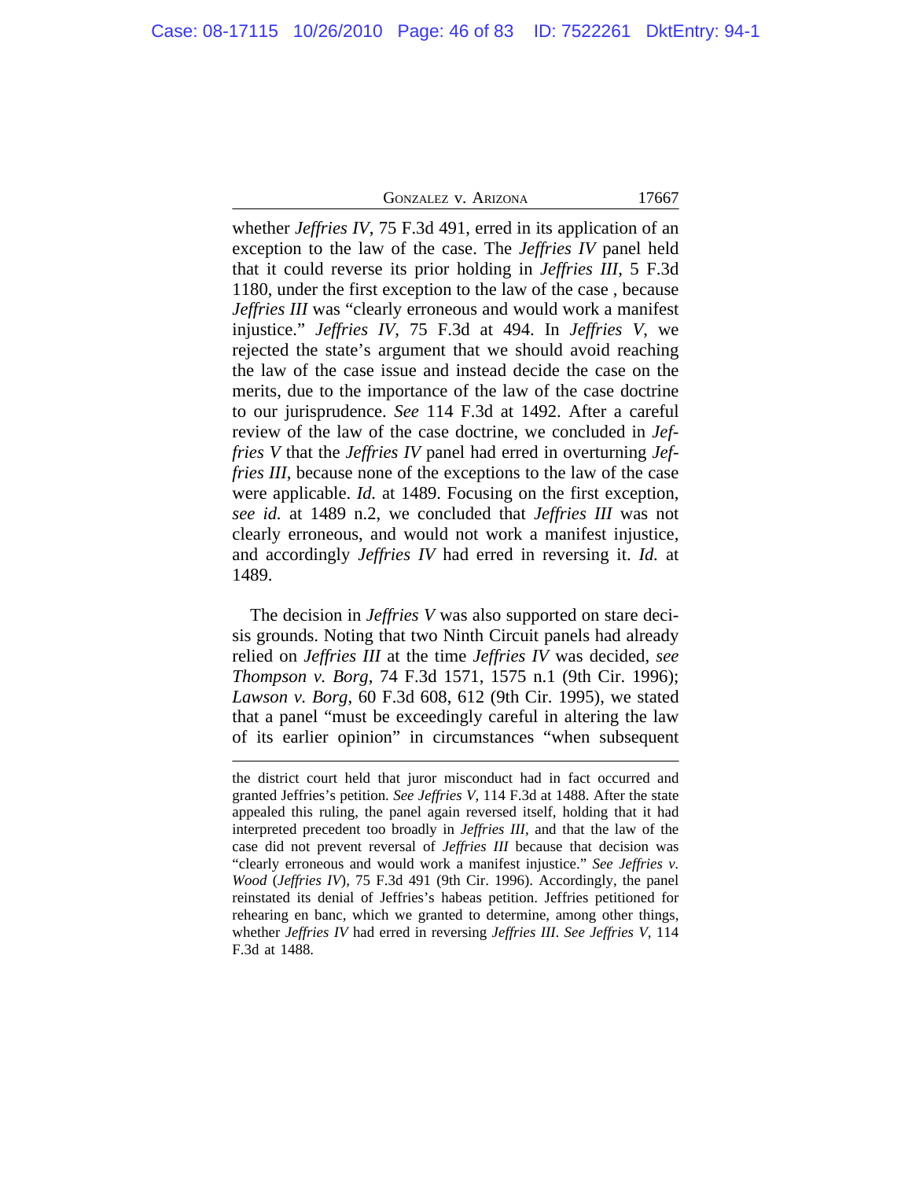whether *Jeffries IV*, 75 F.3d 491, erred in its application of an exception to the law of the case. The *Jeffries IV* panel held that it could reverse its prior holding in *Jeffries III*, 5 F.3d 1180, under the first exception to the law of the case , because *Jeffries III* was "clearly erroneous and would work a manifest injustice." *Jeffries IV*, 75 F.3d at 494. In *Jeffries V*, we rejected the state's argument that we should avoid reaching the law of the case issue and instead decide the case on the merits, due to the importance of the law of the case doctrine to our jurisprudence. *See* 114 F.3d at 1492. After a careful review of the law of the case doctrine, we concluded in *Jeffries V* that the *Jeffries IV* panel had erred in overturning *Jeffries III*, because none of the exceptions to the law of the case were applicable. *Id.* at 1489. Focusing on the first exception, *see id.* at 1489 n.2, we concluded that *Jeffries III* was not clearly erroneous, and would not work a manifest injustice, and accordingly *Jeffries IV* had erred in reversing it. *Id.* at 1489.

The decision in *Jeffries V* was also supported on stare decisis grounds. Noting that two Ninth Circuit panels had already relied on *Jeffries III* at the time *Jeffries IV* was decided, *see Thompson v. Borg*, 74 F.3d 1571, 1575 n.1 (9th Cir. 1996); *Lawson v. Borg*, 60 F.3d 608, 612 (9th Cir. 1995), we stated that a panel "must be exceedingly careful in altering the law of its earlier opinion" in circumstances "when subsequent

---

the district court held that juror misconduct had in fact occurred and granted Jeffries's petition. *See Jeffries V*, 114 F.3d at 1488. After the state appealed this ruling, the panel again reversed itself, holding that it had interpreted precedent too broadly in *Jeffries III*, and that the law of the case did not prevent reversal of *Jeffries III* because that decision was "clearly erroneous and would work a manifest injustice." *See Jeffries v. Wood* (*Jeffries IV*), 75 F.3d 491 (9th Cir. 1996). Accordingly, the panel reinstated its denial of Jeffries's habeas petition. Jeffries petitioned for rehearing en banc, which we granted to determine, among other things, whether *Jeffries IV* had erred in reversing *Jeffries III*. *See Jeffries V*, 114 F.3d at 1488.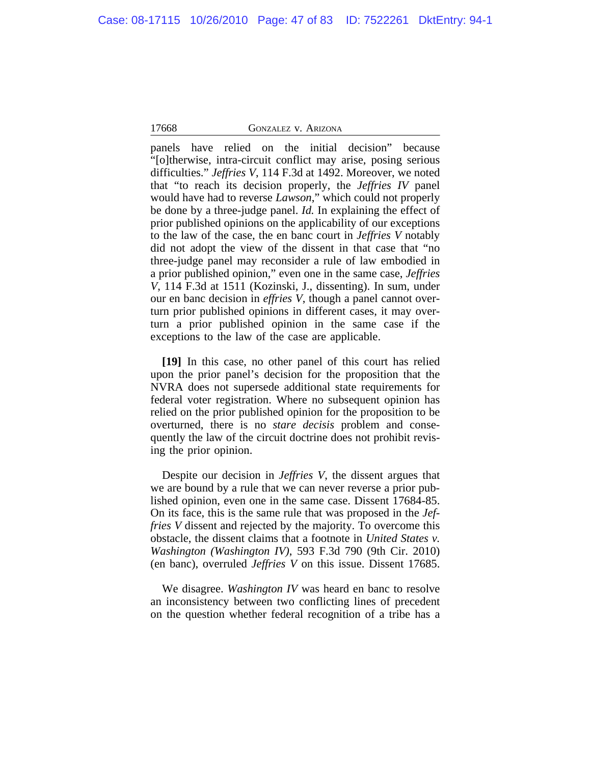panels have relied on the initial decision" because "[o]therwise, intra-circuit conflict may arise, posing serious difficulties." *Jeffries V*, 114 F.3d at 1492. Moreover, we noted that "to reach its decision properly, the *Jeffries IV* panel would have had to reverse *Lawson*," which could not properly be done by a three-judge panel. *Id.* In explaining the effect of prior published opinions on the applicability of our exceptions to the law of the case, the en banc court in *Jeffries V* notably did not adopt the view of the dissent in that case that "no three-judge panel may reconsider a rule of law embodied in a prior published opinion," even one in the same case, *Jeffries V*, 114 F.3d at 1511 (Kozinski, J., dissenting). In sum, under our en banc decision in *effries V*, though a panel cannot overturn prior published opinions in different cases, it may overturn a prior published opinion in the same case if the exceptions to the law of the case are applicable.

**[19]** In this case, no other panel of this court has relied upon the prior panel's decision for the proposition that the NVRA does not supersede additional state requirements for federal voter registration. Where no subsequent opinion has relied on the prior published opinion for the proposition to be overturned, there is no *stare decisis* problem and consequently the law of the circuit doctrine does not prohibit revising the prior opinion.

Despite our decision in *Jeffries V*, the dissent argues that we are bound by a rule that we can never reverse a prior published opinion, even one in the same case. Dissent 17684-85. On its face, this is the same rule that was proposed in the *Jeffries V* dissent and rejected by the majority. To overcome this obstacle, the dissent claims that a footnote in *United States v. Washington (Washington IV)*, 593 F.3d 790 (9th Cir. 2010) (en banc), overruled *Jeffries V* on this issue. Dissent 17685.

We disagree. *Washington IV* was heard en banc to resolve an inconsistency between two conflicting lines of precedent on the question whether federal recognition of a tribe has a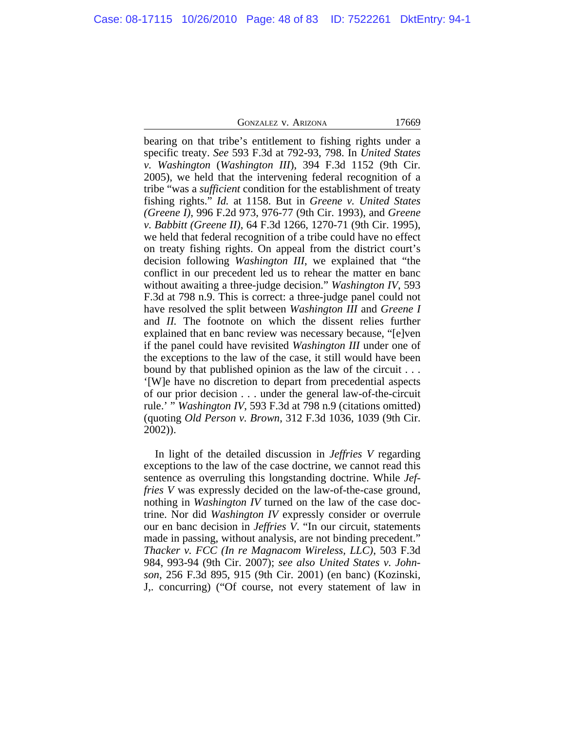bearing on that tribe's entitlement to fishing rights under a specific treaty. *See* 593 F.3d at 792-93, 798. In *United States v. Washington* (*Washington III*), 394 F.3d 1152 (9th Cir. 2005), we held that the intervening federal recognition of a tribe "was a *sufficient* condition for the establishment of treaty fishing rights." *Id.* at 1158. But in *Greene v. United States (Greene I)*, 996 F.2d 973, 976-77 (9th Cir. 1993), and *Greene v. Babbitt (Greene II)*, 64 F.3d 1266, 1270-71 (9th Cir. 1995), we held that federal recognition of a tribe could have no effect on treaty fishing rights. On appeal from the district court's decision following *Washington III*, we explained that "the conflict in our precedent led us to rehear the matter en banc without awaiting a three-judge decision." *Washington IV*, 593 F.3d at 798 n.9. This is correct: a three-judge panel could not have resolved the split between *Washington III* and *Greene I* and *II.* The footnote on which the dissent relies further explained that en banc review was necessary because, "[e]ven if the panel could have revisited *Washington III* under one of the exceptions to the law of the case, it still would have been bound by that published opinion as the law of the circuit . . . '[W]e have no discretion to depart from precedential aspects of our prior decision . . . under the general law-of-the-circuit rule.' " *Washington IV*, 593 F.3d at 798 n.9 (citations omitted) (quoting *Old Person v. Brown*, 312 F.3d 1036, 1039 (9th Cir. 2002)).

In light of the detailed discussion in *Jeffries V* regarding exceptions to the law of the case doctrine, we cannot read this sentence as overruling this longstanding doctrine. While *Jeffries V* was expressly decided on the law-of-the-case ground, nothing in *Washington IV* turned on the law of the case doctrine. Nor did *Washington IV* expressly consider or overrule our en banc decision in *Jeffries V*. "In our circuit, statements made in passing, without analysis, are not binding precedent." *Thacker v. FCC (In re Magnacom Wireless, LLC)*, 503 F.3d 984, 993-94 (9th Cir. 2007); *see also United States v. Johnson*, 256 F.3d 895, 915 (9th Cir. 2001) (en banc) (Kozinski, J,. concurring) ("Of course, not every statement of law in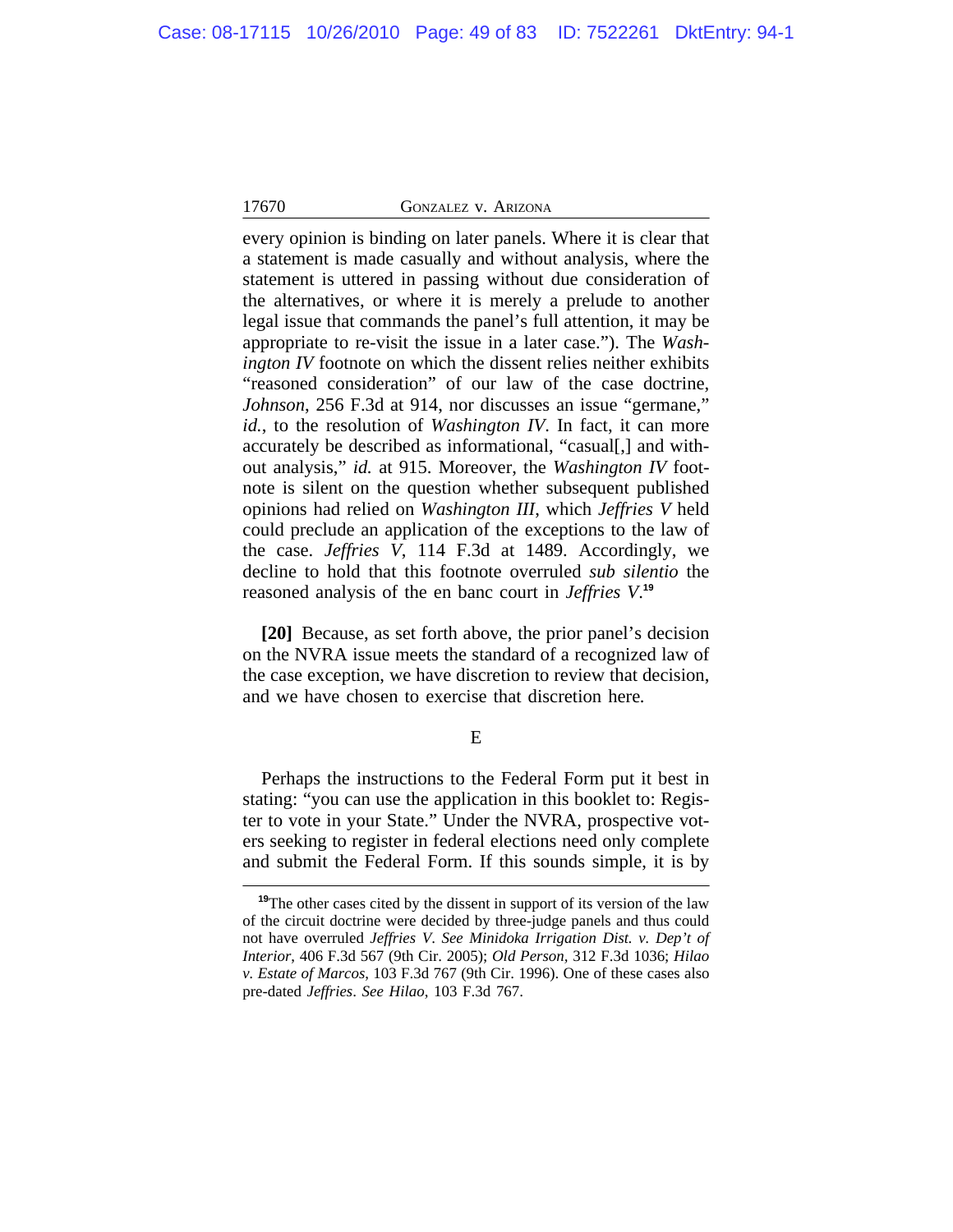every opinion is binding on later panels. Where it is clear that a statement is made casually and without analysis, where the statement is uttered in passing without due consideration of the alternatives, or where it is merely a prelude to another legal issue that commands the panel's full attention, it may be appropriate to re-visit the issue in a later case."). The *Washington IV* footnote on which the dissent relies neither exhibits "reasoned consideration" of our law of the case doctrine, *Johnson*, 256 F.3d at 914, nor discusses an issue "germane," *id.*, to the resolution of *Washington IV*. In fact, it can more accurately be described as informational, "casual[,] and without analysis," *id.* at 915. Moreover, the *Washington IV* footnote is silent on the question whether subsequent published opinions had relied on *Washington III*, which *Jeffries V* held could preclude an application of the exceptions to the law of the case. *Jeffries V*, 114 F.3d at 1489. Accordingly, we decline to hold that this footnote overruled *sub silentio* the reasoned analysis of the en banc court in *Jeffries V*.[19]

**[20]** Because, as set forth above, the prior panel's decision on the NVRA issue meets the standard of a recognized law of the case exception, we have discretion to review that decision, and we have chosen to exercise that discretion here.

E

Perhaps the instructions to the Federal Form put it best in stating: "you can use the application in this booklet to: Register to vote in your State." Under the NVRA, prospective voters seeking to register in federal elections need only complete and submit the Federal Form. If this sounds simple, it is by

[19]The other cases cited by the dissent in support of its version of the law of the circuit doctrine were decided by three-judge panels and thus could not have overruled *Jeffries V*. *See Minidoka Irrigation Dist. v. Dep't of Interior*, 406 F.3d 567 (9th Cir. 2005); *Old Person*, 312 F.3d 1036; *Hilao v. Estate of Marcos*, 103 F.3d 767 (9th Cir. 1996). One of these cases also pre-dated *Jeffries*. *See Hilao*, 103 F.3d 767.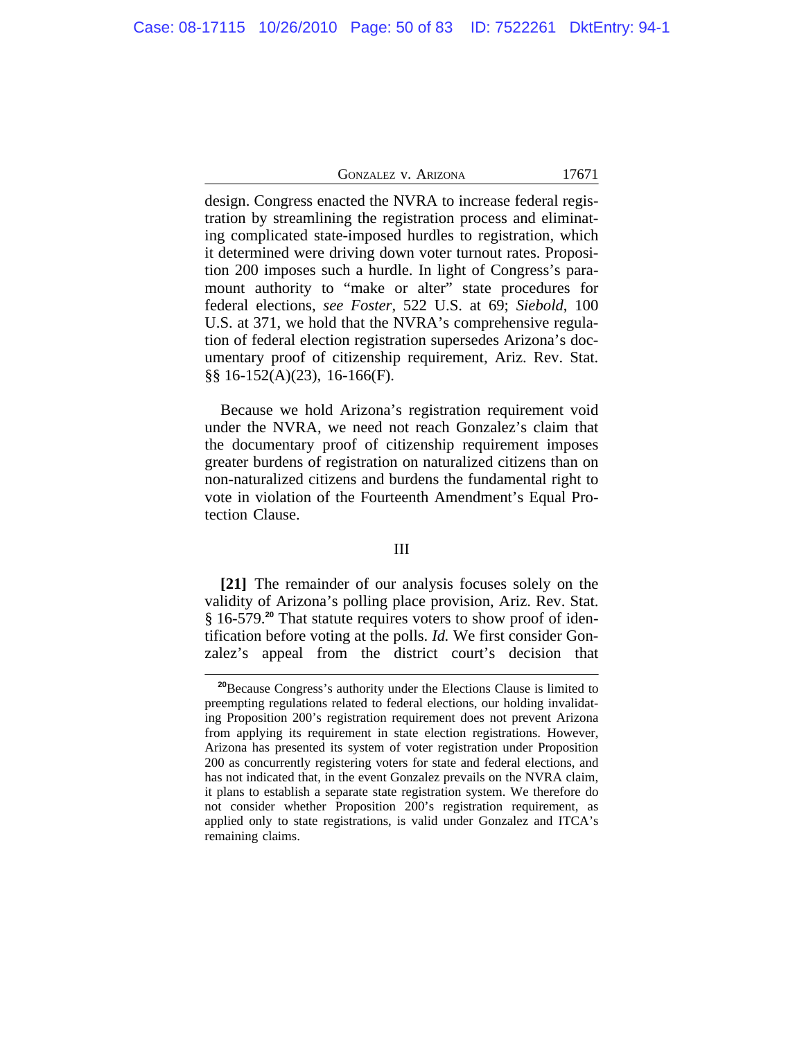design. Congress enacted the NVRA to increase federal registration by streamlining the registration process and eliminating complicated state-imposed hurdles to registration, which it determined were driving down voter turnout rates. Proposition 200 imposes such a hurdle. In light of Congress's paramount authority to "make or alter" state procedures for federal elections, *see Foster*, 522 U.S. at 69; *Siebold*, 100 U.S. at 371, we hold that the NVRA's comprehensive regulation of federal election registration supersedes Arizona's documentary proof of citizenship requirement, Ariz. Rev. Stat. §§ 16-152(A)(23), 16-166(F).

Because we hold Arizona's registration requirement void under the NVRA, we need not reach Gonzalez's claim that the documentary proof of citizenship requirement imposes greater burdens of registration on naturalized citizens than on non-naturalized citizens and burdens the fundamental right to vote in violation of the Fourteenth Amendment's Equal Protection Clause.

## III

**[21]** The remainder of our analysis focuses solely on the validity of Arizona's polling place provision, Ariz. Rev. Stat. § 16-579.[20] That statute requires voters to show proof of identification before voting at the polls. *Id.* We first consider Gonzalez's appeal from the district court's decision that

---

[20]Because Congress's authority under the Elections Clause is limited to preempting regulations related to federal elections, our holding invalidating Proposition 200's registration requirement does not prevent Arizona from applying its requirement in state election registrations. However, Arizona has presented its system of voter registration under Proposition 200 as concurrently registering voters for state and federal elections, and has not indicated that, in the event Gonzalez prevails on the NVRA claim, it plans to establish a separate state registration system. We therefore do not consider whether Proposition 200's registration requirement, as applied only to state registrations, is valid under Gonzalez and ITCA's remaining claims.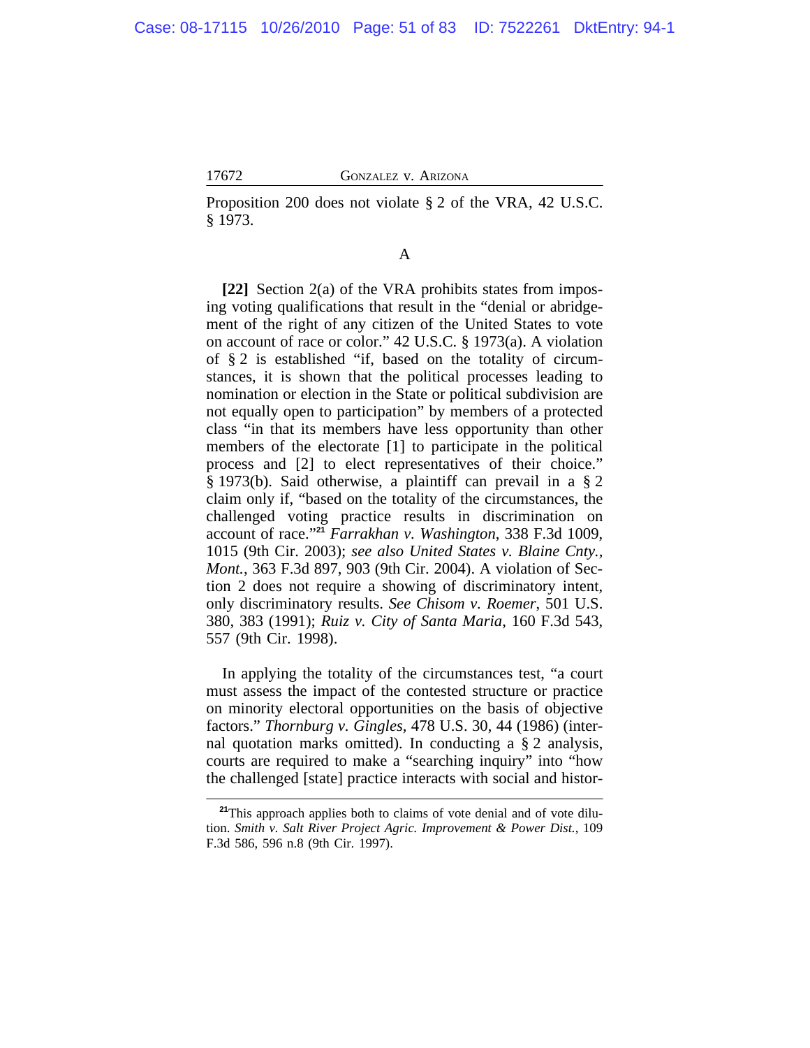Proposition 200 does not violate § 2 of the VRA, 42 U.S.C. § 1973.

A

**[22]** Section 2(a) of the VRA prohibits states from imposing voting qualifications that result in the "denial or abridgement of the right of any citizen of the United States to vote on account of race or color." 42 U.S.C. § 1973(a). A violation of § 2 is established "if, based on the totality of circumstances, it is shown that the political processes leading to nomination or election in the State or political subdivision are not equally open to participation" by members of a protected class "in that its members have less opportunity than other members of the electorate [1] to participate in the political process and [2] to elect representatives of their choice." § 1973(b). Said otherwise, a plaintiff can prevail in a § 2 claim only if, "based on the totality of the circumstances, the challenged voting practice results in discrimination on account of race."[21] *Farrakhan v. Washington*, 338 F.3d 1009, 1015 (9th Cir. 2003); *see also United States v. Blaine Cnty., Mont.*, 363 F.3d 897, 903 (9th Cir. 2004). A violation of Section 2 does not require a showing of discriminatory intent, only discriminatory results. *See Chisom v. Roemer*, 501 U.S. 380, 383 (1991); *Ruiz v. City of Santa Maria*, 160 F.3d 543, 557 (9th Cir. 1998).

In applying the totality of the circumstances test, "a court must assess the impact of the contested structure or practice on minority electoral opportunities on the basis of objective factors." *Thornburg v. Gingles*, 478 U.S. 30, 44 (1986) (internal quotation marks omitted). In conducting a § 2 analysis, courts are required to make a "searching inquiry" into "how the challenged [state] practice interacts with social and histor-

---

[21] This approach applies both to claims of vote denial and of vote dilution. *Smith v. Salt River Project Agric. Improvement & Power Dist.*, 109 F.3d 586, 596 n.8 (9th Cir. 1997).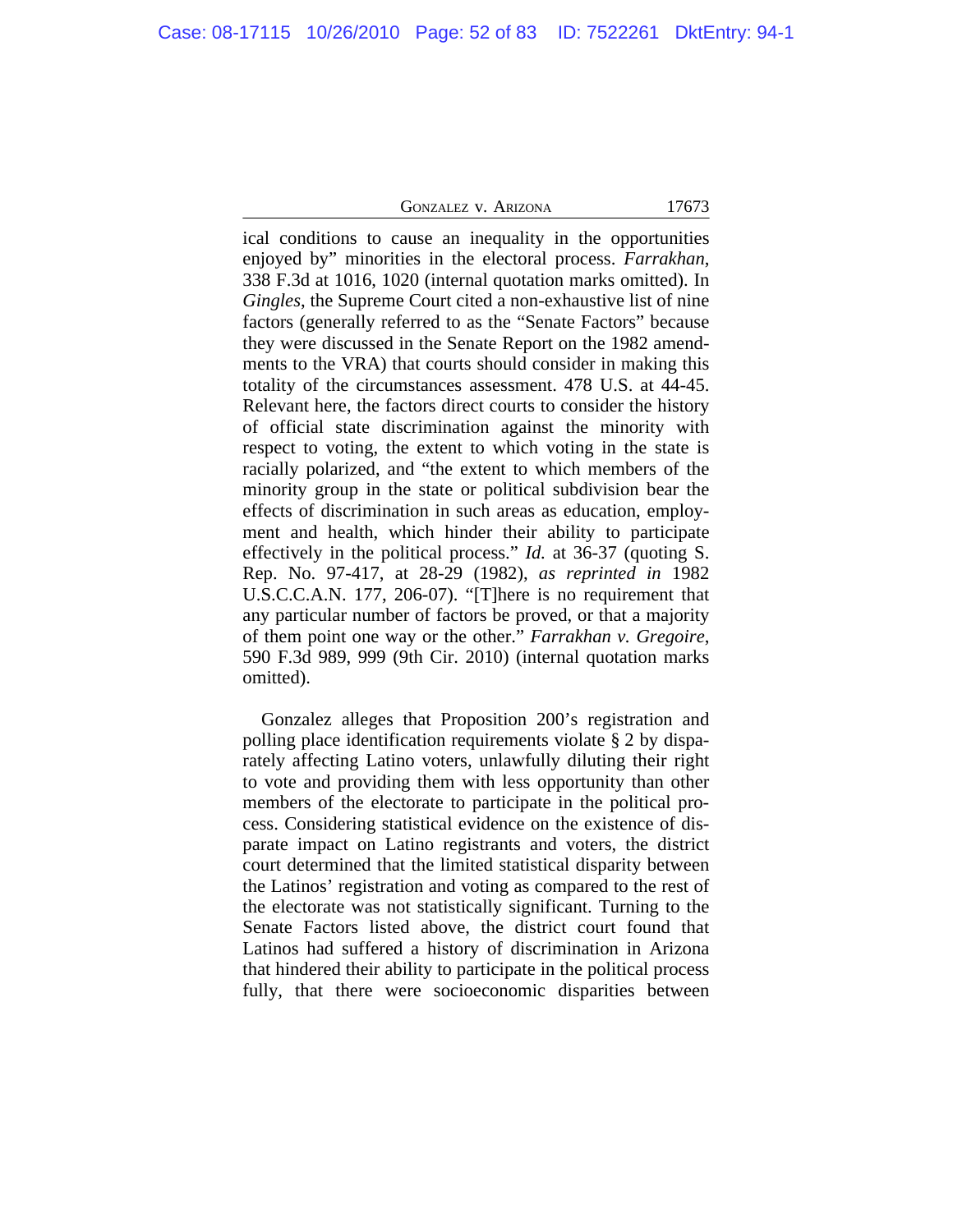ical conditions to cause an inequality in the opportunities enjoyed by" minorities in the electoral process. *Farrakhan*, 338 F.3d at 1016, 1020 (internal quotation marks omitted). In *Gingles*, the Supreme Court cited a non-exhaustive list of nine factors (generally referred to as the "Senate Factors" because they were discussed in the Senate Report on the 1982 amendments to the VRA) that courts should consider in making this totality of the circumstances assessment. 478 U.S. at 44-45. Relevant here, the factors direct courts to consider the history of official state discrimination against the minority with respect to voting, the extent to which voting in the state is racially polarized, and "the extent to which members of the minority group in the state or political subdivision bear the effects of discrimination in such areas as education, employment and health, which hinder their ability to participate effectively in the political process." *Id.* at 36-37 (quoting S. Rep. No. 97-417, at 28-29 (1982), *as reprinted in* 1982 U.S.C.C.A.N. 177, 206-07). "[T]here is no requirement that any particular number of factors be proved, or that a majority of them point one way or the other." *Farrakhan v. Gregoire*, 590 F.3d 989, 999 (9th Cir. 2010) (internal quotation marks omitted).

Gonzalez alleges that Proposition 200's registration and polling place identification requirements violate § 2 by disparately affecting Latino voters, unlawfully diluting their right to vote and providing them with less opportunity than other members of the electorate to participate in the political process. Considering statistical evidence on the existence of disparate impact on Latino registrants and voters, the district court determined that the limited statistical disparity between the Latinos' registration and voting as compared to the rest of the electorate was not statistically significant. Turning to the Senate Factors listed above, the district court found that Latinos had suffered a history of discrimination in Arizona that hindered their ability to participate in the political process fully, that there were socioeconomic disparities between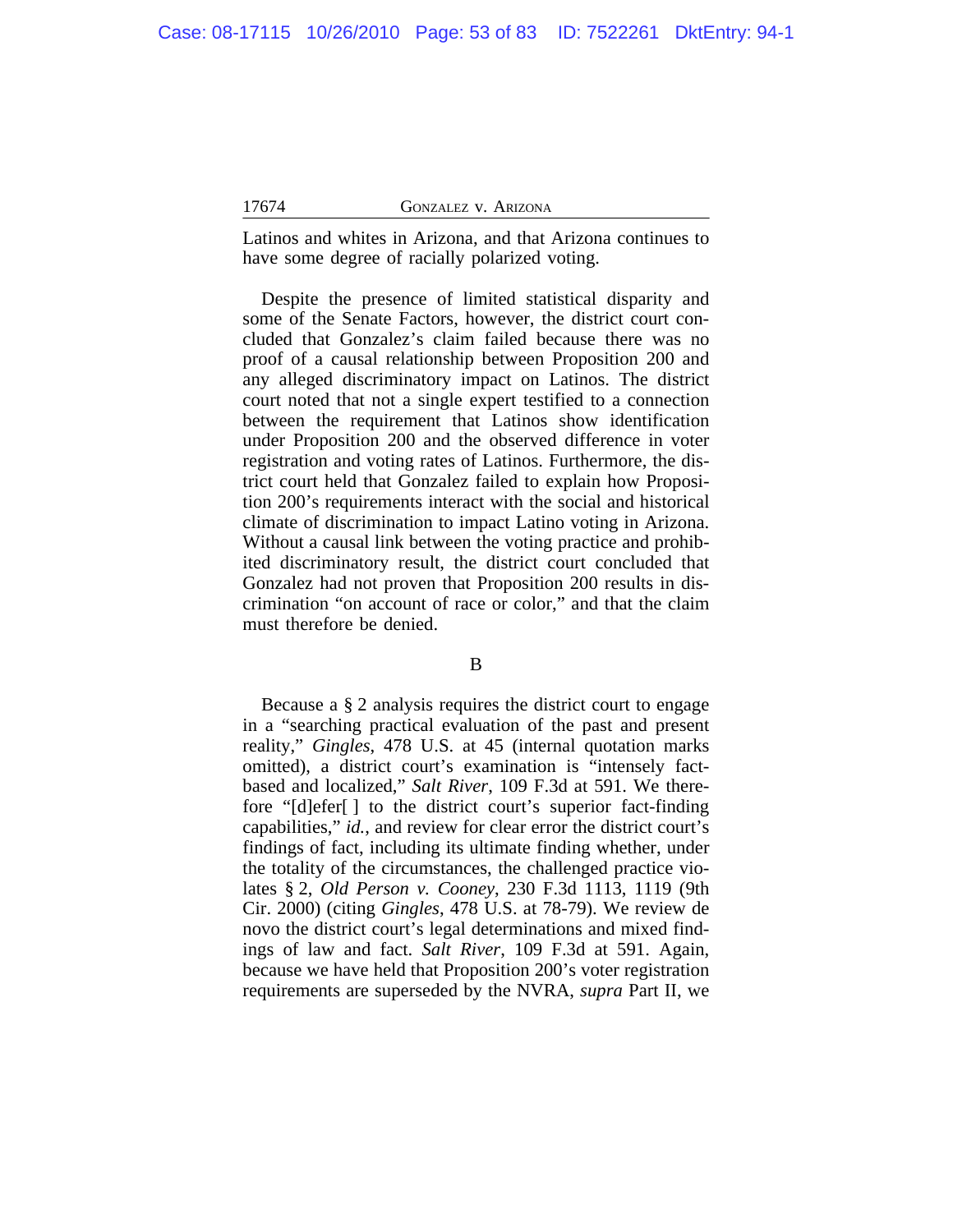Latinos and whites in Arizona, and that Arizona continues to have some degree of racially polarized voting.

Despite the presence of limited statistical disparity and some of the Senate Factors, however, the district court concluded that Gonzalez's claim failed because there was no proof of a causal relationship between Proposition 200 and any alleged discriminatory impact on Latinos. The district court noted that not a single expert testified to a connection between the requirement that Latinos show identification under Proposition 200 and the observed difference in voter registration and voting rates of Latinos. Furthermore, the district court held that Gonzalez failed to explain how Proposition 200's requirements interact with the social and historical climate of discrimination to impact Latino voting in Arizona. Without a causal link between the voting practice and prohibited discriminatory result, the district court concluded that Gonzalez had not proven that Proposition 200 results in discrimination "on account of race or color," and that the claim must therefore be denied.

B

Because a § 2 analysis requires the district court to engage in a "searching practical evaluation of the past and present reality," *Gingles*, 478 U.S. at 45 (internal quotation marks omitted), a district court's examination is "intensely fact-based and localized," *Salt River*, 109 F.3d at 591. We therefore "[d]efer[ ] to the district court's superior fact-finding capabilities," *id.*, and review for clear error the district court's findings of fact, including its ultimate finding whether, under the totality of the circumstances, the challenged practice violates § 2, *Old Person v. Cooney*, 230 F.3d 1113, 1119 (9th Cir. 2000) (citing *Gingles*, 478 U.S. at 78-79). We review de novo the district court's legal determinations and mixed findings of law and fact. *Salt River*, 109 F.3d at 591. Again, because we have held that Proposition 200's voter registration requirements are superseded by the NVRA, *supra* Part II, we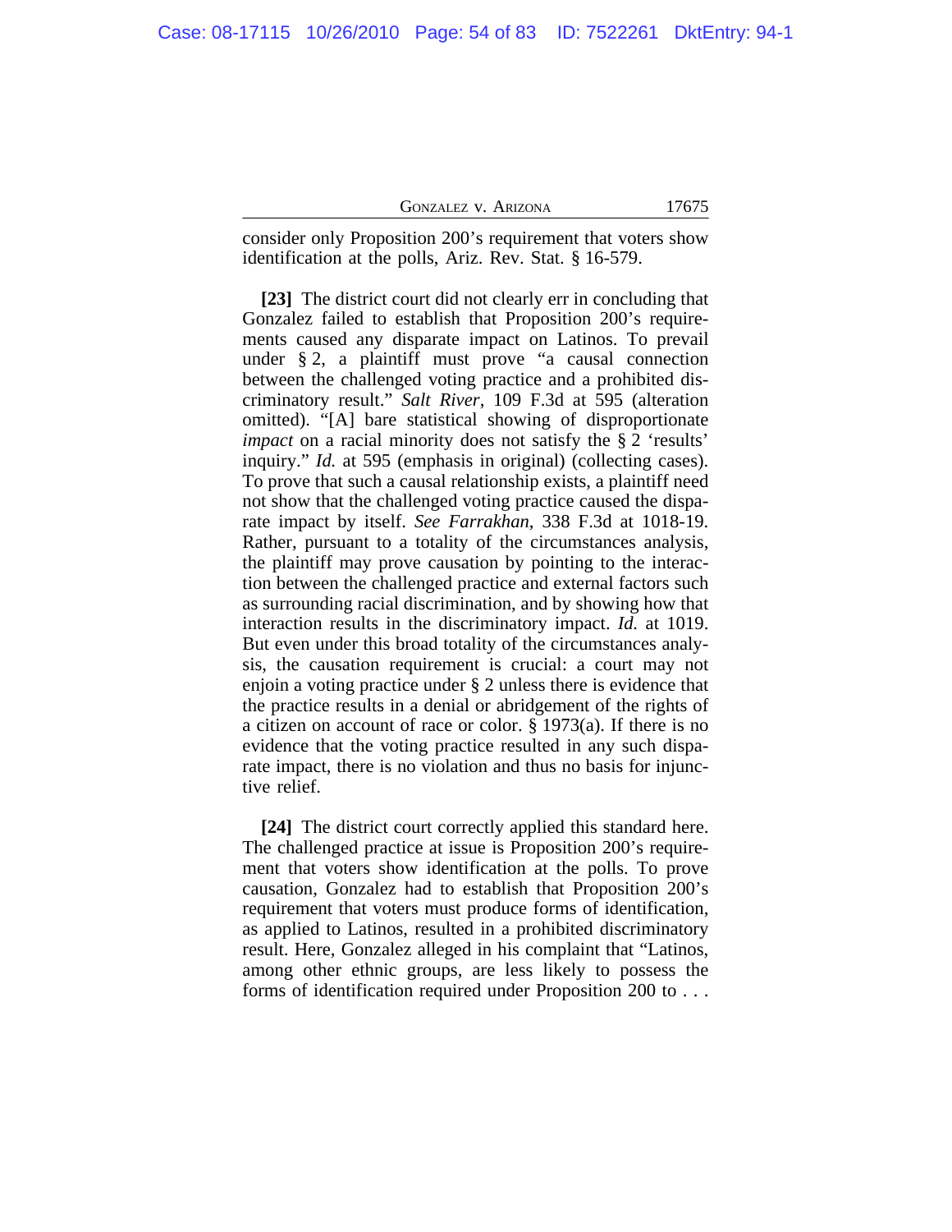consider only Proposition 200's requirement that voters show identification at the polls, Ariz. Rev. Stat. § 16-579.

**[23]** The district court did not clearly err in concluding that Gonzalez failed to establish that Proposition 200's requirements caused any disparate impact on Latinos. To prevail under § 2, a plaintiff must prove "a causal connection between the challenged voting practice and a prohibited discriminatory result." *Salt River*, 109 F.3d at 595 (alteration omitted). "[A] bare statistical showing of disproportionate *impact* on a racial minority does not satisfy the § 2 'results' inquiry." *Id.* at 595 (emphasis in original) (collecting cases). To prove that such a causal relationship exists, a plaintiff need not show that the challenged voting practice caused the disparate impact by itself. *See Farrakhan*, 338 F.3d at 1018-19. Rather, pursuant to a totality of the circumstances analysis, the plaintiff may prove causation by pointing to the interaction between the challenged practice and external factors such as surrounding racial discrimination, and by showing how that interaction results in the discriminatory impact. *Id.* at 1019. But even under this broad totality of the circumstances analysis, the causation requirement is crucial: a court may not enjoin a voting practice under § 2 unless there is evidence that the practice results in a denial or abridgement of the rights of a citizen on account of race or color. § 1973(a). If there is no evidence that the voting practice resulted in any such disparate impact, there is no violation and thus no basis for injunctive relief.

**[24]** The district court correctly applied this standard here. The challenged practice at issue is Proposition 200's requirement that voters show identification at the polls. To prove causation, Gonzalez had to establish that Proposition 200's requirement that voters must produce forms of identification, as applied to Latinos, resulted in a prohibited discriminatory result. Here, Gonzalez alleged in his complaint that "Latinos, among other ethnic groups, are less likely to possess the forms of identification required under Proposition 200 to . . .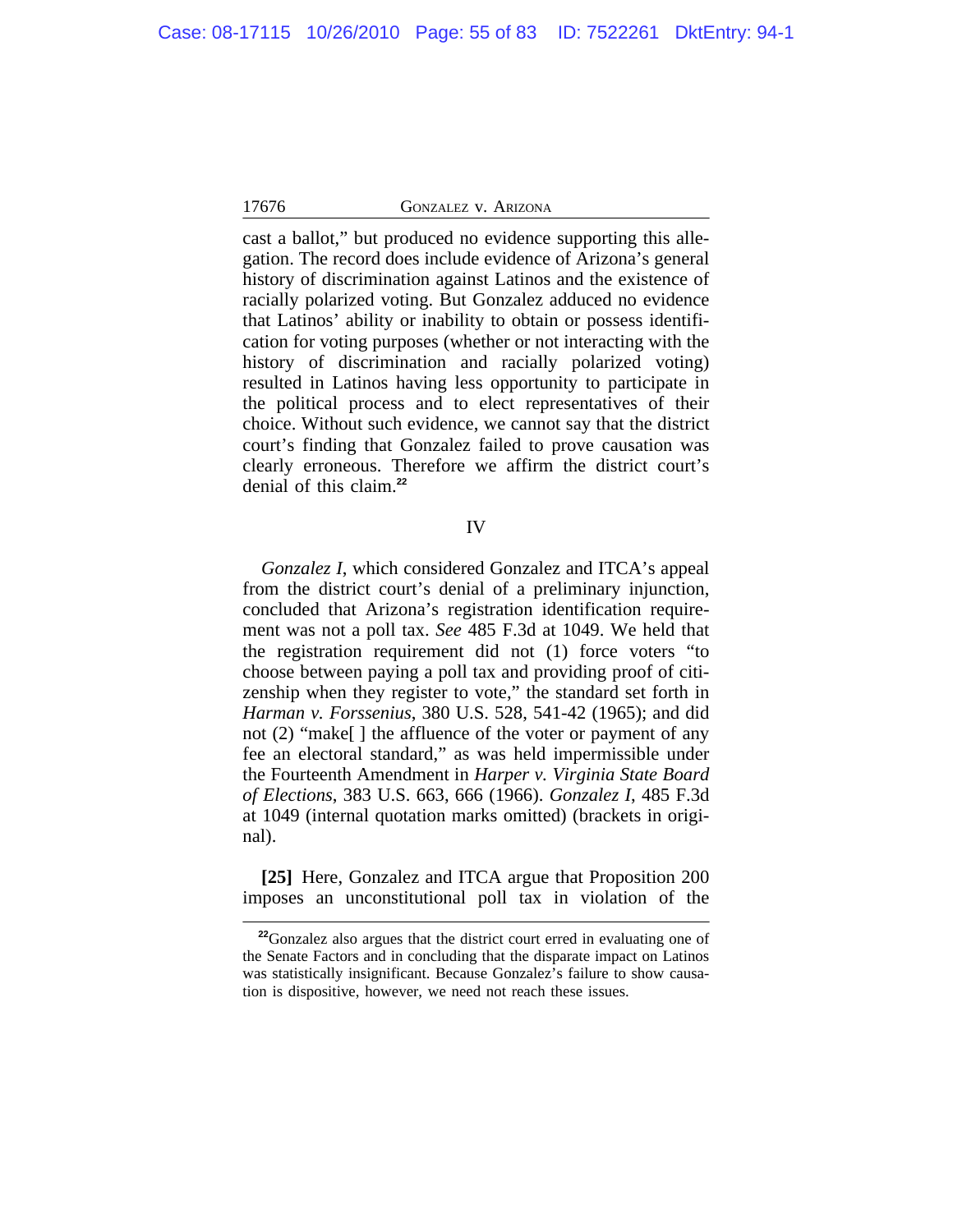cast a ballot," but produced no evidence supporting this allegation. The record does include evidence of Arizona's general history of discrimination against Latinos and the existence of racially polarized voting. But Gonzalez adduced no evidence that Latinos' ability or inability to obtain or possess identification for voting purposes (whether or not interacting with the history of discrimination and racially polarized voting) resulted in Latinos having less opportunity to participate in the political process and to elect representatives of their choice. Without such evidence, we cannot say that the district court's finding that Gonzalez failed to prove causation was clearly erroneous. Therefore we affirm the district court's denial of this claim.[22]

## IV

*Gonzalez I*, which considered Gonzalez and ITCA's appeal from the district court's denial of a preliminary injunction, concluded that Arizona's registration identification requirement was not a poll tax. *See* 485 F.3d at 1049. We held that the registration requirement did not (1) force voters "to choose between paying a poll tax and providing proof of citizenship when they register to vote," the standard set forth in *Harman v. Forssenius*, 380 U.S. 528, 541-42 (1965); and did not (2) "make[ ] the affluence of the voter or payment of any fee an electoral standard," as was held impermissible under the Fourteenth Amendment in *Harper v. Virginia State Board of Elections*, 383 U.S. 663, 666 (1966). *Gonzalez I*, 485 F.3d at 1049 (internal quotation marks omitted) (brackets in original).

**[25]** Here, Gonzalez and ITCA argue that Proposition 200 imposes an unconstitutional poll tax in violation of the

[22]Gonzalez also argues that the district court erred in evaluating one of the Senate Factors and in concluding that the disparate impact on Latinos was statistically insignificant. Because Gonzalez's failure to show causation is dispositive, however, we need not reach these issues.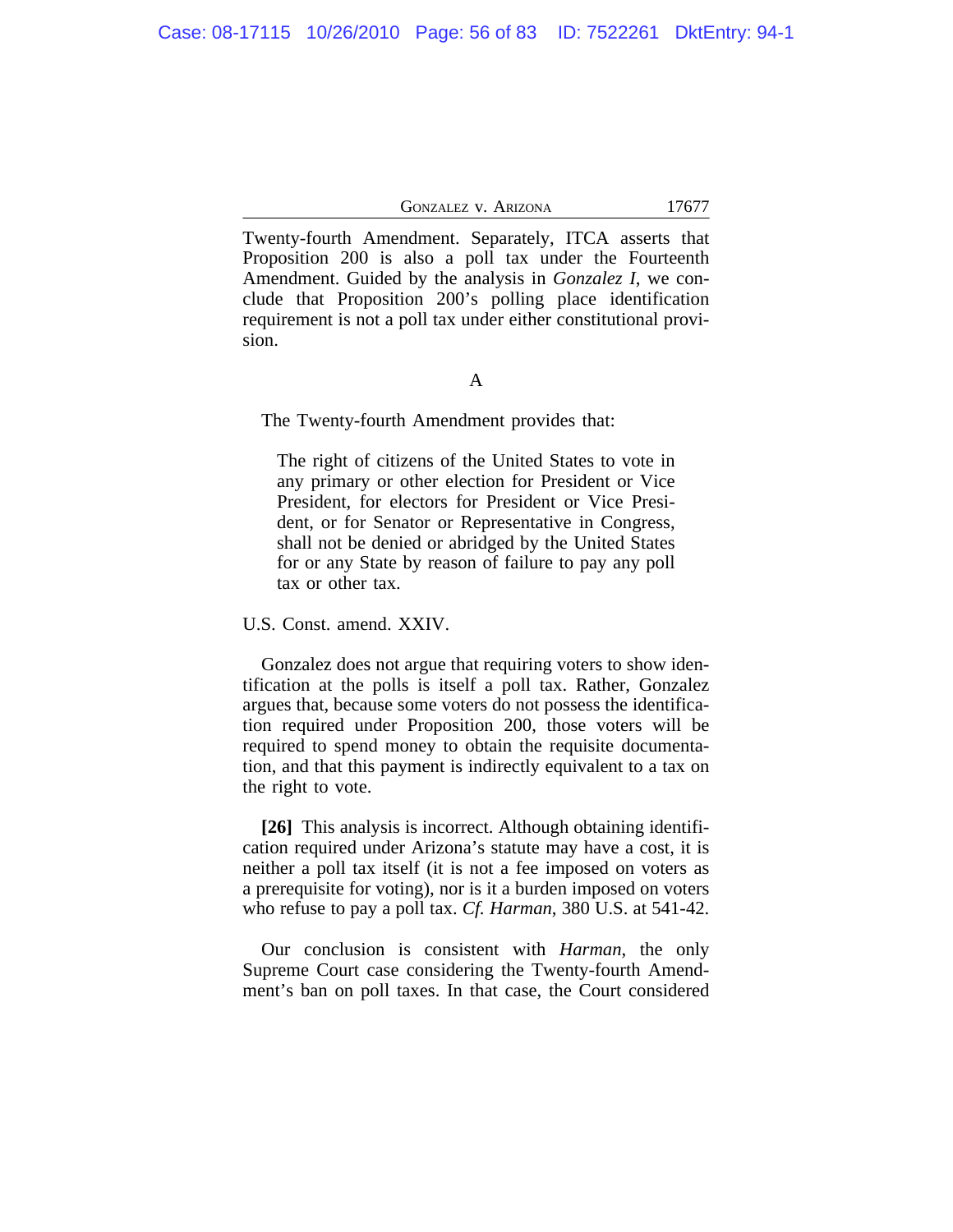Twenty-fourth Amendment. Separately, ITCA asserts that Proposition 200 is also a poll tax under the Fourteenth Amendment. Guided by the analysis in *Gonzalez I*, we conclude that Proposition 200's polling place identification requirement is not a poll tax under either constitutional provision.

### A

The Twenty-fourth Amendment provides that:

> The right of citizens of the United States to vote in any primary or other election for President or Vice President, for electors for President or Vice President, or for Senator or Representative in Congress, shall not be denied or abridged by the United States for or any State by reason of failure to pay any poll tax or other tax.

U.S. Const. amend. XXIV.

Gonzalez does not argue that requiring voters to show identification at the polls is itself a poll tax. Rather, Gonzalez argues that, because some voters do not possess the identification required under Proposition 200, those voters will be required to spend money to obtain the requisite documentation, and that this payment is indirectly equivalent to a tax on the right to vote.

**[26]** This analysis is incorrect. Although obtaining identification required under Arizona's statute may have a cost, it is neither a poll tax itself (it is not a fee imposed on voters as a prerequisite for voting), nor is it a burden imposed on voters who refuse to pay a poll tax. *Cf. Harman*, 380 U.S. at 541-42.

Our conclusion is consistent with *Harman*, the only Supreme Court case considering the Twenty-fourth Amendment's ban on poll taxes. In that case, the Court considered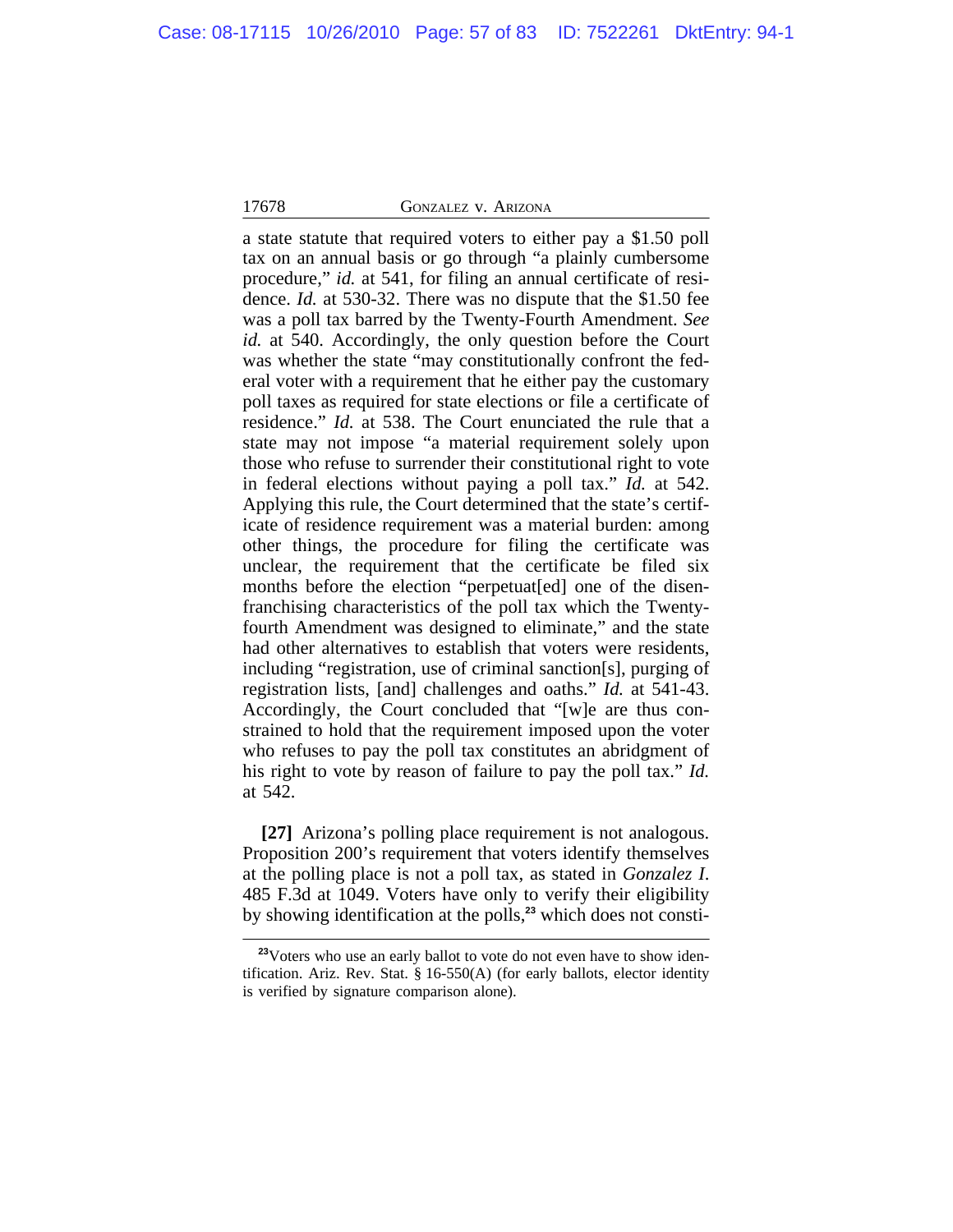a state statute that required voters to either pay a $1.50 poll tax on an annual basis or go through "a plainly cumbersome procedure," *id.* at 541, for filing an annual certificate of residence. *Id.* at 530-32. There was no dispute that the $1.50 fee was a poll tax barred by the Twenty-Fourth Amendment. *See id.* at 540. Accordingly, the only question before the Court was whether the state "may constitutionally confront the federal voter with a requirement that he either pay the customary poll taxes as required for state elections or file a certificate of residence." *Id.* at 538. The Court enunciated the rule that a state may not impose "a material requirement solely upon those who refuse to surrender their constitutional right to vote in federal elections without paying a poll tax." *Id.* at 542. Applying this rule, the Court determined that the state's certificate of residence requirement was a material burden: among other things, the procedure for filing the certificate was unclear, the requirement that the certificate be filed six months before the election "perpetuat[ed] one of the disenfranchising characteristics of the poll tax which the Twenty-fourth Amendment was designed to eliminate," and the state had other alternatives to establish that voters were residents, including "registration, use of criminal sanction[s], purging of registration lists, [and] challenges and oaths." *Id.* at 541-43. Accordingly, the Court concluded that "[w]e are thus constrained to hold that the requirement imposed upon the voter who refuses to pay the poll tax constitutes an abridgment of his right to vote by reason of failure to pay the poll tax." *Id.* at 542.

**[27]** Arizona's polling place requirement is not analogous. Proposition 200's requirement that voters identify themselves at the polling place is not a poll tax, as stated in *Gonzalez I*. 485 F.3d at 1049. Voters have only to verify their eligibility by showing identification at the polls,[23] which does not consti-

[23] Voters who use an early ballot to vote do not even have to show identification. Ariz. Rev. Stat. § 16-550(A) (for early ballots, elector identity is verified by signature comparison alone).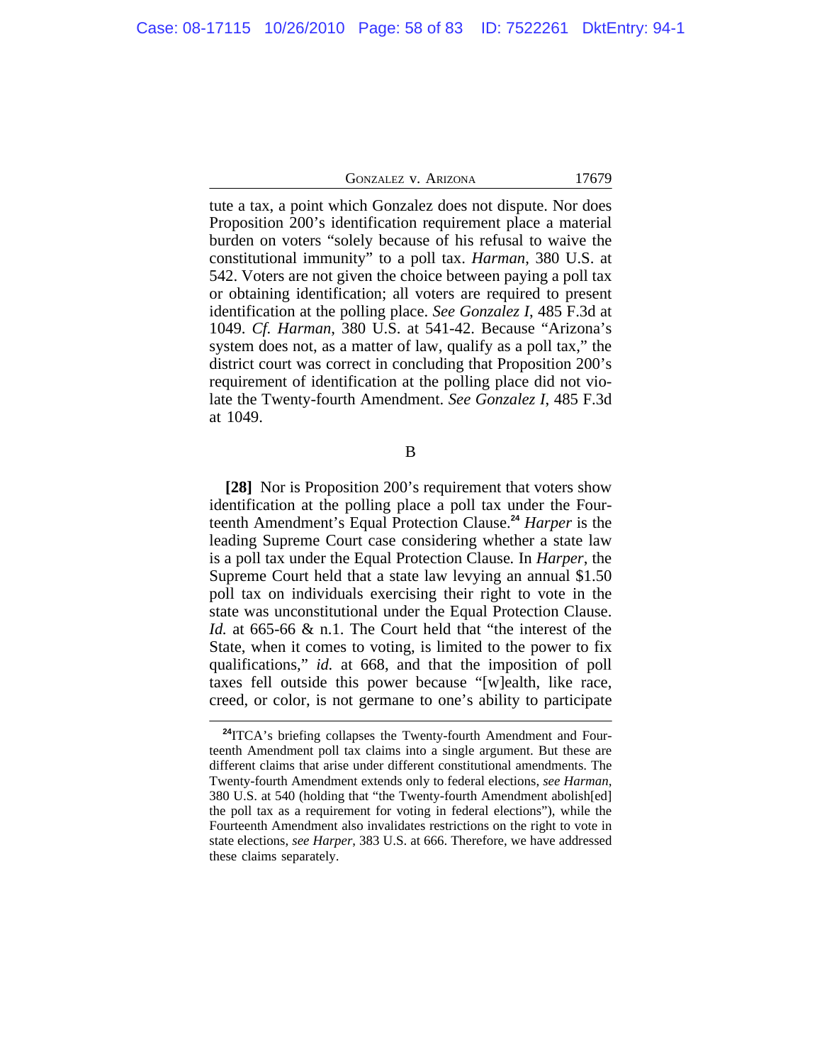tute a tax, a point which Gonzalez does not dispute. Nor does Proposition 200's identification requirement place a material burden on voters "solely because of his refusal to waive the constitutional immunity" to a poll tax. *Harman*, 380 U.S. at 542. Voters are not given the choice between paying a poll tax or obtaining identification; all voters are required to present identification at the polling place. *See Gonzalez I*, 485 F.3d at 1049. *Cf. Harman*, 380 U.S. at 541-42. Because "Arizona's system does not, as a matter of law, qualify as a poll tax," the district court was correct in concluding that Proposition 200's requirement of identification at the polling place did not violate the Twenty-fourth Amendment. *See Gonzalez I*, 485 F.3d at 1049.

B

**[28]** Nor is Proposition 200's requirement that voters show identification at the polling place a poll tax under the Fourteenth Amendment's Equal Protection Clause.[24] *Harper* is the leading Supreme Court case considering whether a state law is a poll tax under the Equal Protection Clause. In *Harper*, the Supreme Court held that a state law levying an annual $1.50 poll tax on individuals exercising their right to vote in the state was unconstitutional under the Equal Protection Clause. *Id.* at 665-66 & n.1. The Court held that "the interest of the State, when it comes to voting, is limited to the power to fix qualifications," *id.* at 668, and that the imposition of poll taxes fell outside this power because "[w]ealth, like race, creed, or color, is not germane to one's ability to participate

---

[24]ITCA's briefing collapses the Twenty-fourth Amendment and Fourteenth Amendment poll tax claims into a single argument. But these are different claims that arise under different constitutional amendments. The Twenty-fourth Amendment extends only to federal elections, *see Harman*, 380 U.S. at 540 (holding that "the Twenty-fourth Amendment abolish[ed] the poll tax as a requirement for voting in federal elections"), while the Fourteenth Amendment also invalidates restrictions on the right to vote in state elections, *see Harper*, 383 U.S. at 666. Therefore, we have addressed these claims separately.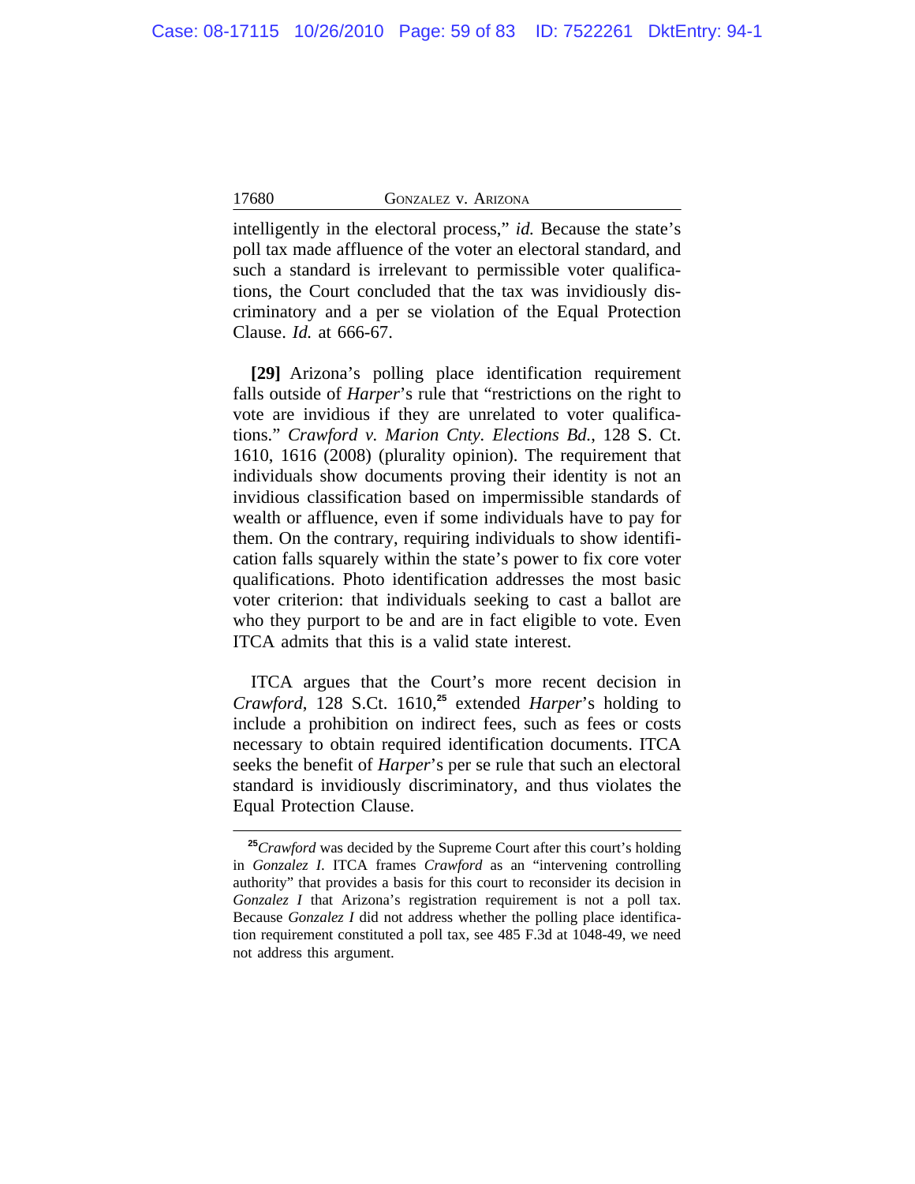intelligently in the electoral process," *id.* Because the state's poll tax made affluence of the voter an electoral standard, and such a standard is irrelevant to permissible voter qualifications, the Court concluded that the tax was invidiously discriminatory and a per se violation of the Equal Protection Clause. *Id.* at 666-67.

**[29]** Arizona's polling place identification requirement falls outside of *Harper*'s rule that "restrictions on the right to vote are invidious if they are unrelated to voter qualifications." *Crawford v. Marion Cnty. Elections Bd.*, 128 S. Ct. 1610, 1616 (2008) (plurality opinion). The requirement that individuals show documents proving their identity is not an invidious classification based on impermissible standards of wealth or affluence, even if some individuals have to pay for them. On the contrary, requiring individuals to show identification falls squarely within the state's power to fix core voter qualifications. Photo identification addresses the most basic voter criterion: that individuals seeking to cast a ballot are who they purport to be and are in fact eligible to vote. Even ITCA admits that this is a valid state interest.

ITCA argues that the Court's more recent decision in *Crawford*, 128 S.Ct. 1610,[25] extended *Harper*'s holding to include a prohibition on indirect fees, such as fees or costs necessary to obtain required identification documents. ITCA seeks the benefit of *Harper*'s per se rule that such an electoral standard is invidiously discriminatory, and thus violates the Equal Protection Clause.

---

[25]*Crawford* was decided by the Supreme Court after this court's holding in *Gonzalez I*. ITCA frames *Crawford* as an "intervening controlling authority" that provides a basis for this court to reconsider its decision in *Gonzalez I* that Arizona's registration requirement is not a poll tax. Because *Gonzalez I* did not address whether the polling place identification requirement constituted a poll tax, see 485 F.3d at 1048-49, we need not address this argument.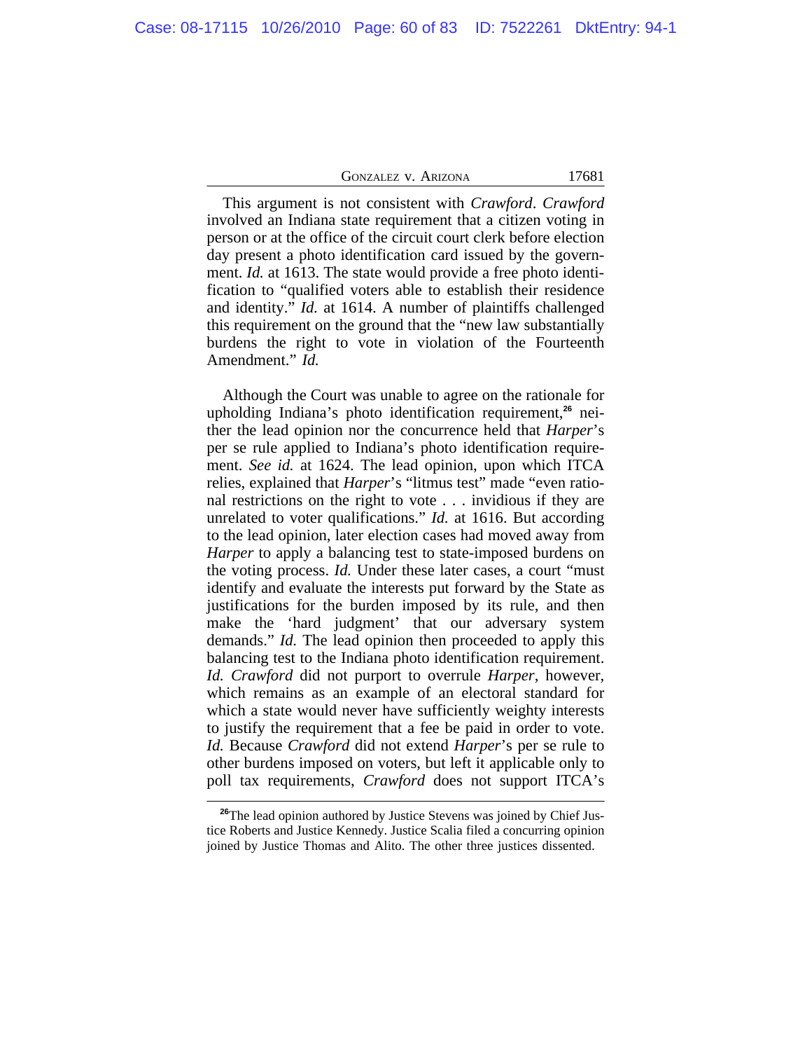This argument is not consistent with *Crawford*. *Crawford* involved an Indiana state requirement that a citizen voting in person or at the office of the circuit court clerk before election day present a photo identification card issued by the government. *Id.* at 1613. The state would provide a free photo identification to "qualified voters able to establish their residence and identity." *Id.* at 1614. A number of plaintiffs challenged this requirement on the ground that the "new law substantially burdens the right to vote in violation of the Fourteenth Amendment." *Id.*

Although the Court was unable to agree on the rationale for upholding Indiana's photo identification requirement,[26] neither the lead opinion nor the concurrence held that *Harper*'s per se rule applied to Indiana's photo identification requirement. *See id.* at 1624. The lead opinion, upon which ITCA relies, explained that *Harper*'s "litmus test" made "even rational restrictions on the right to vote . . . invidious if they are unrelated to voter qualifications." *Id.* at 1616. But according to the lead opinion, later election cases had moved away from *Harper* to apply a balancing test to state-imposed burdens on the voting process. *Id.* Under these later cases, a court "must identify and evaluate the interests put forward by the State as justifications for the burden imposed by its rule, and then make the 'hard judgment' that our adversary system demands." *Id.* The lead opinion then proceeded to apply this balancing test to the Indiana photo identification requirement. *Id.* *Crawford* did not purport to overrule *Harper*, however, which remains as an example of an electoral standard for which a state would never have sufficiently weighty interests to justify the requirement that a fee be paid in order to vote. *Id.* Because *Crawford* did not extend *Harper*'s per se rule to other burdens imposed on voters, but left it applicable only to poll tax requirements, *Crawford* does not support ITCA's

---

[26]The lead opinion authored by Justice Stevens was joined by Chief Justice Roberts and Justice Kennedy. Justice Scalia filed a concurring opinion joined by Justice Thomas and Alito. The other three justices dissented.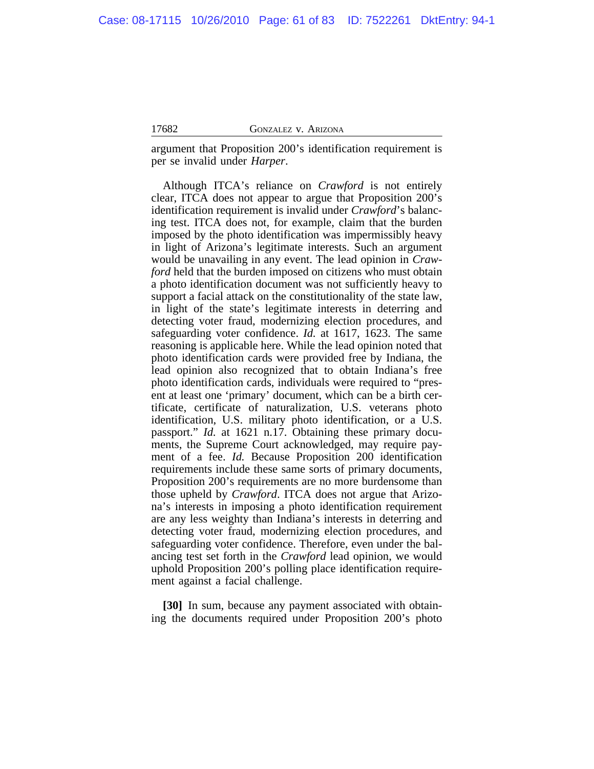argument that Proposition 200's identification requirement is per se invalid under *Harper*.

Although ITCA's reliance on *Crawford* is not entirely clear, ITCA does not appear to argue that Proposition 200's identification requirement is invalid under *Crawford*'s balancing test. ITCA does not, for example, claim that the burden imposed by the photo identification was impermissibly heavy in light of Arizona's legitimate interests. Such an argument would be unavailing in any event. The lead opinion in *Crawford* held that the burden imposed on citizens who must obtain a photo identification document was not sufficiently heavy to support a facial attack on the constitutionality of the state law, in light of the state's legitimate interests in deterring and detecting voter fraud, modernizing election procedures, and safeguarding voter confidence. *Id.* at 1617, 1623. The same reasoning is applicable here. While the lead opinion noted that photo identification cards were provided free by Indiana, the lead opinion also recognized that to obtain Indiana's free photo identification cards, individuals were required to "present at least one 'primary' document, which can be a birth certificate, certificate of naturalization, U.S. veterans photo identification, U.S. military photo identification, or a U.S. passport." *Id.* at 1621 n.17. Obtaining these primary documents, the Supreme Court acknowledged, may require payment of a fee. *Id.* Because Proposition 200 identification requirements include these same sorts of primary documents, Proposition 200's requirements are no more burdensome than those upheld by *Crawford*. ITCA does not argue that Arizona's interests in imposing a photo identification requirement are any less weighty than Indiana's interests in deterring and detecting voter fraud, modernizing election procedures, and safeguarding voter confidence. Therefore, even under the balancing test set forth in the *Crawford* lead opinion, we would uphold Proposition 200's polling place identification requirement against a facial challenge.

**[30]** In sum, because any payment associated with obtaining the documents required under Proposition 200's photo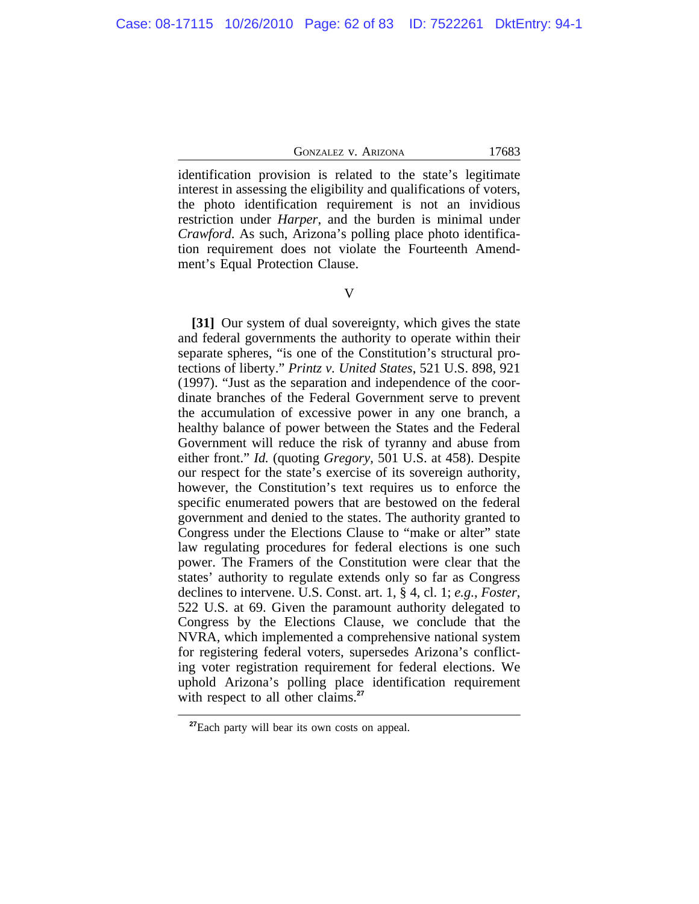identification provision is related to the state's legitimate interest in assessing the eligibility and qualifications of voters, the photo identification requirement is not an invidious restriction under *Harper*, and the burden is minimal under *Crawford*. As such, Arizona's polling place photo identification requirement does not violate the Fourteenth Amendment's Equal Protection Clause.

## V

**[31]** Our system of dual sovereignty, which gives the state and federal governments the authority to operate within their separate spheres, "is one of the Constitution's structural protections of liberty." *Printz v. United States*, 521 U.S. 898, 921 (1997). "Just as the separation and independence of the coordinate branches of the Federal Government serve to prevent the accumulation of excessive power in any one branch, a healthy balance of power between the States and the Federal Government will reduce the risk of tyranny and abuse from either front." *Id.* (quoting *Gregory*, 501 U.S. at 458). Despite our respect for the state's exercise of its sovereign authority, however, the Constitution's text requires us to enforce the specific enumerated powers that are bestowed on the federal government and denied to the states. The authority granted to Congress under the Elections Clause to "make or alter" state law regulating procedures for federal elections is one such power. The Framers of the Constitution were clear that the states' authority to regulate extends only so far as Congress declines to intervene. U.S. Const. art. 1, § 4, cl. 1; *e.g.*, *Foster*, 522 U.S. at 69. Given the paramount authority delegated to Congress by the Elections Clause, we conclude that the NVRA, which implemented a comprehensive national system for registering federal voters, supersedes Arizona's conflicting voter registration requirement for federal elections. We uphold Arizona's polling place identification requirement with respect to all other claims.[27]

---

[27]Each party will bear its own costs on appeal.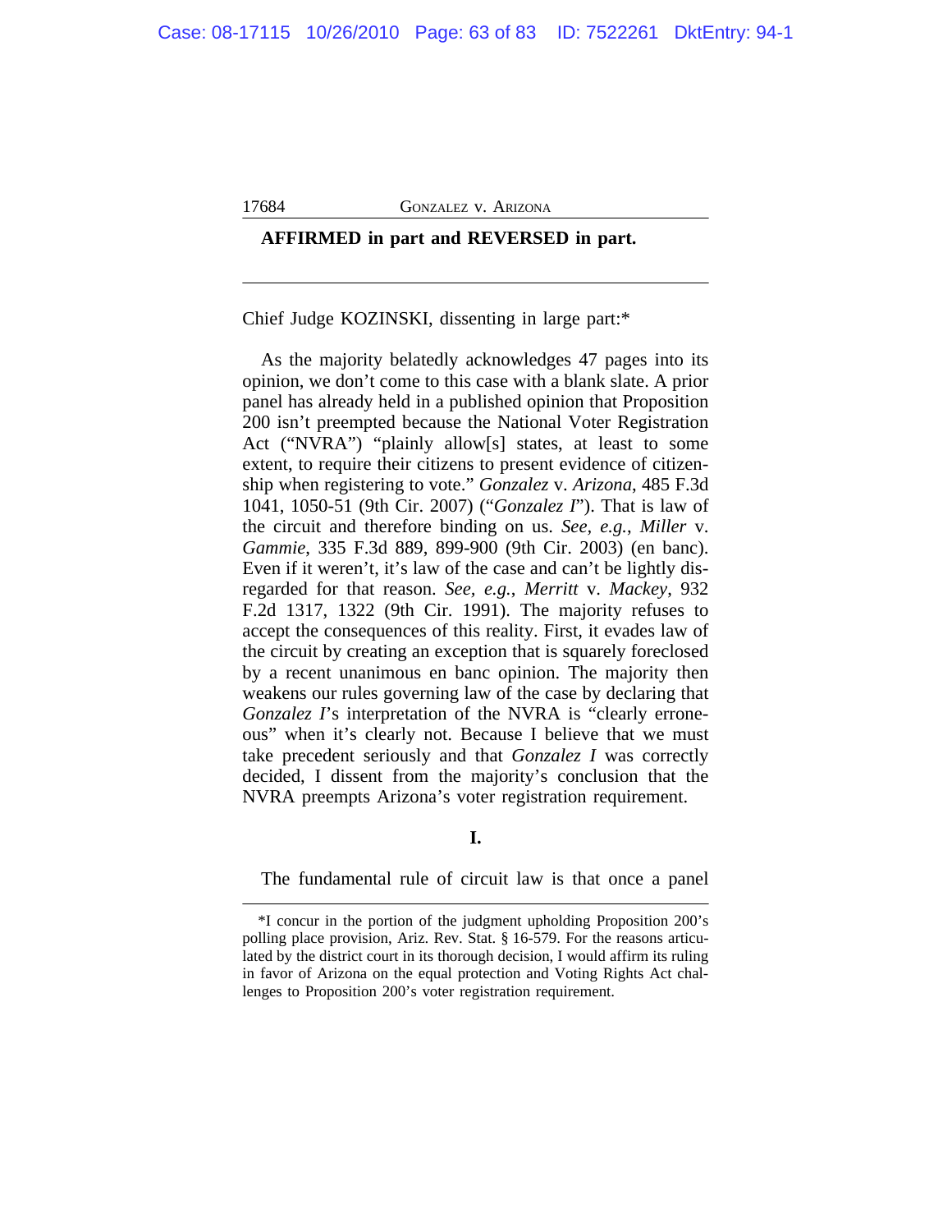**AFFIRMED in part and REVERSED in part.**

---

Chief Judge KOZINSKI, dissenting in large part:*

As the majority belatedly acknowledges 47 pages into its opinion, we don't come to this case with a blank slate. A prior panel has already held in a published opinion that Proposition 200 isn't preempted because the National Voter Registration Act ("NVRA") "plainly allow[s] states, at least to some extent, to require their citizens to present evidence of citizenship when registering to vote." *Gonzalez* v. *Arizona*, 485 F.3d 1041, 1050-51 (9th Cir. 2007) ("*Gonzalez I*"). That is law of the circuit and therefore binding on us. *See, e.g.*, *Miller* v. *Gammie*, 335 F.3d 889, 899-900 (9th Cir. 2003) (en banc). Even if it weren't, it's law of the case and can't be lightly disregarded for that reason. *See, e.g.*, *Merritt* v. *Mackey*, 932 F.2d 1317, 1322 (9th Cir. 1991). The majority refuses to accept the consequences of this reality. First, it evades law of the circuit by creating an exception that is squarely foreclosed by a recent unanimous en banc opinion. The majority then weakens our rules governing law of the case by declaring that *Gonzalez I*'s interpretation of the NVRA is "clearly erroneous" when it's clearly not. Because I believe that we must take precedent seriously and that *Gonzalez I* was correctly decided, I dissent from the majority's conclusion that the NVRA preempts Arizona's voter registration requirement.

**I.**

The fundamental rule of circuit law is that once a panel

---

*I concur in the portion of the judgment upholding Proposition 200's polling place provision, Ariz. Rev. Stat. § 16-579. For the reasons articulated by the district court in its thorough decision, I would affirm its ruling in favor of Arizona on the equal protection and Voting Rights Act challenges to Proposition 200's voter registration requirement.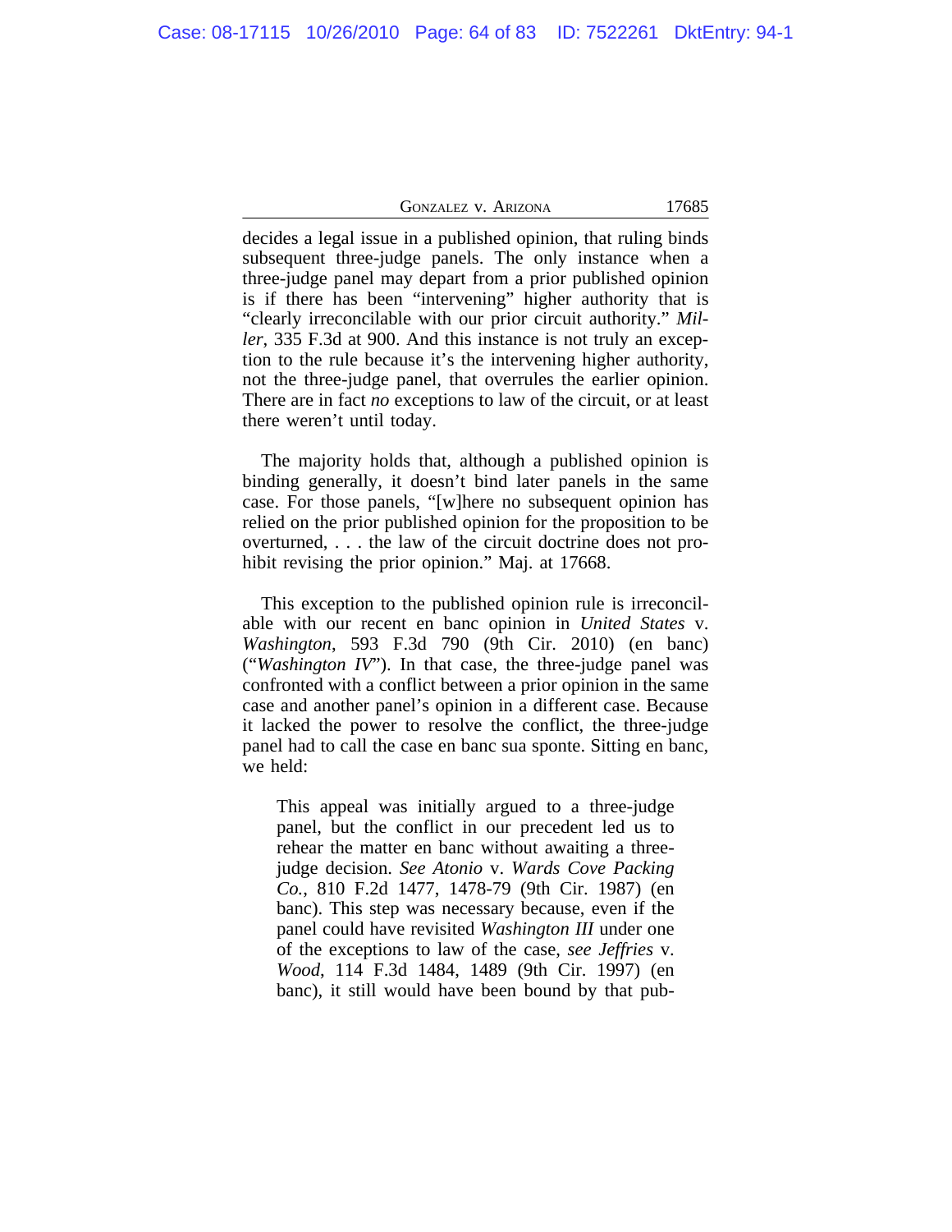decides a legal issue in a published opinion, that ruling binds subsequent three-judge panels. The only instance when a three-judge panel may depart from a prior published opinion is if there has been "intervening" higher authority that is "clearly irreconcilable with our prior circuit authority." *Miller*, 335 F.3d at 900. And this instance is not truly an exception to the rule because it's the intervening higher authority, not the three-judge panel, that overrules the earlier opinion. There are in fact *no* exceptions to law of the circuit, or at least there weren't until today.

The majority holds that, although a published opinion is binding generally, it doesn't bind later panels in the same case. For those panels, "[w]here no subsequent opinion has relied on the prior published opinion for the proposition to be overturned, . . . the law of the circuit doctrine does not prohibit revising the prior opinion." Maj. at 17668.

This exception to the published opinion rule is irreconcilable with our recent en banc opinion in *United States* v. *Washington*, 593 F.3d 790 (9th Cir. 2010) (en banc) ("*Washington IV*"). In that case, the three-judge panel was confronted with a conflict between a prior opinion in the same case and another panel's opinion in a different case. Because it lacked the power to resolve the conflict, the three-judge panel had to call the case en banc sua sponte. Sitting en banc, we held:

> This appeal was initially argued to a three-judge panel, but the conflict in our precedent led us to rehear the matter en banc without awaiting a three-judge decision. *See Atonio* v. *Wards Cove Packing Co.*, 810 F.2d 1477, 1478-79 (9th Cir. 1987) (en banc). This step was necessary because, even if the panel could have revisited *Washington III* under one of the exceptions to law of the case, *see Jeffries* v. *Wood*, 114 F.3d 1484, 1489 (9th Cir. 1997) (en banc), it still would have been bound by that pub-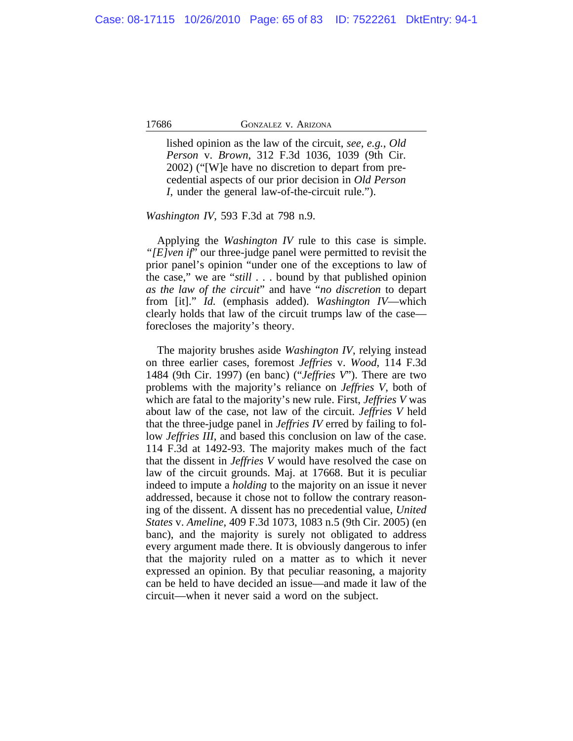> lished opinion as the law of the circuit, *see, e.g.*, *Old Person* v. *Brown*, 312 F.3d 1036, 1039 (9th Cir. 2002) ("[W]e have no discretion to depart from precedential aspects of our prior decision in *Old Person I*, under the general law-of-the-circuit rule.").

*Washington IV*, 593 F.3d at 798 n.9.

Applying the *Washington IV* rule to this case is simple. *"[E]ven if"* our three-judge panel were permitted to revisit the prior panel's opinion "under one of the exceptions to law of the case," we are "*still* . . . bound by that published opinion *as the law of the circuit*" and have "*no discretion* to depart from [it]." *Id.* (emphasis added). *Washington IV*—which clearly holds that law of the circuit trumps law of the case—forecloses the majority's theory.

The majority brushes aside *Washington IV*, relying instead on three earlier cases, foremost *Jeffries* v. *Wood*, 114 F.3d 1484 (9th Cir. 1997) (en banc) ("*Jeffries V*"). There are two problems with the majority's reliance on *Jeffries V*, both of which are fatal to the majority's new rule. First, *Jeffries V* was about law of the case, not law of the circuit. *Jeffries V* held that the three-judge panel in *Jeffries IV* erred by failing to follow *Jeffries III*, and based this conclusion on law of the case. 114 F.3d at 1492-93. The majority makes much of the fact that the dissent in *Jeffries V* would have resolved the case on law of the circuit grounds. Maj. at 17668. But it is peculiar indeed to impute a *holding* to the majority on an issue it never addressed, because it chose not to follow the contrary reasoning of the dissent. A dissent has no precedential value, *United States* v. *Ameline*, 409 F.3d 1073, 1083 n.5 (9th Cir. 2005) (en banc), and the majority is surely not obligated to address every argument made there. It is obviously dangerous to infer that the majority ruled on a matter as to which it never expressed an opinion. By that peculiar reasoning, a majority can be held to have decided an issue—and made it law of the circuit—when it never said a word on the subject.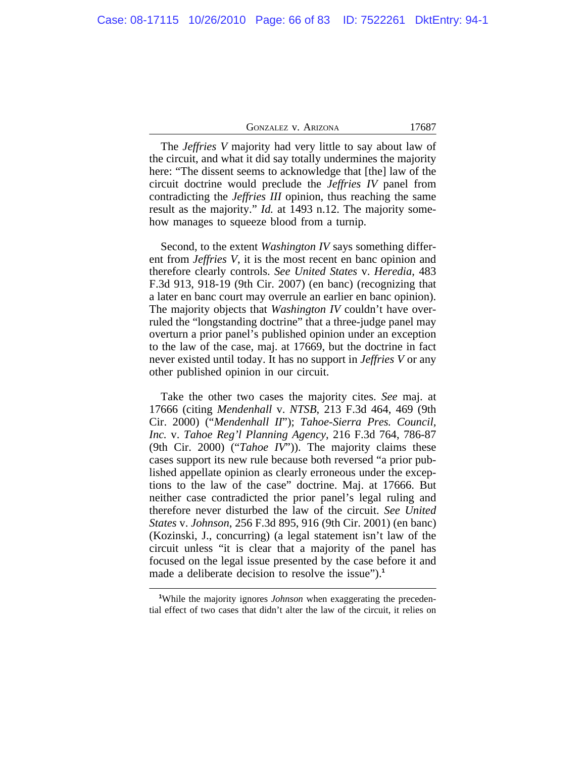The *Jeffries V* majority had very little to say about law of the circuit, and what it did say totally undermines the majority here: "The dissent seems to acknowledge that [the] law of the circuit doctrine would preclude the *Jeffries IV* panel from contradicting the *Jeffries III* opinion, thus reaching the same result as the majority." *Id.* at 1493 n.12. The majority somehow manages to squeeze blood from a turnip.

Second, to the extent *Washington IV* says something different from *Jeffries V*, it is the most recent en banc opinion and therefore clearly controls. *See United States* v. *Heredia*, 483 F.3d 913, 918-19 (9th Cir. 2007) (en banc) (recognizing that a later en banc court may overrule an earlier en banc opinion). The majority objects that *Washington IV* couldn't have overruled the "longstanding doctrine" that a three-judge panel may overturn a prior panel's published opinion under an exception to the law of the case, maj. at 17669, but the doctrine in fact never existed until today. It has no support in *Jeffries V* or any other published opinion in our circuit.

Take the other two cases the majority cites. *See* maj. at 17666 (citing *Mendenhall* v. *NTSB*, 213 F.3d 464, 469 (9th Cir. 2000) ("*Mendenhall II*"); *Tahoe-Sierra Pres. Council, Inc.* v. *Tahoe Reg'l Planning Agency*, 216 F.3d 764, 786-87 (9th Cir. 2000) ("*Tahoe IV*")). The majority claims these cases support its new rule because both reversed "a prior published appellate opinion as clearly erroneous under the exceptions to the law of the case" doctrine. Maj. at 17666. But neither case contradicted the prior panel's legal ruling and therefore never disturbed the law of the circuit. *See United States* v. *Johnson*, 256 F.3d 895, 916 (9th Cir. 2001) (en banc) (Kozinski, J., concurring) (a legal statement isn't law of the circuit unless "it is clear that a majority of the panel has focused on the legal issue presented by the case before it and made a deliberate decision to resolve the issue").[1]

---

[1]While the majority ignores *Johnson* when exaggerating the precedential effect of two cases that didn't alter the law of the circuit, it relies on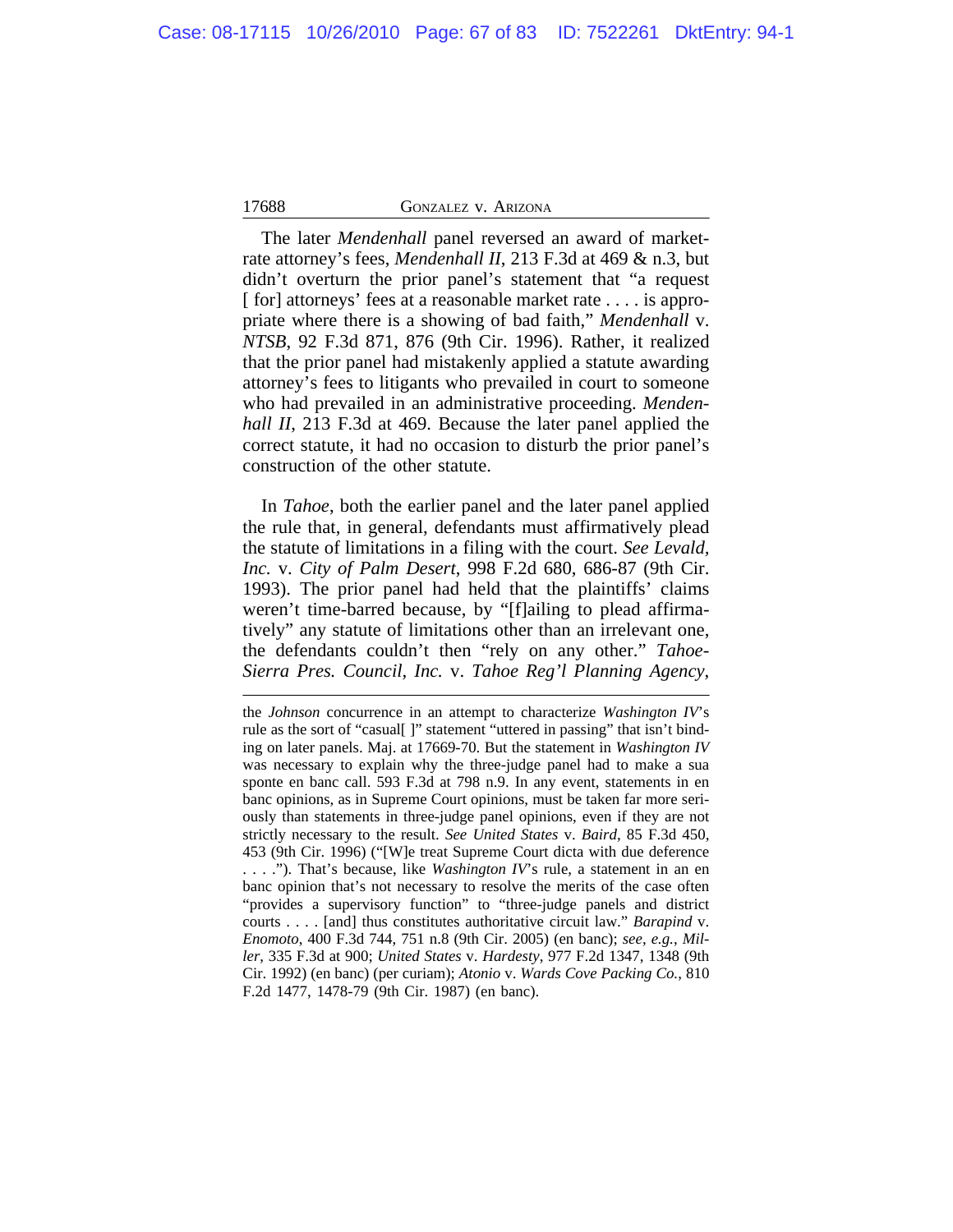The later *Mendenhall* panel reversed an award of market-rate attorney's fees, *Mendenhall II*, 213 F.3d at 469 & n.3, but didn't overturn the prior panel's statement that "a request [ for] attorneys' fees at a reasonable market rate . . . . is appropriate where there is a showing of bad faith," *Mendenhall* v. *NTSB*, 92 F.3d 871, 876 (9th Cir. 1996). Rather, it realized that the prior panel had mistakenly applied a statute awarding attorney's fees to litigants who prevailed in court to someone who had prevailed in an administrative proceeding. *Mendenhall II*, 213 F.3d at 469. Because the later panel applied the correct statute, it had no occasion to disturb the prior panel's construction of the other statute.

In *Tahoe*, both the earlier panel and the later panel applied the rule that, in general, defendants must affirmatively plead the statute of limitations in a filing with the court. *See Levald, Inc.* v. *City of Palm Desert*, 998 F.2d 680, 686-87 (9th Cir. 1993). The prior panel had held that the plaintiffs' claims weren't time-barred because, by "[f]ailing to plead affirmatively" any statute of limitations other than an irrelevant one, the defendants couldn't then "rely on any other." *Tahoe-Sierra Pres. Council, Inc.* v. *Tahoe Reg'l Planning Agency*,

---

the *Johnson* concurrence in an attempt to characterize *Washington IV*'s rule as the sort of "casual[ ]" statement "uttered in passing" that isn't binding on later panels. Maj. at 17669-70. But the statement in *Washington IV* was necessary to explain why the three-judge panel had to make a sua sponte en banc call. 593 F.3d at 798 n.9. In any event, statements in en banc opinions, as in Supreme Court opinions, must be taken far more seriously than statements in three-judge panel opinions, even if they are not strictly necessary to the result. *See United States* v. *Baird*, 85 F.3d 450, 453 (9th Cir. 1996) ("[W]e treat Supreme Court dicta with due deference . . . ."). That's because, like *Washington IV*'s rule, a statement in an en banc opinion that's not necessary to resolve the merits of the case often "provides a supervisory function" to "three-judge panels and district courts . . . . [and] thus constitutes authoritative circuit law." *Barapind* v. *Enomoto*, 400 F.3d 744, 751 n.8 (9th Cir. 2005) (en banc); *see, e.g.*, *Miller*, 335 F.3d at 900; *United States* v. *Hardesty*, 977 F.2d 1347, 1348 (9th Cir. 1992) (en banc) (per curiam); *Atonio* v. *Wards Cove Packing Co.*, 810 F.2d 1477, 1478-79 (9th Cir. 1987) (en banc).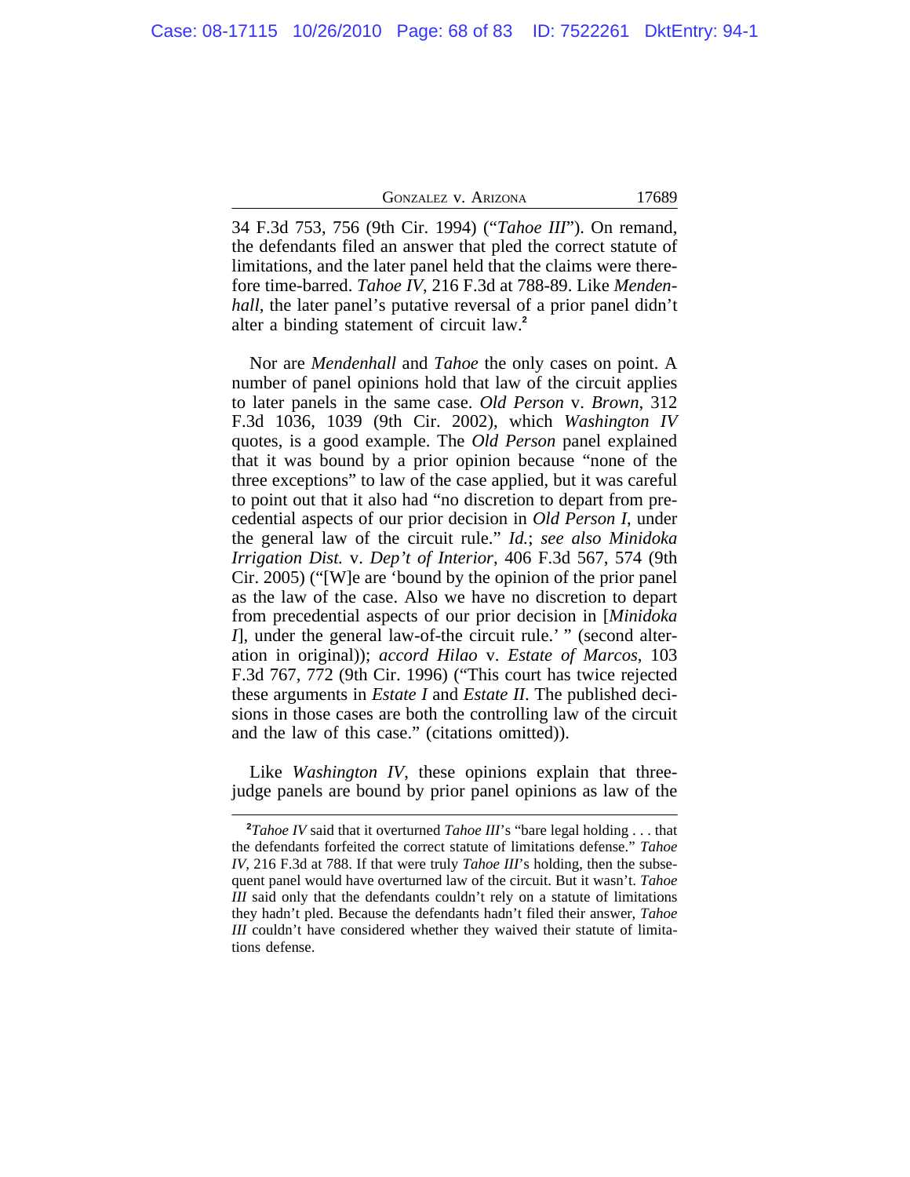34 F.3d 753, 756 (9th Cir. 1994) ("*Tahoe III*"). On remand, the defendants filed an answer that pled the correct statute of limitations, and the later panel held that the claims were therefore time-barred. *Tahoe IV*, 216 F.3d at 788-89. Like *Mendenhall*, the later panel's putative reversal of a prior panel didn't alter a binding statement of circuit law.[2]

Nor are *Mendenhall* and *Tahoe* the only cases on point. A number of panel opinions hold that law of the circuit applies to later panels in the same case. *Old Person* v. *Brown*, 312 F.3d 1036, 1039 (9th Cir. 2002), which *Washington IV* quotes, is a good example. The *Old Person* panel explained that it was bound by a prior opinion because "none of the three exceptions" to law of the case applied, but it was careful to point out that it also had "no discretion to depart from precedential aspects of our prior decision in *Old Person I*, under the general law of the circuit rule." *Id.*; *see also Minidoka Irrigation Dist.* v. *Dep't of Interior*, 406 F.3d 567, 574 (9th Cir. 2005) ("[W]e are 'bound by the opinion of the prior panel as the law of the case. Also we have no discretion to depart from precedential aspects of our prior decision in [*Minidoka I*], under the general law-of-the circuit rule.' " (second alteration in original)); *accord Hilao* v. *Estate of Marcos*, 103 F.3d 767, 772 (9th Cir. 1996) ("This court has twice rejected these arguments in *Estate I* and *Estate II*. The published decisions in those cases are both the controlling law of the circuit and the law of this case." (citations omitted)).

Like *Washington IV*, these opinions explain that three-judge panels are bound by prior panel opinions as law of the

---

[2]*Tahoe IV* said that it overturned *Tahoe III*'s "bare legal holding . . . that the defendants forfeited the correct statute of limitations defense." *Tahoe IV*, 216 F.3d at 788. If that were truly *Tahoe III*'s holding, then the subsequent panel would have overturned law of the circuit. But it wasn't. *Tahoe III* said only that the defendants couldn't rely on a statute of limitations they hadn't pled. Because the defendants hadn't filed their answer, *Tahoe III* couldn't have considered whether they waived their statute of limitations defense.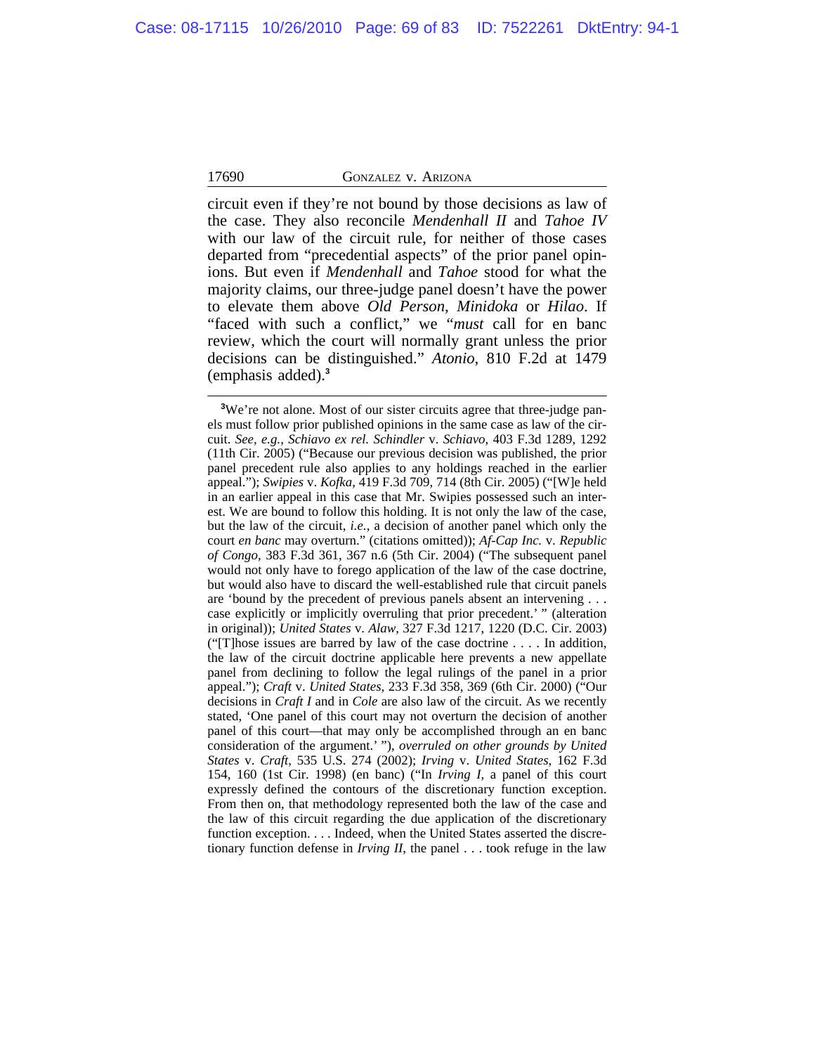circuit even if they're not bound by those decisions as law of the case. They also reconcile *Mendenhall II* and *Tahoe IV* with our law of the circuit rule, for neither of those cases departed from "precedential aspects" of the prior panel opinions. But even if *Mendenhall* and *Tahoe* stood for what the majority claims, our three-judge panel doesn't have the power to elevate them above *Old Person*, *Minidoka* or *Hilao*. If "faced with such a conflict," we "*must* call for en banc review, which the court will normally grant unless the prior decisions can be distinguished." *Atonio*, 810 F.2d at 1479 (emphasis added).[3]

---

[3]We're not alone. Most of our sister circuits agree that three-judge panels must follow prior published opinions in the same case as law of the circuit. *See, e.g.*, *Schiavo ex rel. Schindler* v. *Schiavo*, 403 F.3d 1289, 1292 (11th Cir. 2005) ("Because our previous decision was published, the prior panel precedent rule also applies to any holdings reached in the earlier appeal."); *Swipies* v. *Kofka*, 419 F.3d 709, 714 (8th Cir. 2005) ("[W]e held in an earlier appeal in this case that Mr. Swipies possessed such an interest. We are bound to follow this holding. It is not only the law of the case, but the law of the circuit, *i.e.*, a decision of another panel which only the court *en banc* may overturn." (citations omitted)); *Af-Cap Inc.* v. *Republic of Congo*, 383 F.3d 361, 367 n.6 (5th Cir. 2004) ("The subsequent panel would not only have to forego application of the law of the case doctrine, but would also have to discard the well-established rule that circuit panels are 'bound by the precedent of previous panels absent an intervening . . . case explicitly or implicitly overruling that prior precedent.' " (alteration in original)); *United States* v. *Alaw*, 327 F.3d 1217, 1220 (D.C. Cir. 2003) ("[T]hose issues are barred by law of the case doctrine . . . . In addition, the law of the circuit doctrine applicable here prevents a new appellate panel from declining to follow the legal rulings of the panel in a prior appeal."); *Craft* v. *United States*, 233 F.3d 358, 369 (6th Cir. 2000) ("Our decisions in *Craft I* and in *Cole* are also law of the circuit. As we recently stated, 'One panel of this court may not overturn the decision of another panel of this court—that may only be accomplished through an en banc consideration of the argument.' "), *overruled on other grounds by United States* v. *Craft*, 535 U.S. 274 (2002); *Irving* v. *United States*, 162 F.3d 154, 160 (1st Cir. 1998) (en banc) ("In *Irving I*, a panel of this court expressly defined the contours of the discretionary function exception. From then on, that methodology represented both the law of the case and the law of this circuit regarding the due application of the discretionary function exception. . . . Indeed, when the United States asserted the discretionary function defense in *Irving II*, the panel . . . took refuge in the law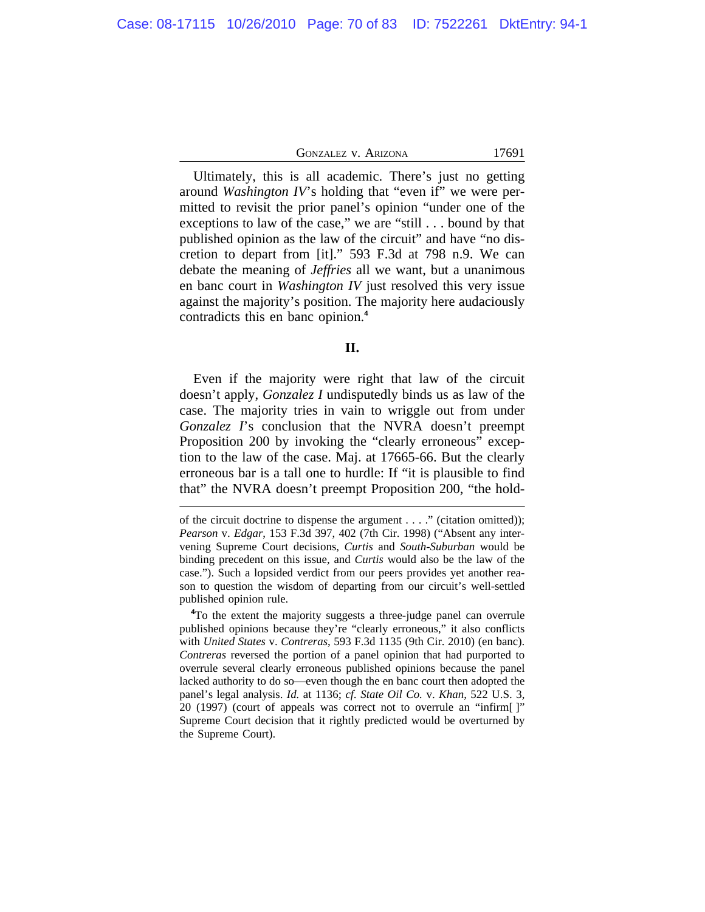Ultimately, this is all academic. There's just no getting around *Washington IV*'s holding that "even if" we were permitted to revisit the prior panel's opinion "under one of the exceptions to law of the case," we are "still . . . bound by that published opinion as the law of the circuit" and have "no discretion to depart from [it]." 593 F.3d at 798 n.9. We can debate the meaning of *Jeffries* all we want, but a unanimous en banc court in *Washington IV* just resolved this very issue against the majority's position. The majority here audaciously contradicts this en banc opinion.[4]

## II.

Even if the majority were right that law of the circuit doesn't apply, *Gonzalez I* undisputedly binds us as law of the case. The majority tries in vain to wriggle out from under *Gonzalez I*'s conclusion that the NVRA doesn't preempt Proposition 200 by invoking the "clearly erroneous" exception to the law of the case. Maj. at 17665-66. But the clearly erroneous bar is a tall one to hurdle: If "it is plausible to find that" the NVRA doesn't preempt Proposition 200, "the hold-

---

of the circuit doctrine to dispense the argument . . . ." (citation omitted)); *Pearson* v. *Edgar*, 153 F.3d 397, 402 (7th Cir. 1998) ("Absent any intervening Supreme Court decisions, *Curtis* and *South-Suburban* would be binding precedent on this issue, and *Curtis* would also be the law of the case."). Such a lopsided verdict from our peers provides yet another reason to question the wisdom of departing from our circuit's well-settled published opinion rule.

[4]To the extent the majority suggests a three-judge panel can overrule published opinions because they're "clearly erroneous," it also conflicts with *United States* v. *Contreras*, 593 F.3d 1135 (9th Cir. 2010) (en banc). *Contreras* reversed the portion of a panel opinion that had purported to overrule several clearly erroneous published opinions because the panel lacked authority to do so—even though the en banc court then adopted the panel's legal analysis. *Id.* at 1136; *cf. State Oil Co.* v. *Khan*, 522 U.S. 3, 20 (1997) (court of appeals was correct not to overrule an "infirm[ ]" Supreme Court decision that it rightly predicted would be overturned by the Supreme Court).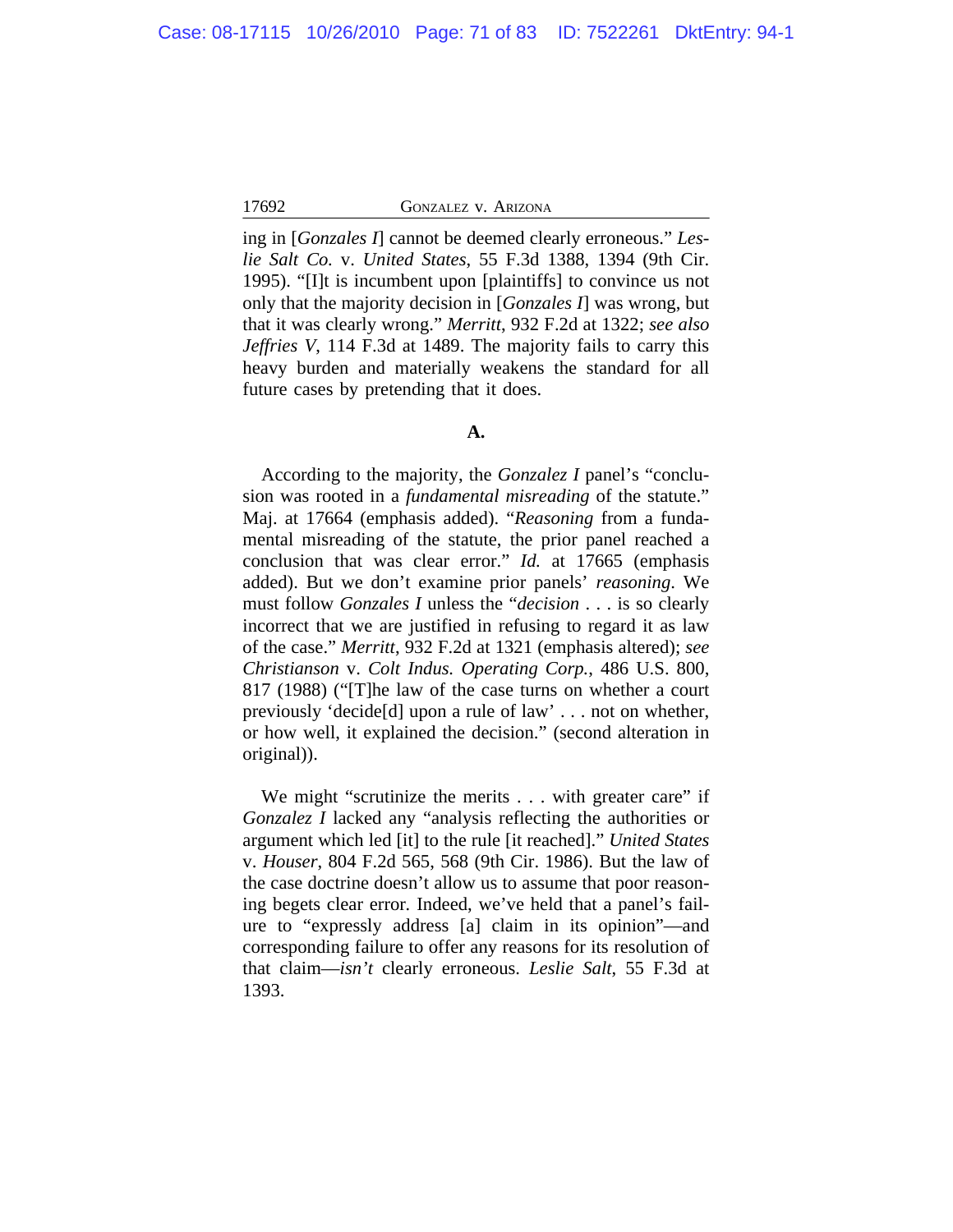ing in [*Gonzales I*] cannot be deemed clearly erroneous." *Leslie Salt Co.* v. *United States*, 55 F.3d 1388, 1394 (9th Cir. 1995). "[I]t is incumbent upon [plaintiffs] to convince us not only that the majority decision in [*Gonzales I*] was wrong, but that it was clearly wrong." *Merritt*, 932 F.2d at 1322; *see also Jeffries V*, 114 F.3d at 1489. The majority fails to carry this heavy burden and materially weakens the standard for all future cases by pretending that it does.

**A.**

According to the majority, the *Gonzalez I* panel's "conclusion was rooted in a *fundamental misreading* of the statute." Maj. at 17664 (emphasis added). "*Reasoning* from a fundamental misreading of the statute, the prior panel reached a conclusion that was clear error." *Id.* at 17665 (emphasis added). But we don't examine prior panels' *reasoning*. We must follow *Gonzales I* unless the "*decision* . . . is so clearly incorrect that we are justified in refusing to regard it as law of the case." *Merritt*, 932 F.2d at 1321 (emphasis altered); *see Christianson* v. *Colt Indus. Operating Corp.*, 486 U.S. 800, 817 (1988) ("[T]he law of the case turns on whether a court previously 'decide[d] upon a rule of law' . . . not on whether, or how well, it explained the decision." (second alteration in original)).

We might "scrutinize the merits . . . with greater care" if *Gonzalez I* lacked any "analysis reflecting the authorities or argument which led [it] to the rule [it reached]." *United States* v. *Houser*, 804 F.2d 565, 568 (9th Cir. 1986). But the law of the case doctrine doesn't allow us to assume that poor reasoning begets clear error. Indeed, we've held that a panel's failure to "expressly address [a] claim in its opinion"—and corresponding failure to offer any reasons for its resolution of that claim—*isn't* clearly erroneous. *Leslie Salt*, 55 F.3d at 1393.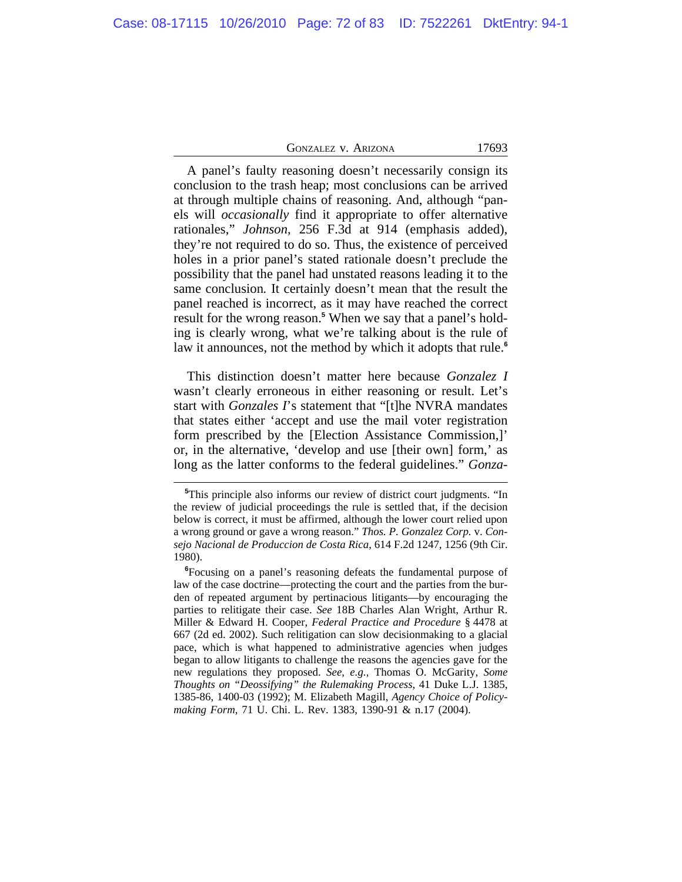A panel's faulty reasoning doesn't necessarily consign its conclusion to the trash heap; most conclusions can be arrived at through multiple chains of reasoning. And, although "panels will *occasionally* find it appropriate to offer alternative rationales," *Johnson*, 256 F.3d at 914 (emphasis added), they're not required to do so. Thus, the existence of perceived holes in a prior panel's stated rationale doesn't preclude the possibility that the panel had unstated reasons leading it to the same conclusion. It certainly doesn't mean that the result the panel reached is incorrect, as it may have reached the correct result for the wrong reason.[5] When we say that a panel's holding is clearly wrong, what we're talking about is the rule of law it announces, not the method by which it adopts that rule.[6]

This distinction doesn't matter here because *Gonzalez I* wasn't clearly erroneous in either reasoning or result. Let's start with *Gonzales I*'s statement that "[t]he NVRA mandates that states either 'accept and use the mail voter registration form prescribed by the [Election Assistance Commission,]' or, in the alternative, 'develop and use [their own] form,' as long as the latter conforms to the federal guidelines." *Gonza-*

---

[5]This principle also informs our review of district court judgments. "In the review of judicial proceedings the rule is settled that, if the decision below is correct, it must be affirmed, although the lower court relied upon a wrong ground or gave a wrong reason." *Thos. P. Gonzalez Corp.* v. *Consejo Nacional de Produccion de Costa Rica*, 614 F.2d 1247, 1256 (9th Cir. 1980).

[6]Focusing on a panel's reasoning defeats the fundamental purpose of law of the case doctrine—protecting the court and the parties from the burden of repeated argument by pertinacious litigants—by encouraging the parties to relitigate their case. *See* 18B Charles Alan Wright, Arthur R. Miller & Edward H. Cooper, *Federal Practice and Procedure* § 4478 at 667 (2d ed. 2002). Such relitigation can slow decisionmaking to a glacial pace, which is what happened to administrative agencies when judges began to allow litigants to challenge the reasons the agencies gave for the new regulations they proposed. *See, e.g.*, Thomas O. McGarity, *Some Thoughts on "Deossifying" the Rulemaking Process*, 41 Duke L.J. 1385, 1385-86, 1400-03 (1992); M. Elizabeth Magill, *Agency Choice of Policymaking Form*, 71 U. Chi. L. Rev. 1383, 1390-91 & n.17 (2004).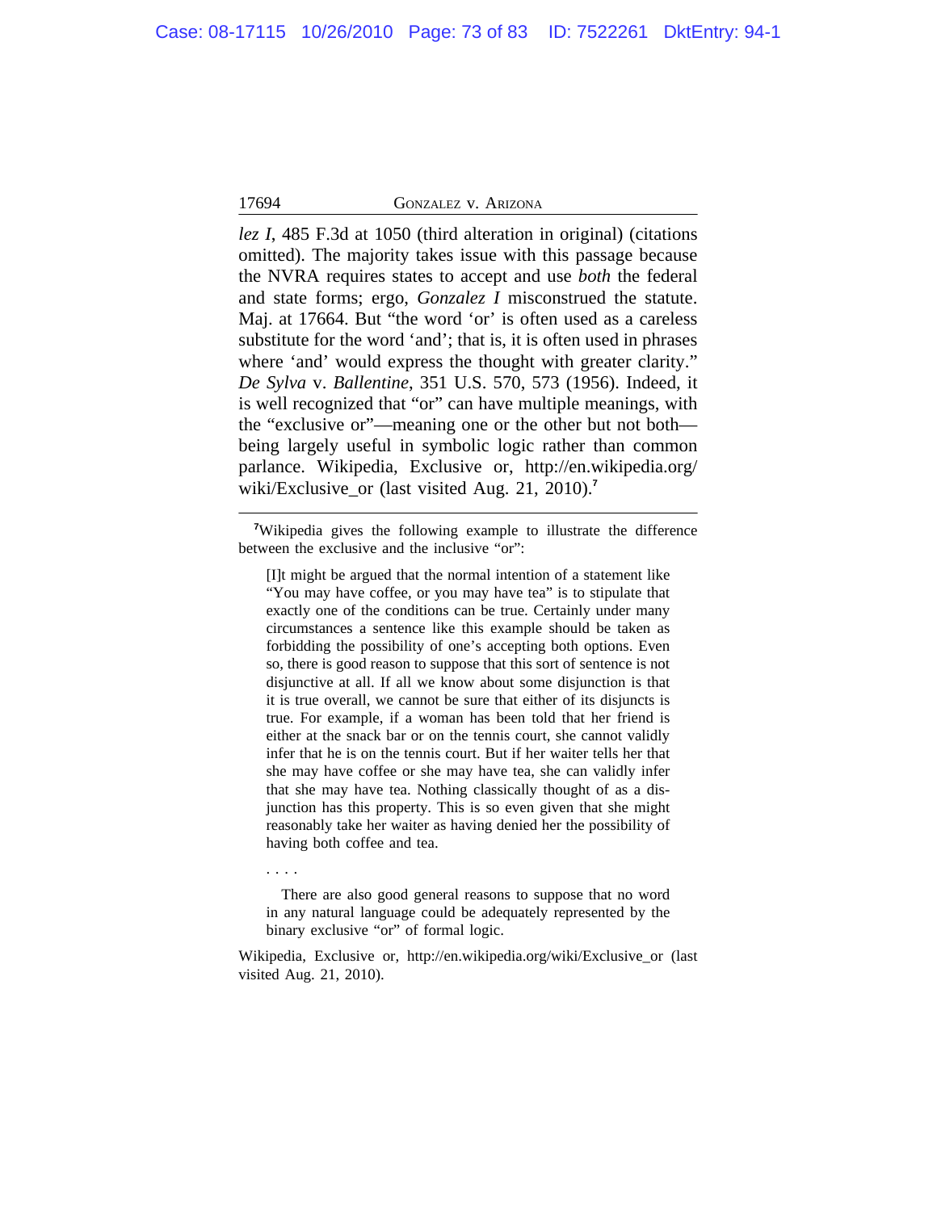*lez I*, 485 F.3d at 1050 (third alteration in original) (citations omitted). The majority takes issue with this passage because the NVRA requires states to accept and use *both* the federal and state forms; ergo, *Gonzalez I* misconstrued the statute. Maj. at 17664. But "the word 'or' is often used as a careless substitute for the word 'and'; that is, it is often used in phrases where 'and' would express the thought with greater clarity." *De Sylva* v. *Ballentine*, 351 U.S. 570, 573 (1956). Indeed, it is well recognized that "or" can have multiple meanings, with the "exclusive or"—meaning one or the other but not both—being largely useful in symbolic logic rather than common parlance. Wikipedia, Exclusive or, http://en.wikipedia.org/wiki/Exclusive_or (last visited Aug. 21, 2010).[7]

---

[7]Wikipedia gives the following example to illustrate the difference between the exclusive and the inclusive "or":

> [I]t might be argued that the normal intention of a statement like "You may have coffee, or you may have tea" is to stipulate that exactly one of the conditions can be true. Certainly under many circumstances a sentence like this example should be taken as forbidding the possibility of one's accepting both options. Even so, there is good reason to suppose that this sort of sentence is not disjunctive at all. If all we know about some disjunction is that it is true overall, we cannot be sure that either of its disjuncts is true. For example, if a woman has been told that her friend is either at the snack bar or on the tennis court, she cannot validly infer that he is on the tennis court. But if her waiter tells her that she may have coffee or she may have tea, she can validly infer that she may have tea. Nothing classically thought of as a disjunction has this property. This is so even given that she might reasonably take her waiter as having denied her the possibility of having both coffee and tea.
>
> . . . .
>
> There are also good general reasons to suppose that no word in any natural language could be adequately represented by the binary exclusive "or" of formal logic.

Wikipedia, Exclusive or, http://en.wikipedia.org/wiki/Exclusive_or (last visited Aug. 21, 2010).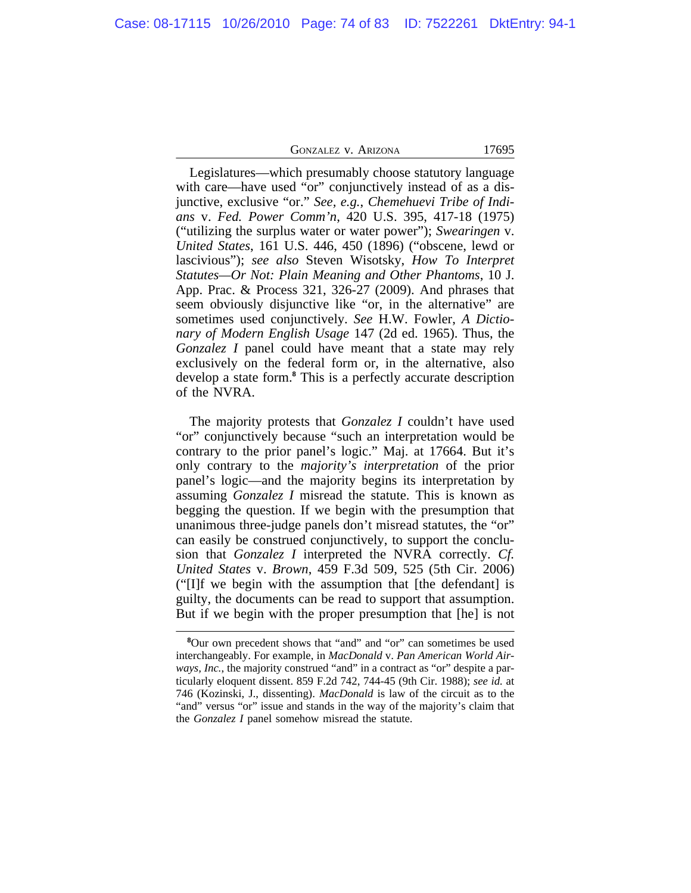Legislatures—which presumably choose statutory language with care—have used "or" conjunctively instead of as a disjunctive, exclusive "or." *See, e.g.*, *Chemehuevi Tribe of Indians* v. *Fed. Power Comm'n*, 420 U.S. 395, 417-18 (1975) ("utilizing the surplus water or water power"); *Swearingen* v. *United States*, 161 U.S. 446, 450 (1896) ("obscene, lewd or lascivious"); *see also* Steven Wisotsky, *How To Interpret Statutes—Or Not: Plain Meaning and Other Phantoms*, 10 J. App. Prac. & Process 321, 326-27 (2009). And phrases that seem obviously disjunctive like "or, in the alternative" are sometimes used conjunctively. *See* H.W. Fowler, *A Dictionary of Modern English Usage* 147 (2d ed. 1965). Thus, the *Gonzalez I* panel could have meant that a state may rely exclusively on the federal form or, in the alternative, also develop a state form.[8] This is a perfectly accurate description of the NVRA.

The majority protests that *Gonzalez I* couldn't have used "or" conjunctively because "such an interpretation would be contrary to the prior panel's logic." Maj. at 17664. But it's only contrary to the *majority's interpretation* of the prior panel's logic—and the majority begins its interpretation by assuming *Gonzalez I* misread the statute. This is known as begging the question. If we begin with the presumption that unanimous three-judge panels don't misread statutes, the "or" can easily be construed conjunctively, to support the conclusion that *Gonzalez I* interpreted the NVRA correctly. *Cf.* *United States* v. *Brown*, 459 F.3d 509, 525 (5th Cir. 2006) ("[I]f we begin with the assumption that [the defendant] is guilty, the documents can be read to support that assumption. But if we begin with the proper presumption that [he] is not

[8]Our own precedent shows that "and" and "or" can sometimes be used interchangeably. For example, in *MacDonald* v. *Pan American World Airways, Inc.*, the majority construed "and" in a contract as "or" despite a particularly eloquent dissent. 859 F.2d 742, 744-45 (9th Cir. 1988); *see id.* at 746 (Kozinski, J., dissenting). *MacDonald* is law of the circuit as to the "and" versus "or" issue and stands in the way of the majority's claim that the *Gonzalez I* panel somehow misread the statute.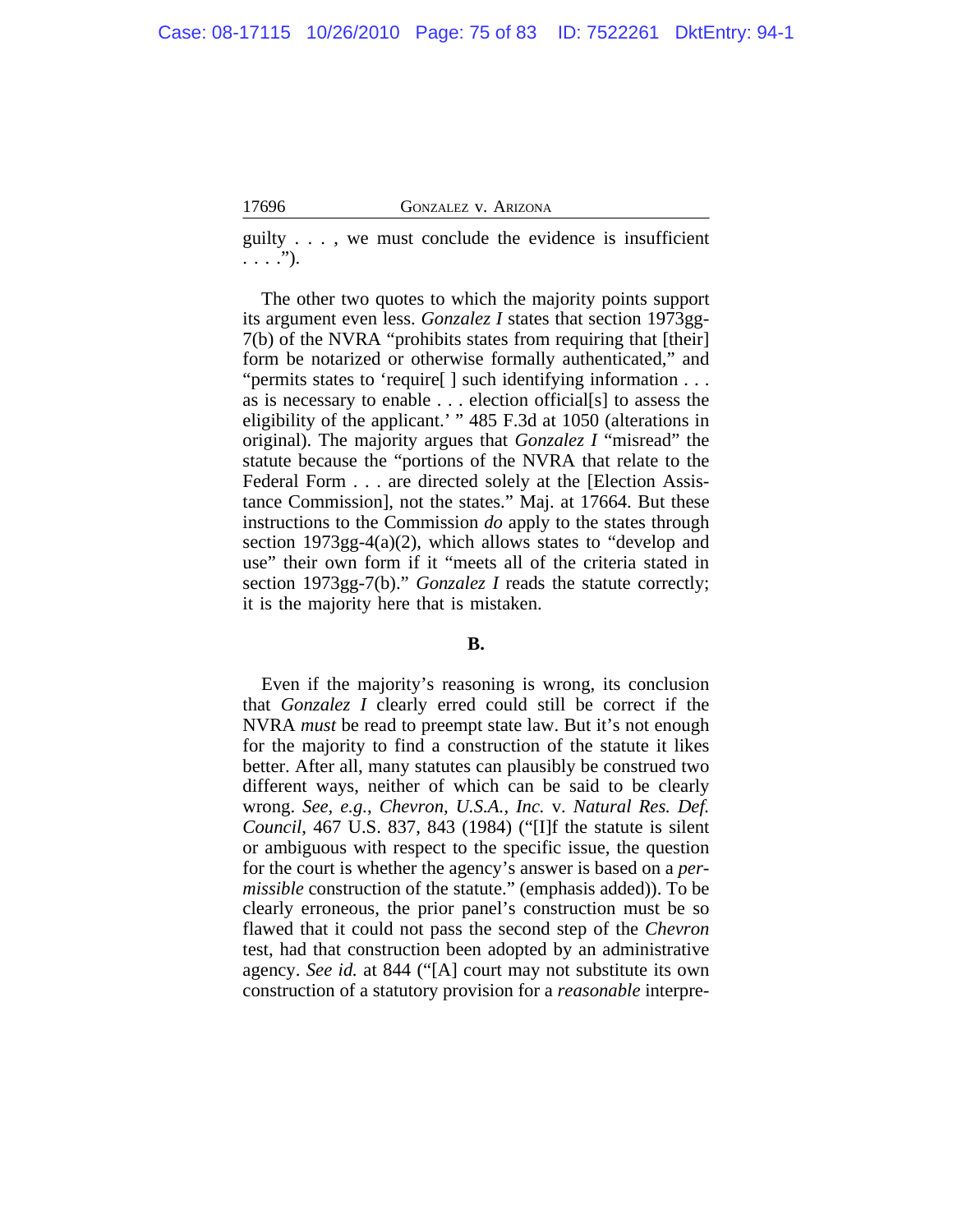guilty . . . , we must conclude the evidence is insufficient . . . .").

The other two quotes to which the majority points support its argument even less. *Gonzalez I* states that section 1973gg-7(b) of the NVRA "prohibits states from requiring that [their] form be notarized or otherwise formally authenticated," and "permits states to 'require[ ] such identifying information . . . as is necessary to enable . . . election official[s] to assess the eligibility of the applicant.' " 485 F.3d at 1050 (alterations in original). The majority argues that *Gonzalez I* "misread" the statute because the "portions of the NVRA that relate to the Federal Form . . . are directed solely at the [Election Assistance Commission], not the states." Maj. at 17664. But these instructions to the Commission *do* apply to the states through section 1973gg-4(a)(2), which allows states to "develop and use" their own form if it "meets all of the criteria stated in section 1973gg-7(b)." *Gonzalez I* reads the statute correctly; it is the majority here that is mistaken.

**B.**

Even if the majority's reasoning is wrong, its conclusion that *Gonzalez I* clearly erred could still be correct if the NVRA *must* be read to preempt state law. But it's not enough for the majority to find a construction of the statute it likes better. After all, many statutes can plausibly be construed two different ways, neither of which can be said to be clearly wrong. *See, e.g.*, *Chevron, U.S.A., Inc.* v. *Natural Res. Def. Council*, 467 U.S. 837, 843 (1984) ("[I]f the statute is silent or ambiguous with respect to the specific issue, the question for the court is whether the agency's answer is based on a *permissible* construction of the statute." (emphasis added)). To be clearly erroneous, the prior panel's construction must be so flawed that it could not pass the second step of the *Chevron* test, had that construction been adopted by an administrative agency. *See id.* at 844 ("[A] court may not substitute its own construction of a statutory provision for a *reasonable* interpre-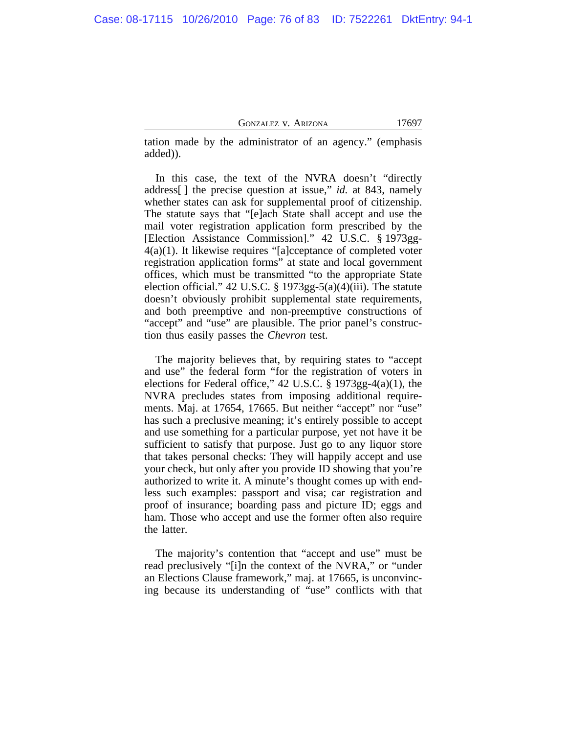tation made by the administrator of an agency." (emphasis added)).

In this case, the text of the NVRA doesn't "directly address[ ] the precise question at issue," *id.* at 843, namely whether states can ask for supplemental proof of citizenship. The statute says that "[e]ach State shall accept and use the mail voter registration application form prescribed by the [Election Assistance Commission]." 42 U.S.C. § 1973gg-4(a)(1). It likewise requires "[a]cceptance of completed voter registration application forms" at state and local government offices, which must be transmitted "to the appropriate State election official." 42 U.S.C. § 1973gg-5(a)(4)(iii). The statute doesn't obviously prohibit supplemental state requirements, and both preemptive and non-preemptive constructions of "accept" and "use" are plausible. The prior panel's construction thus easily passes the *Chevron* test.

The majority believes that, by requiring states to "accept and use" the federal form "for the registration of voters in elections for Federal office," 42 U.S.C. § 1973gg-4(a)(1), the NVRA precludes states from imposing additional requirements. Maj. at 17654, 17665. But neither "accept" nor "use" has such a preclusive meaning; it's entirely possible to accept and use something for a particular purpose, yet not have it be sufficient to satisfy that purpose. Just go to any liquor store that takes personal checks: They will happily accept and use your check, but only after you provide ID showing that you're authorized to write it. A minute's thought comes up with endless such examples: passport and visa; car registration and proof of insurance; boarding pass and picture ID; eggs and ham. Those who accept and use the former often also require the latter.

The majority's contention that "accept and use" must be read preclusively "[i]n the context of the NVRA," or "under an Elections Clause framework," maj. at 17665, is unconvincing because its understanding of "use" conflicts with that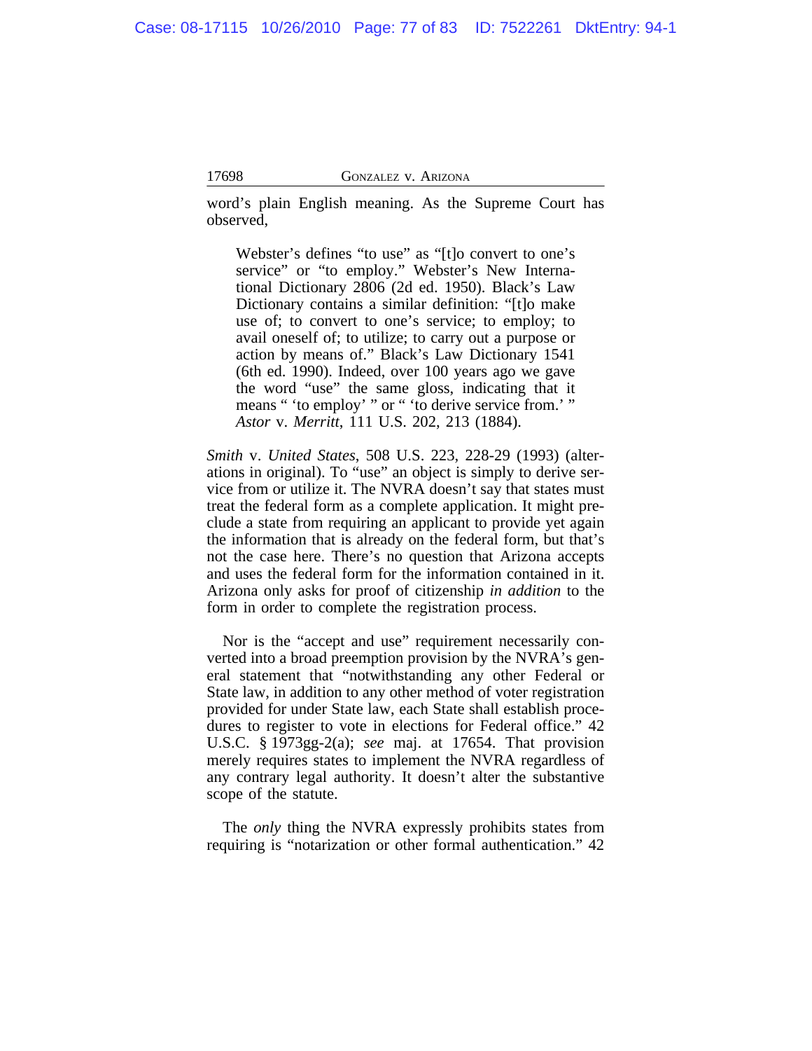word's plain English meaning. As the Supreme Court has observed,

> Webster's defines "to use" as "[t]o convert to one's service" or "to employ." Webster's New International Dictionary 2806 (2d ed. 1950). Black's Law Dictionary contains a similar definition: "[t]o make use of; to convert to one's service; to employ; to avail oneself of; to utilize; to carry out a purpose or action by means of." Black's Law Dictionary 1541 (6th ed. 1990). Indeed, over 100 years ago we gave the word "use" the same gloss, indicating that it means " 'to employ' " or " 'to derive service from.' " *Astor* v. *Merritt*, 111 U.S. 202, 213 (1884).

*Smith* v. *United States*, 508 U.S. 223, 228-29 (1993) (alterations in original). To "use" an object is simply to derive service from or utilize it. The NVRA doesn't say that states must treat the federal form as a complete application. It might preclude a state from requiring an applicant to provide yet again the information that is already on the federal form, but that's not the case here. There's no question that Arizona accepts and uses the federal form for the information contained in it. Arizona only asks for proof of citizenship *in addition* to the form in order to complete the registration process.

Nor is the "accept and use" requirement necessarily converted into a broad preemption provision by the NVRA's general statement that "notwithstanding any other Federal or State law, in addition to any other method of voter registration provided for under State law, each State shall establish procedures to register to vote in elections for Federal office." 42 U.S.C. § 1973gg-2(a); *see* maj. at 17654. That provision merely requires states to implement the NVRA regardless of any contrary legal authority. It doesn't alter the substantive scope of the statute.

The *only* thing the NVRA expressly prohibits states from requiring is "notarization or other formal authentication." 42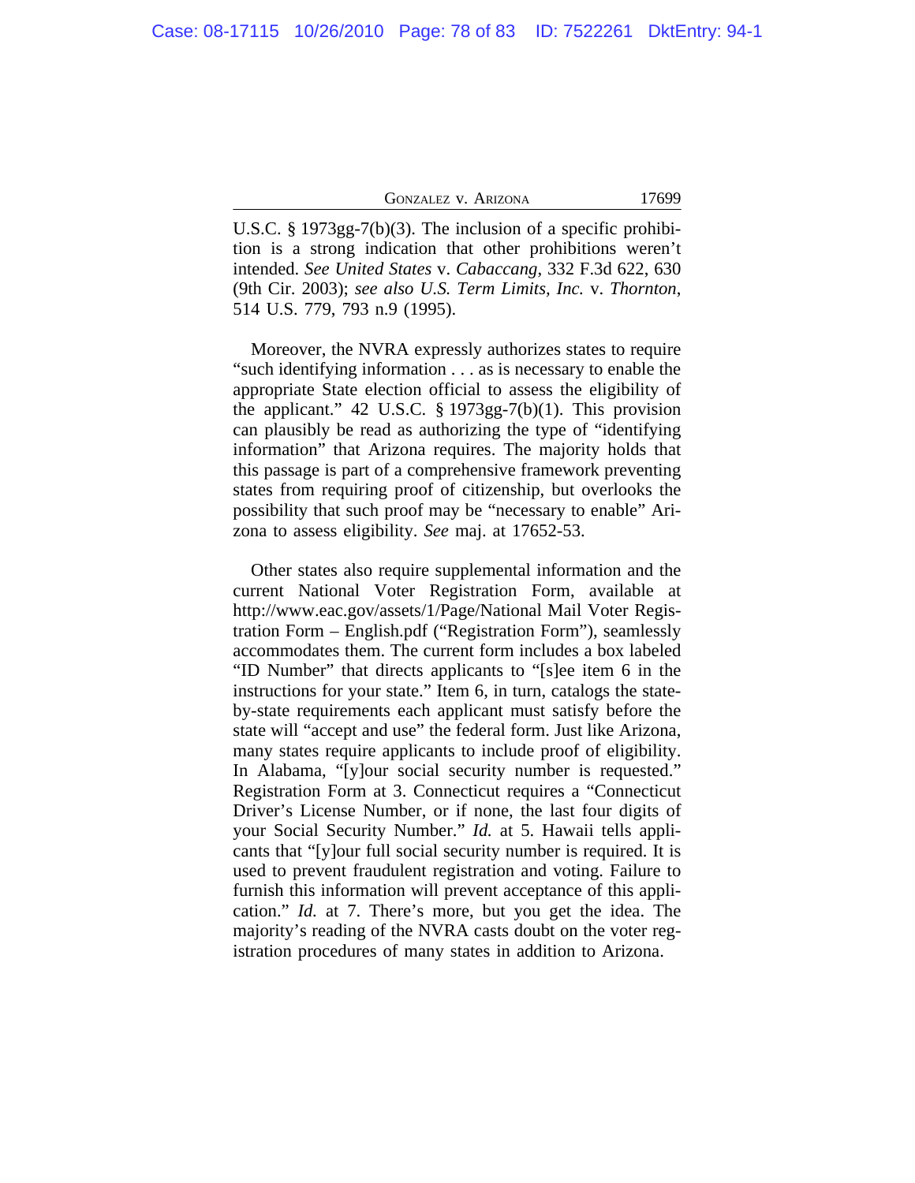U.S.C. § 1973gg-7(b)(3). The inclusion of a specific prohibition is a strong indication that other prohibitions weren't intended. *See United States* v. *Cabaccang*, 332 F.3d 622, 630 (9th Cir. 2003); *see also U.S. Term Limits, Inc.* v. *Thornton*, 514 U.S. 779, 793 n.9 (1995).

Moreover, the NVRA expressly authorizes states to require "such identifying information . . . as is necessary to enable the appropriate State election official to assess the eligibility of the applicant." 42 U.S.C. § 1973gg-7(b)(1). This provision can plausibly be read as authorizing the type of "identifying information" that Arizona requires. The majority holds that this passage is part of a comprehensive framework preventing states from requiring proof of citizenship, but overlooks the possibility that such proof may be "necessary to enable" Arizona to assess eligibility. *See* maj. at 17652-53.

Other states also require supplemental information and the current National Voter Registration Form, available at http://www.eac.gov/assets/1/Page/National Mail Voter Registration Form – English.pdf ("Registration Form"), seamlessly accommodates them. The current form includes a box labeled "ID Number" that directs applicants to "[s]ee item 6 in the instructions for your state." Item 6, in turn, catalogs the state-by-state requirements each applicant must satisfy before the state will "accept and use" the federal form. Just like Arizona, many states require applicants to include proof of eligibility. In Alabama, "[y]our social security number is requested." Registration Form at 3. Connecticut requires a "Connecticut Driver's License Number, or if none, the last four digits of your Social Security Number." *Id.* at 5. Hawaii tells applicants that "[y]our full social security number is required. It is used to prevent fraudulent registration and voting. Failure to furnish this information will prevent acceptance of this application." *Id.* at 7. There's more, but you get the idea. The majority's reading of the NVRA casts doubt on the voter registration procedures of many states in addition to Arizona.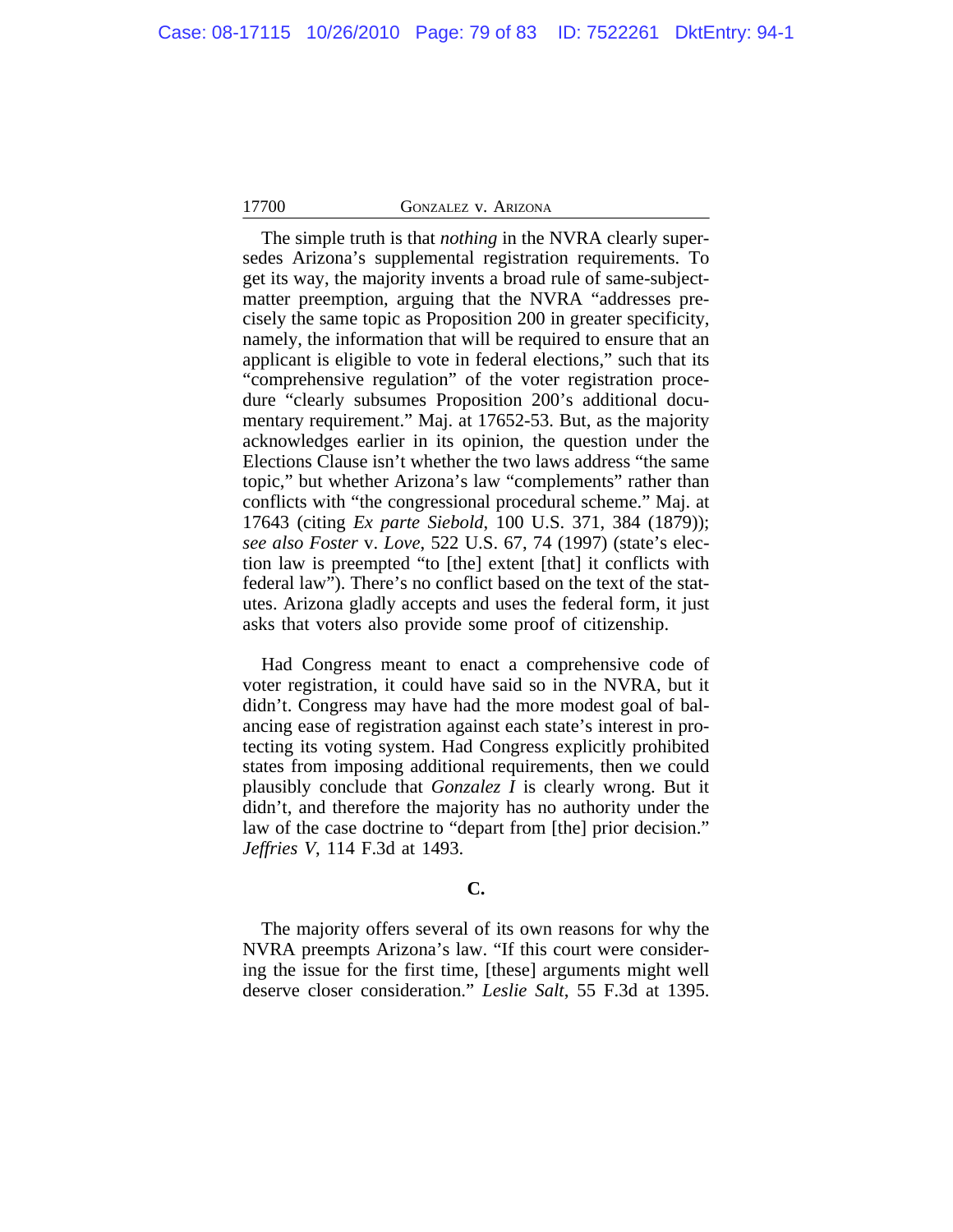The simple truth is that *nothing* in the NVRA clearly supersedes Arizona's supplemental registration requirements. To get its way, the majority invents a broad rule of same-subject-matter preemption, arguing that the NVRA "addresses precisely the same topic as Proposition 200 in greater specificity, namely, the information that will be required to ensure that an applicant is eligible to vote in federal elections," such that its "comprehensive regulation" of the voter registration procedure "clearly subsumes Proposition 200's additional documentary requirement." Maj. at 17652-53. But, as the majority acknowledges earlier in its opinion, the question under the Elections Clause isn't whether the two laws address "the same topic," but whether Arizona's law "complements" rather than conflicts with "the congressional procedural scheme." Maj. at 17643 (citing *Ex parte Siebold*, 100 U.S. 371, 384 (1879)); *see also Foster* v. *Love*, 522 U.S. 67, 74 (1997) (state's election law is preempted "to [the] extent [that] it conflicts with federal law"). There's no conflict based on the text of the statutes. Arizona gladly accepts and uses the federal form, it just asks that voters also provide some proof of citizenship.

Had Congress meant to enact a comprehensive code of voter registration, it could have said so in the NVRA, but it didn't. Congress may have had the more modest goal of balancing ease of registration against each state's interest in protecting its voting system. Had Congress explicitly prohibited states from imposing additional requirements, then we could plausibly conclude that *Gonzalez I* is clearly wrong. But it didn't, and therefore the majority has no authority under the law of the case doctrine to "depart from [the] prior decision." *Jeffries V*, 114 F.3d at 1493.

**C.**

The majority offers several of its own reasons for why the NVRA preempts Arizona's law. "If this court were considering the issue for the first time, [these] arguments might well deserve closer consideration." *Leslie Salt*, 55 F.3d at 1395.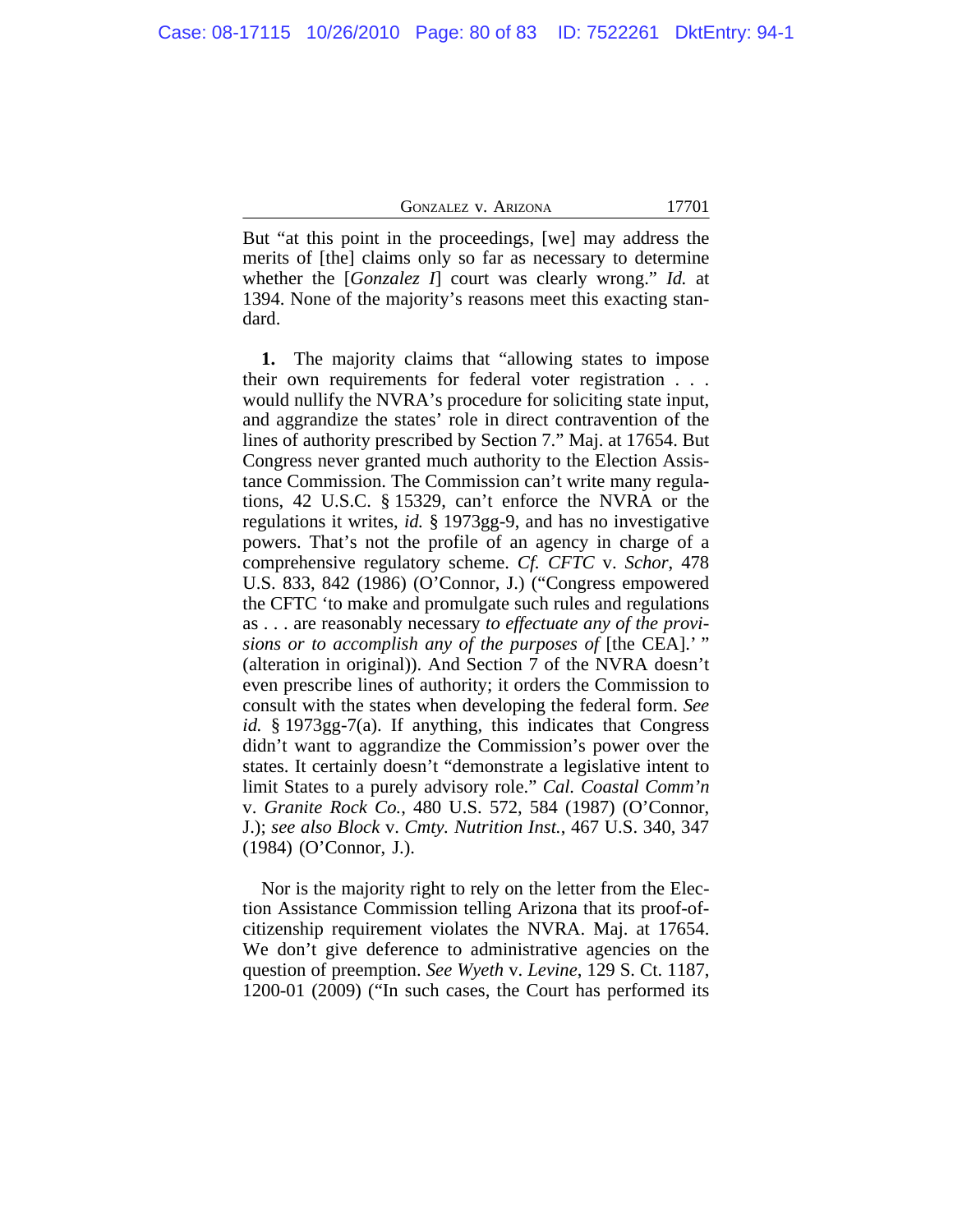But "at this point in the proceedings, [we] may address the merits of [the] claims only so far as necessary to determine whether the [*Gonzalez I*] court was clearly wrong." *Id.* at 1394. None of the majority's reasons meet this exacting standard.

**1.** The majority claims that "allowing states to impose their own requirements for federal voter registration . . . would nullify the NVRA's procedure for soliciting state input, and aggrandize the states' role in direct contravention of the lines of authority prescribed by Section 7." Maj. at 17654. But Congress never granted much authority to the Election Assistance Commission. The Commission can't write many regulations, 42 U.S.C. § 15329, can't enforce the NVRA or the regulations it writes, *id.* § 1973gg-9, and has no investigative powers. That's not the profile of an agency in charge of a comprehensive regulatory scheme. *Cf. CFTC* v. *Schor*, 478 U.S. 833, 842 (1986) (O'Connor, J.) ("Congress empowered the CFTC 'to make and promulgate such rules and regulations as . . . are reasonably necessary *to effectuate any of the provisions or to accomplish any of the purposes of* [the CEA].' " (alteration in original)). And Section 7 of the NVRA doesn't even prescribe lines of authority; it orders the Commission to consult with the states when developing the federal form. *See id.* § 1973gg-7(a). If anything, this indicates that Congress didn't want to aggrandize the Commission's power over the states. It certainly doesn't "demonstrate a legislative intent to limit States to a purely advisory role." *Cal. Coastal Comm'n* v. *Granite Rock Co.*, 480 U.S. 572, 584 (1987) (O'Connor, J.); *see also Block* v. *Cmty. Nutrition Inst.*, 467 U.S. 340, 347 (1984) (O'Connor, J.).

Nor is the majority right to rely on the letter from the Election Assistance Commission telling Arizona that its proof-of-citizenship requirement violates the NVRA. Maj. at 17654. We don't give deference to administrative agencies on the question of preemption. *See Wyeth* v. *Levine*, 129 S. Ct. 1187, 1200-01 (2009) ("In such cases, the Court has performed its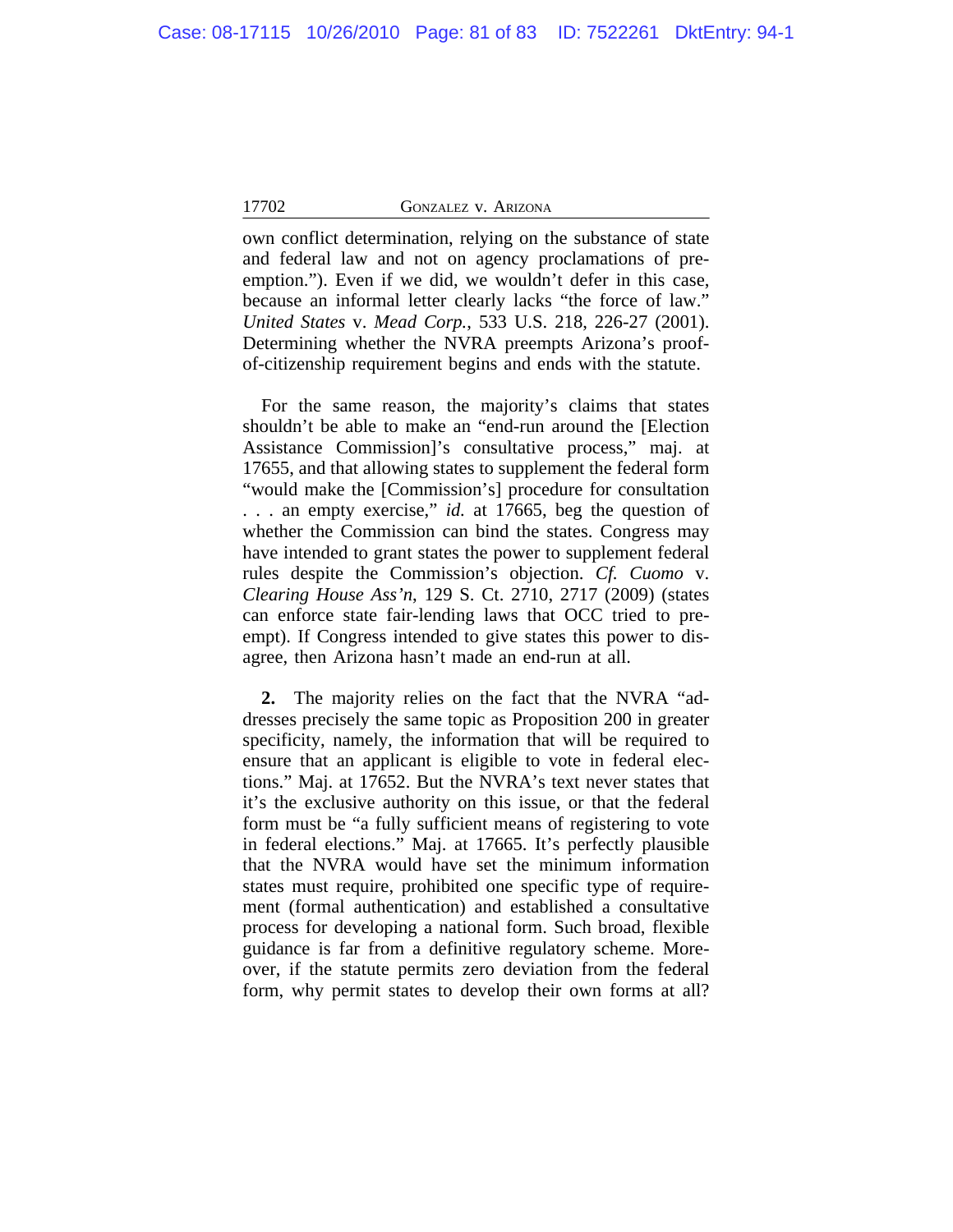own conflict determination, relying on the substance of state and federal law and not on agency proclamations of preemption."). Even if we did, we wouldn't defer in this case, because an informal letter clearly lacks "the force of law." *United States* v. *Mead Corp.*, 533 U.S. 218, 226-27 (2001). Determining whether the NVRA preempts Arizona's proof-of-citizenship requirement begins and ends with the statute.

For the same reason, the majority's claims that states shouldn't be able to make an "end-run around the [Election Assistance Commission]'s consultative process," maj. at 17655, and that allowing states to supplement the federal form "would make the [Commission's] procedure for consultation . . . an empty exercise," *id.* at 17665, beg the question of whether the Commission can bind the states. Congress may have intended to grant states the power to supplement federal rules despite the Commission's objection. *Cf. Cuomo* v. *Clearing House Ass'n*, 129 S. Ct. 2710, 2717 (2009) (states can enforce state fair-lending laws that OCC tried to preempt). If Congress intended to give states this power to disagree, then Arizona hasn't made an end-run at all.

**2.** The majority relies on the fact that the NVRA "addresses precisely the same topic as Proposition 200 in greater specificity, namely, the information that will be required to ensure that an applicant is eligible to vote in federal elections." Maj. at 17652. But the NVRA's text never states that it's the exclusive authority on this issue, or that the federal form must be "a fully sufficient means of registering to vote in federal elections." Maj. at 17665. It's perfectly plausible that the NVRA would have set the minimum information states must require, prohibited one specific type of requirement (formal authentication) and established a consultative process for developing a national form. Such broad, flexible guidance is far from a definitive regulatory scheme. Moreover, if the statute permits zero deviation from the federal form, why permit states to develop their own forms at all?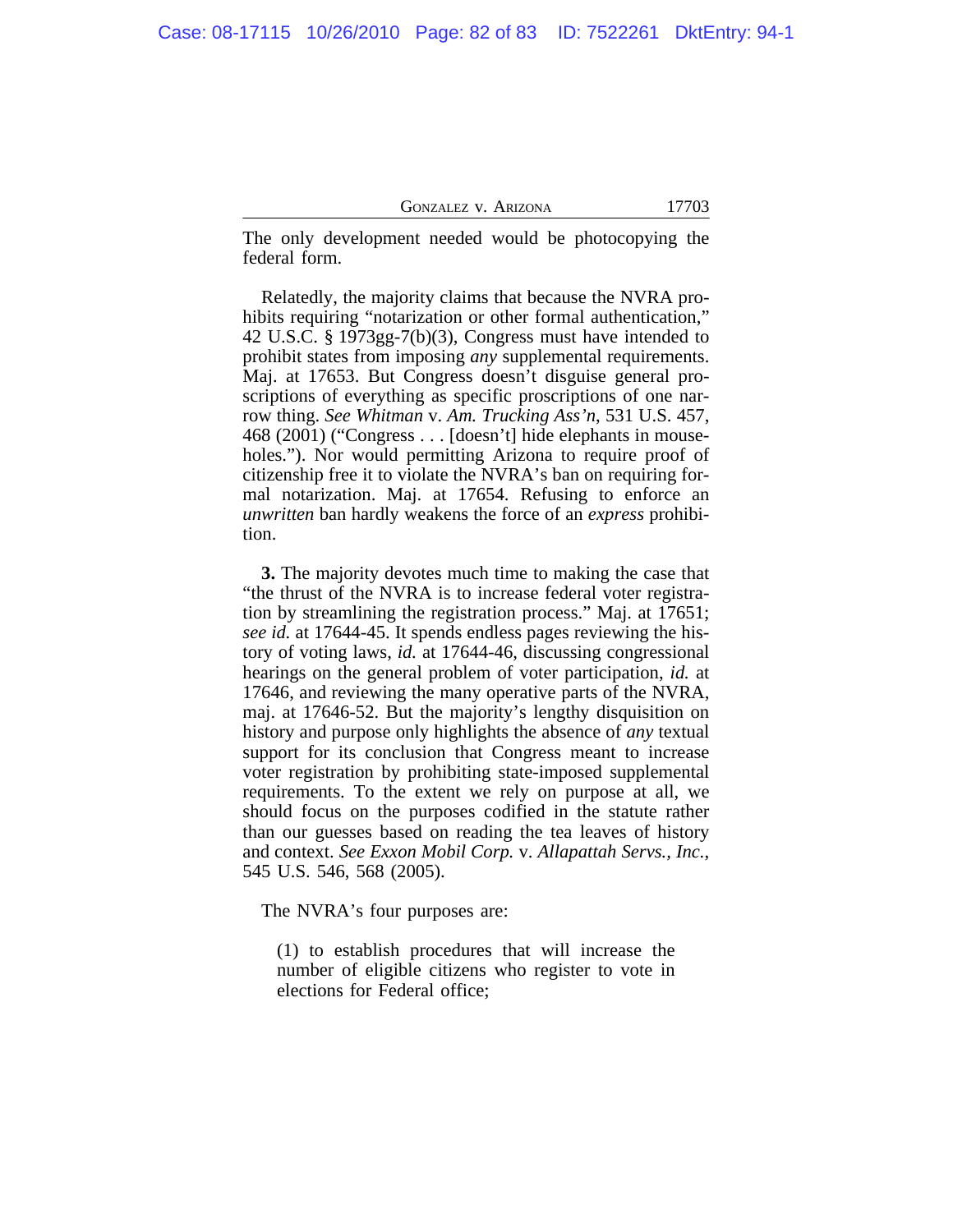The only development needed would be photocopying the federal form.

Relatedly, the majority claims that because the NVRA prohibits requiring "notarization or other formal authentication," 42 U.S.C. § 1973gg-7(b)(3), Congress must have intended to prohibit states from imposing *any* supplemental requirements. Maj. at 17653. But Congress doesn't disguise general proscriptions of everything as specific proscriptions of one narrow thing. *See Whitman* v. *Am. Trucking Ass'n*, 531 U.S. 457, 468 (2001) ("Congress . . . [doesn't] hide elephants in mouseholes."). Nor would permitting Arizona to require proof of citizenship free it to violate the NVRA's ban on requiring formal notarization. Maj. at 17654. Refusing to enforce an *unwritten* ban hardly weakens the force of an *express* prohibition.

**3.** The majority devotes much time to making the case that "the thrust of the NVRA is to increase federal voter registration by streamlining the registration process." Maj. at 17651; *see id.* at 17644-45. It spends endless pages reviewing the history of voting laws, *id.* at 17644-46, discussing congressional hearings on the general problem of voter participation, *id.* at 17646, and reviewing the many operative parts of the NVRA, maj. at 17646-52. But the majority's lengthy disquisition on history and purpose only highlights the absence of *any* textual support for its conclusion that Congress meant to increase voter registration by prohibiting state-imposed supplemental requirements. To the extent we rely on purpose at all, we should focus on the purposes codified in the statute rather than our guesses based on reading the tea leaves of history and context. *See Exxon Mobil Corp.* v. *Allapattah Servs., Inc.*, 545 U.S. 546, 568 (2005).

The NVRA's four purposes are:

> (1) to establish procedures that will increase the number of eligible citizens who register to vote in elections for Federal office;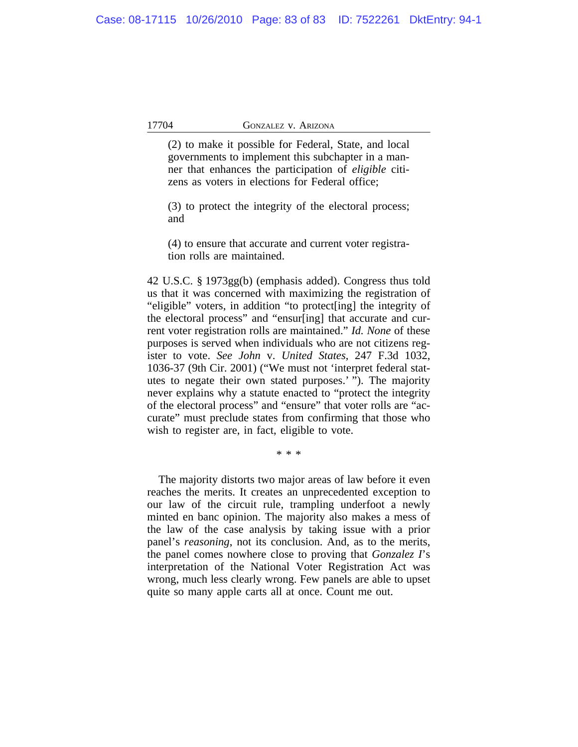(2) to make it possible for Federal, State, and local governments to implement this subchapter in a manner that enhances the participation of *eligible* citizens as voters in elections for Federal office;

(3) to protect the integrity of the electoral process; and

(4) to ensure that accurate and current voter registration rolls are maintained.

42 U.S.C. § 1973gg(b) (emphasis added). Congress thus told us that it was concerned with maximizing the registration of "eligible" voters, in addition "to protect[ing] the integrity of the electoral process" and "ensur[ing] that accurate and current voter registration rolls are maintained." *Id. None* of these purposes is served when individuals who are not citizens register to vote. *See John* v. *United States*, 247 F.3d 1032, 1036-37 (9th Cir. 2001) ("We must not 'interpret federal statutes to negate their own stated purposes.' "). The majority never explains why a statute enacted to "protect the integrity of the electoral process" and "ensure" that voter rolls are "accurate" must preclude states from confirming that those who wish to register are, in fact, eligible to vote.

\* \* \*

The majority distorts two major areas of law before it even reaches the merits. It creates an unprecedented exception to our law of the circuit rule, trampling underfoot a newly minted en banc opinion. The majority also makes a mess of the law of the case analysis by taking issue with a prior panel's *reasoning*, not its conclusion. And, as to the merits, the panel comes nowhere close to proving that *Gonzalez I*'s interpretation of the National Voter Registration Act was wrong, much less clearly wrong. Few panels are able to upset quite so many apple carts all at once. Count me out.